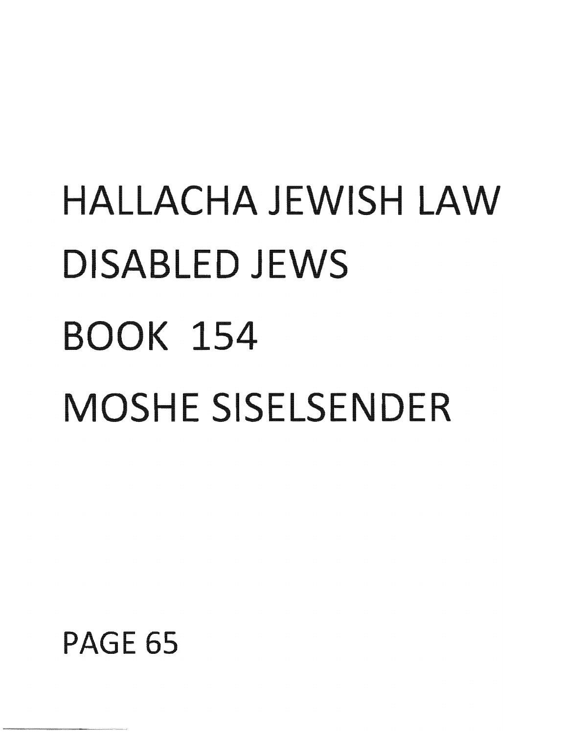# HALLACHA JEWISH LAW

# DISABLED JEWS

# BOOK 154

# MOSHE SISELSENDER

PAGE 65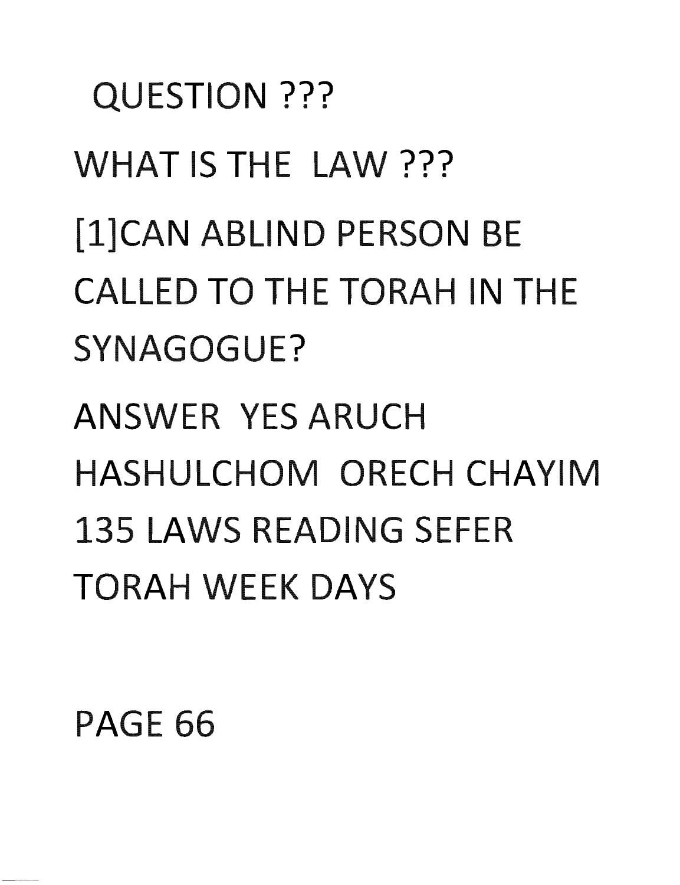QUESTION ???

WHAT IS THE LAW ???

[1]CAN ABLIND PERSON BE CALLED TO THE TORAH IN THE SYNAGOGUE?

ANSWER YES ARUCH HASHULCHOM ORECH CHAYIM 135 LAWS READING SEFER TORAH WEEK DAYS

PAGE 66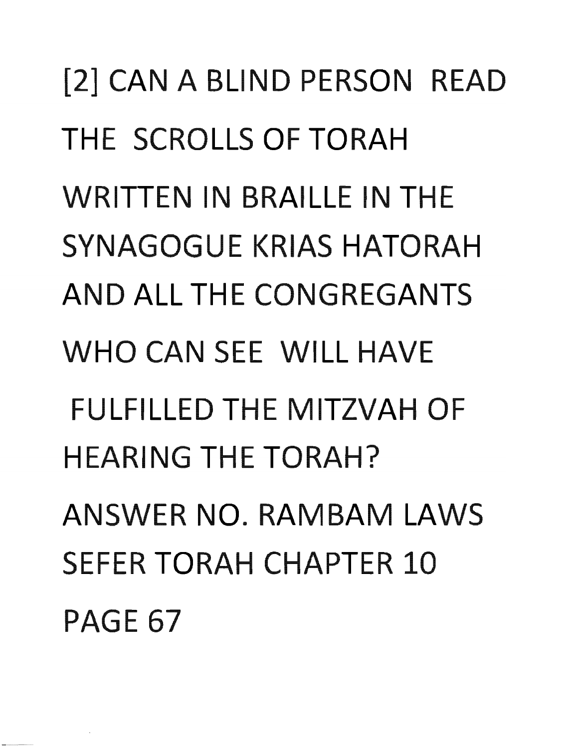[2] CAN A BLIND PERSON READ THE SCROLLS OF TORAH WRITTEN IN BRAILLE IN THE SYNAGOGUE KRIAS HATORAH AND ALL THE CONGREGANTS WHO CAN SEE WILL HAVE FULFILLED THE MITZVAH OF HEARING THE TORAH?

ANSWER NO. RAMBAM LAWS SEFER TORAH CHAPTER 10 PAGE 67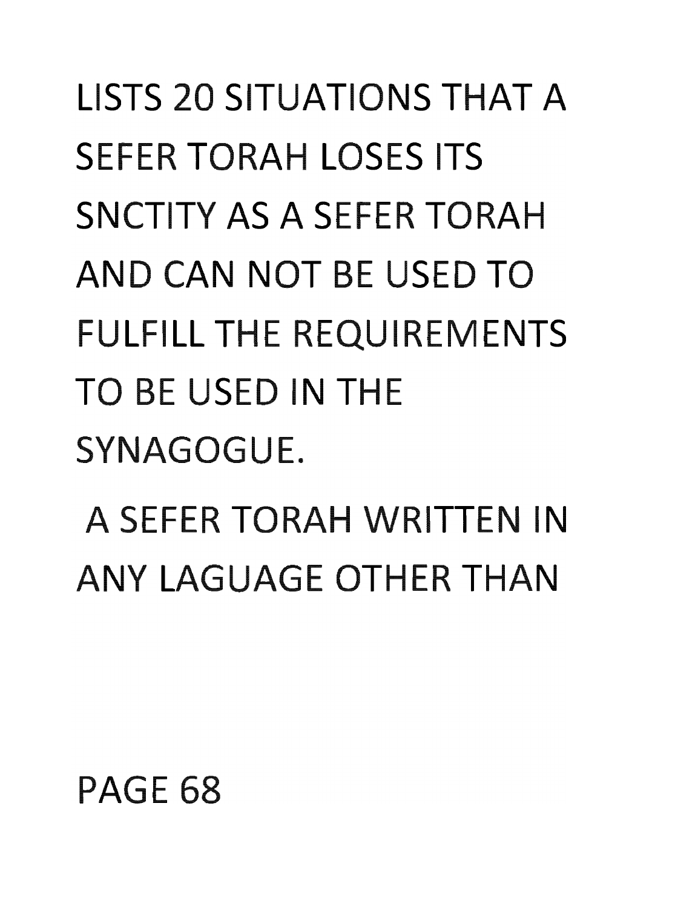LISTS 20 SITUATIONS THAT A SEFER TORAH LOSES ITS SNCTITY AS A SEFER TORAH AND CAN NOT BE USED TO FULFILL THE REQUIREMENTS TO BE USED IN THE SYNAGOGUE.

A SEFER TORAH WRITTEN IN ANY LAGUAGE OTHER THAN

PAGE 68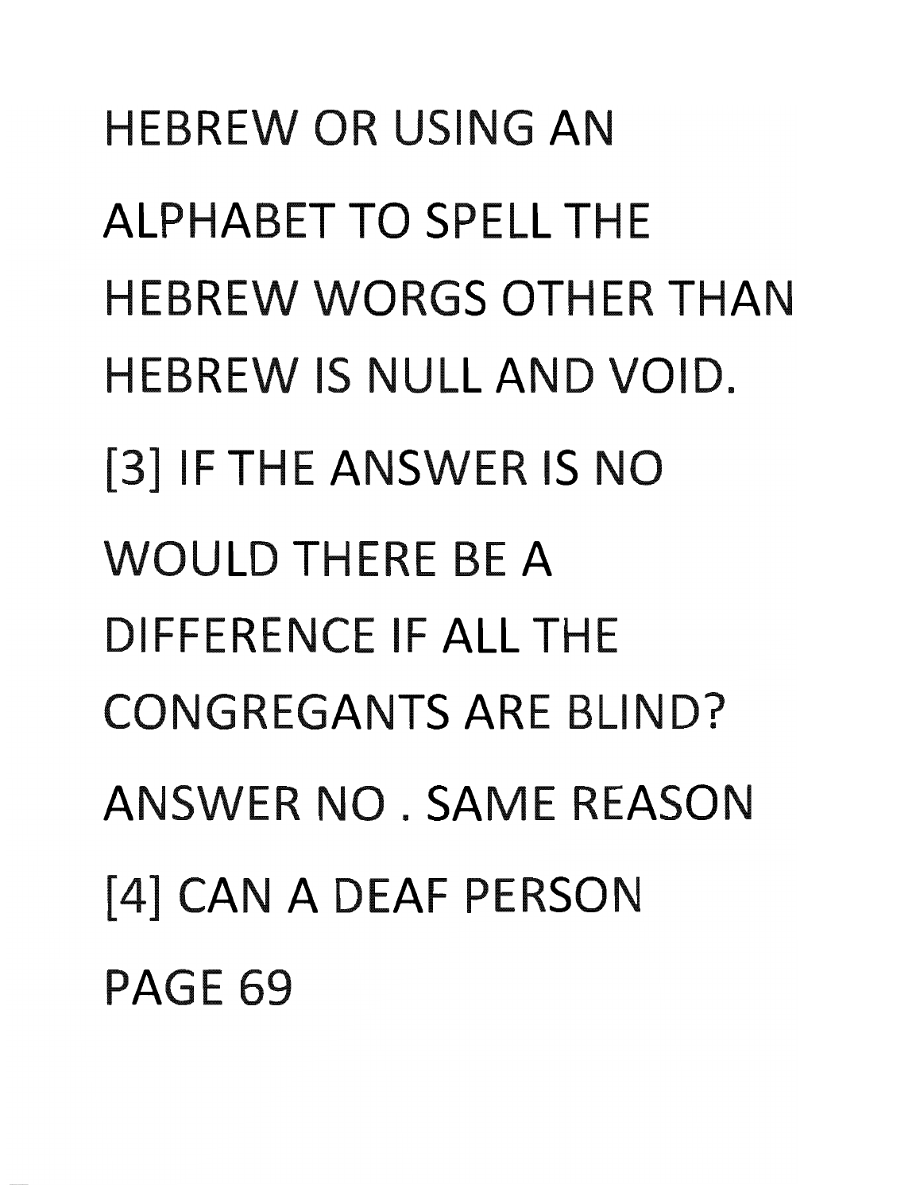HEBREW OR USING AN ALPHABET TO SPELL THE HEBREW WORGS OTHER THAN HEBREW IS NULL AND VOID.

[3] IF THE ANSWER IS NO WOULD THERE BE A DIFFERENCE IF ALL THE CONGREGANTS ARE BLIND?

ANSWER NO . SAME REASON

[4] CAN A DEAF PERSON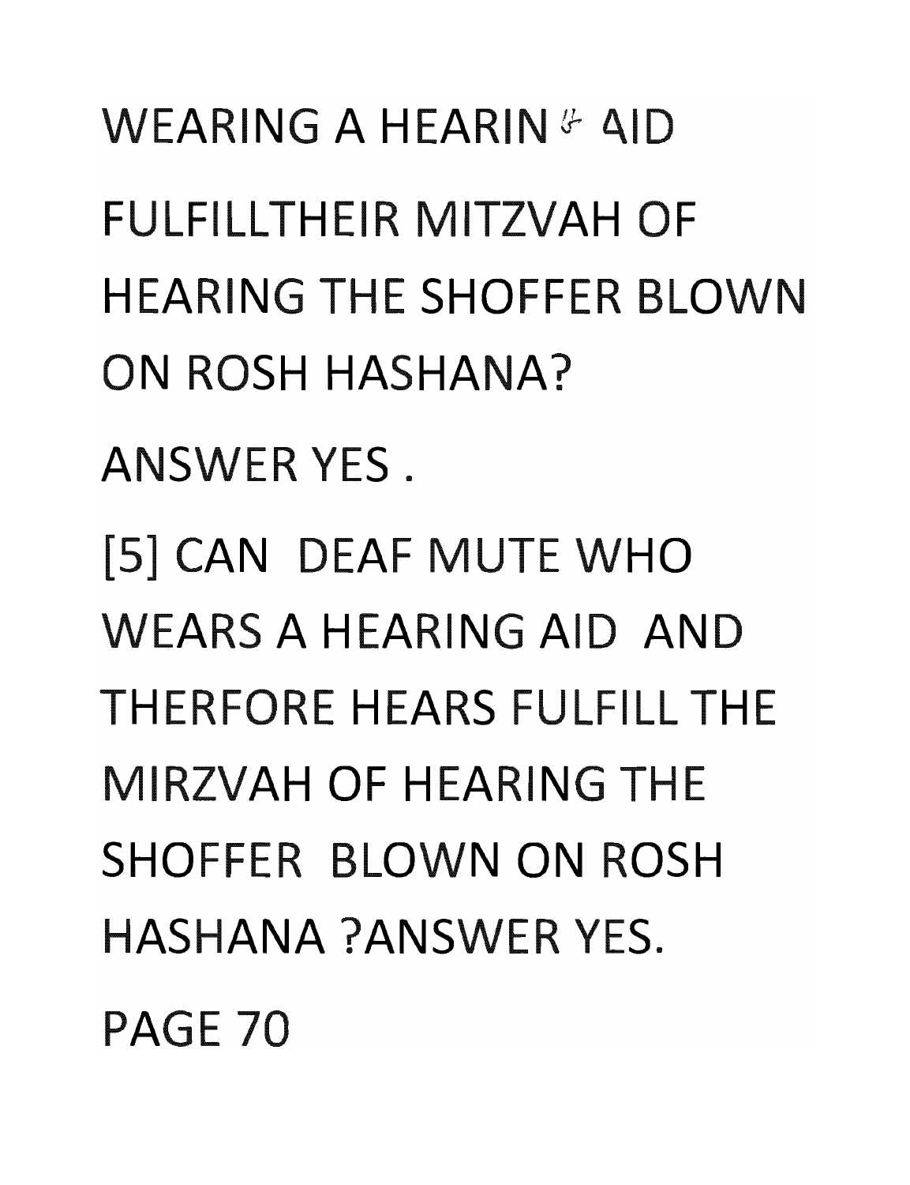WEARING A HEARING AID

FULFILLTHEIR MITZVAH OF HEARING THE SHOFFER BLOWN ON ROSH HASHANA?

ANSWER YES .

[5] CAN DEAF MUTE WHO WEARS A HEARING AID AND THERFORE HEARS FULFILL THE MIRZVAH OF HEARING THE SHOFFER BLOWN ON ROSH HASHANA ?ANSWER YES.

PAGE 70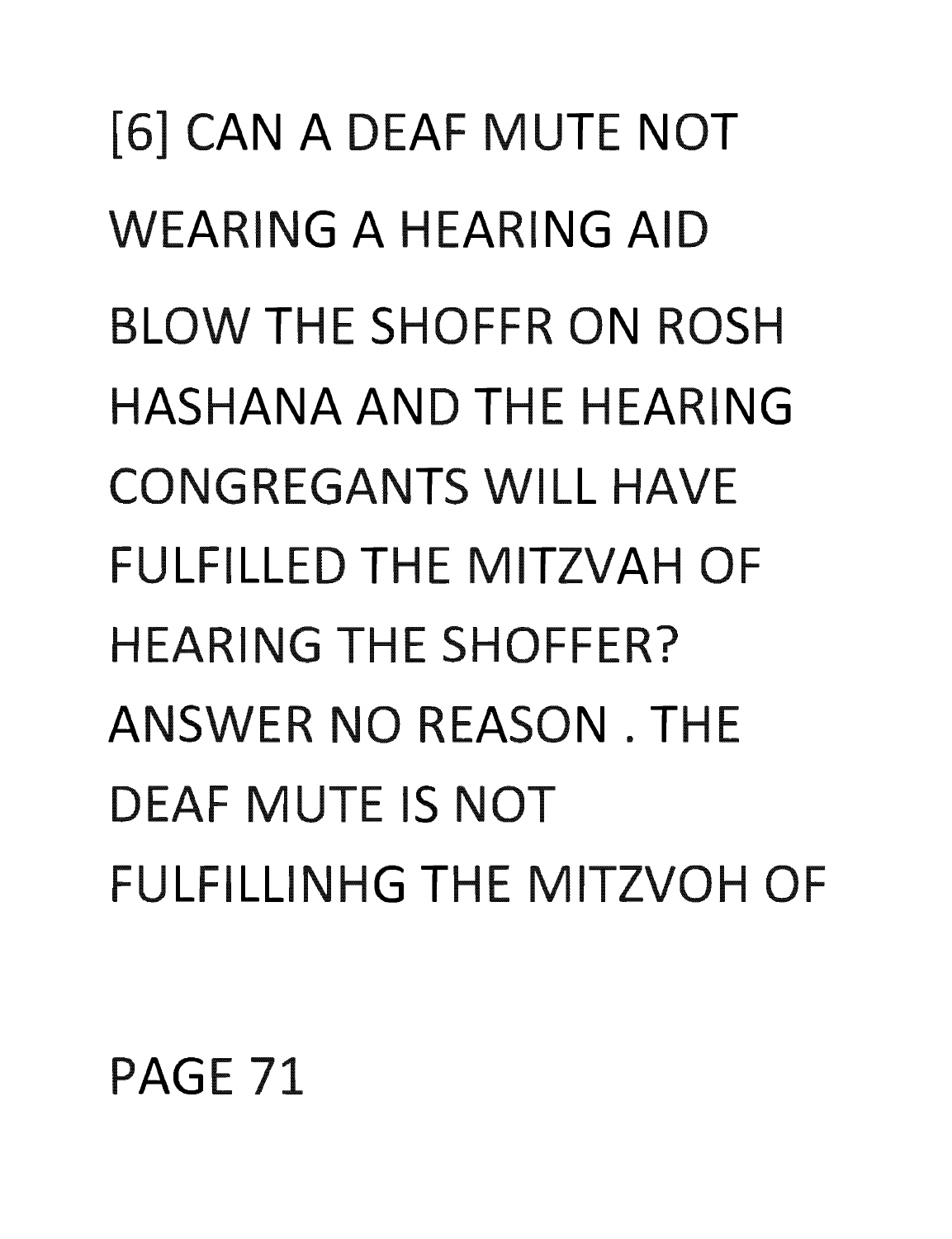[6] CAN A DEAF MUTE NOT WEARING A HEARING AID BLOW THE SHOFFR ON ROSH HASHANA AND THE HEARING CONGREGANTS WILL HAVE FULFILLED THE MITZVAH OF HEARING THE SHOFFER? ANSWER NO REASON . THE DEAF MUTE IS NOT FULFILLINHG THE MITZVOH OF

PAGE 71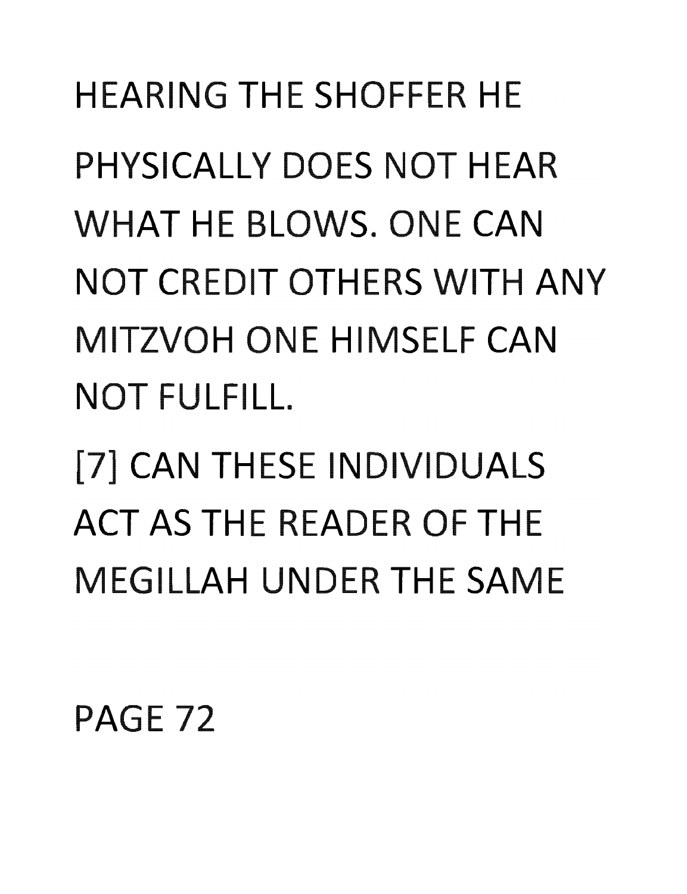HEARING THE SHOFFER HE PHYSICALLY DOES NOT HEAR WHAT HE BLOWS. ONE CAN NOT CREDIT OTHERS WITH ANY MITZVOH ONE HIMSELF CAN NOT FULFILL.

[7] CAN THESE INDIVIDUALS ACT AS THE READER OF THE MEGILLAH UNDER THE SAME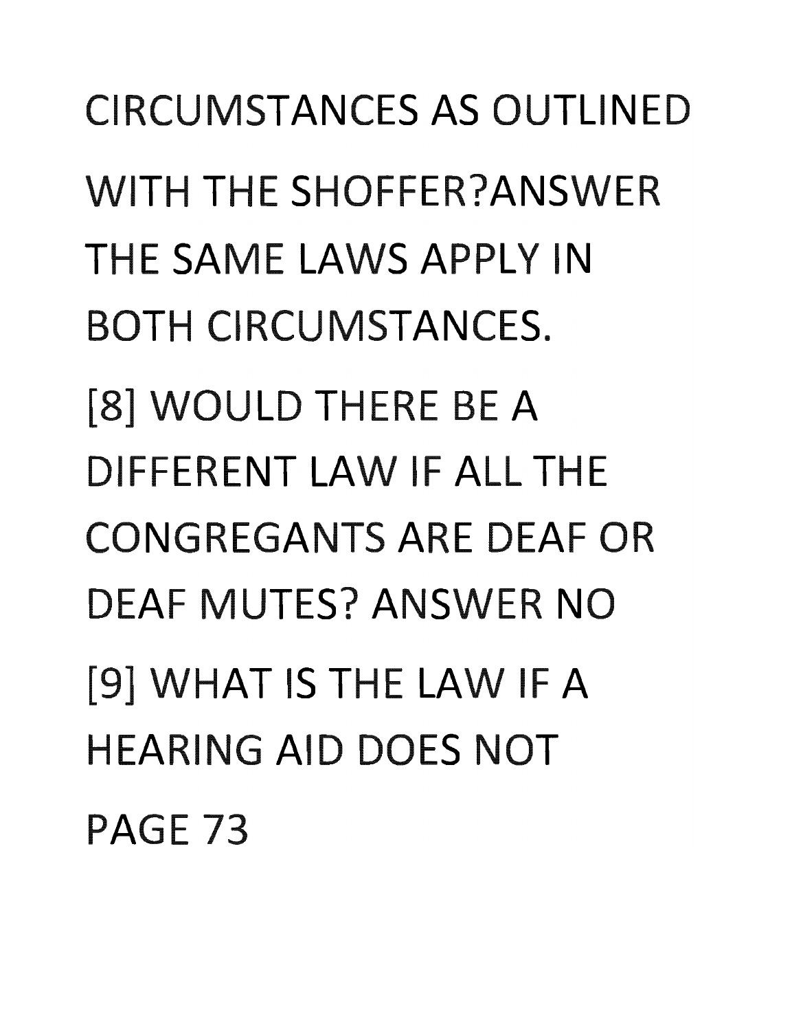CIRCUMSTANCES AS OUTLINED WITH THE SHOFFER?ANSWER THE SAME LAWS APPLY IN BOTH CIRCUMSTANCES.

[8] WOULD THERE BE A DIFFERENT LAW IF ALL THE CONGREGANTS ARE DEAF OR DEAF MUTES? ANSWER NO

[9] WHAT IS THE LAW IF A HEARING AID DOES NOT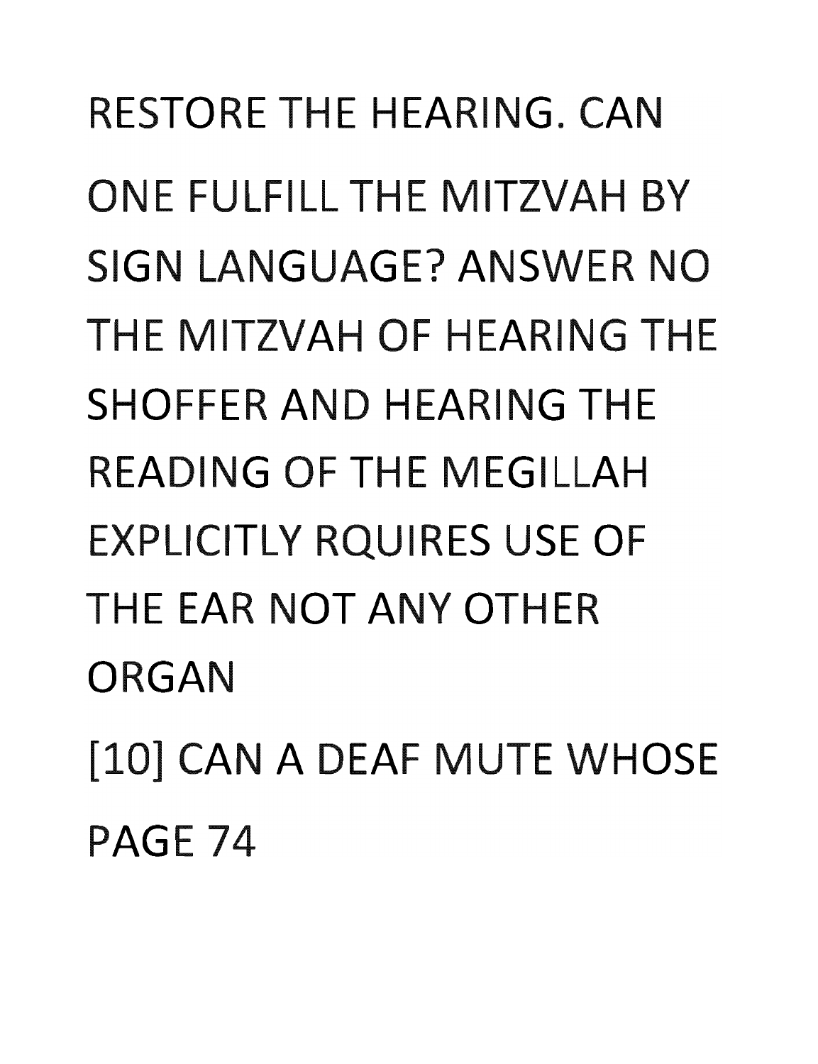RESTORE THE HEARING. CAN ONE FULFILL THE MITZVAH BY SIGN LANGUAGE? ANSWER NO THE MITZVAH OF HEARING THE SHOFFER AND HEARING THE READING OF THE MEGILLAH EXPLICITLY RQUIRES USE OF THE EAR NOT ANY OTHER ORGAN

[10] CAN A DEAF MUTE WHOSE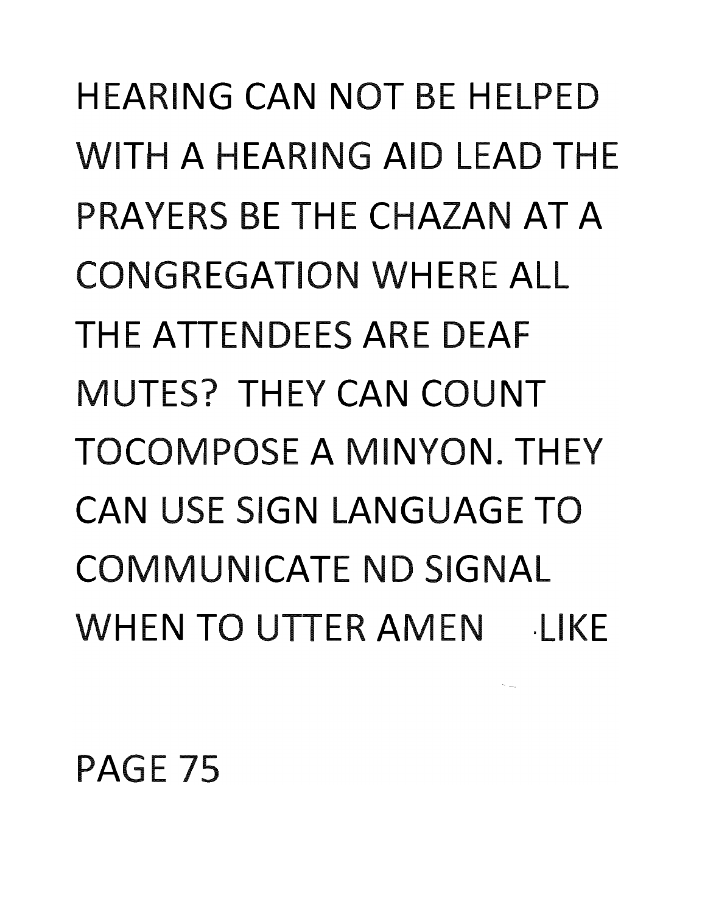HEARING CAN NOT BE HELPED WITH A HEARING AID LEAD THE PRAYERS BE THE CHAZAN AT A CONGREGATION WHERE ALL THE ATTENDEES ARE DEAF MUTES? THEY CAN COUNT TOCOMPOSE A MINYON. THEY CAN USE SIGN LANGUAGE TO COMMUNICATE ND SIGNAL WHEN TO UTTER AMEN LIKE

PAGE 75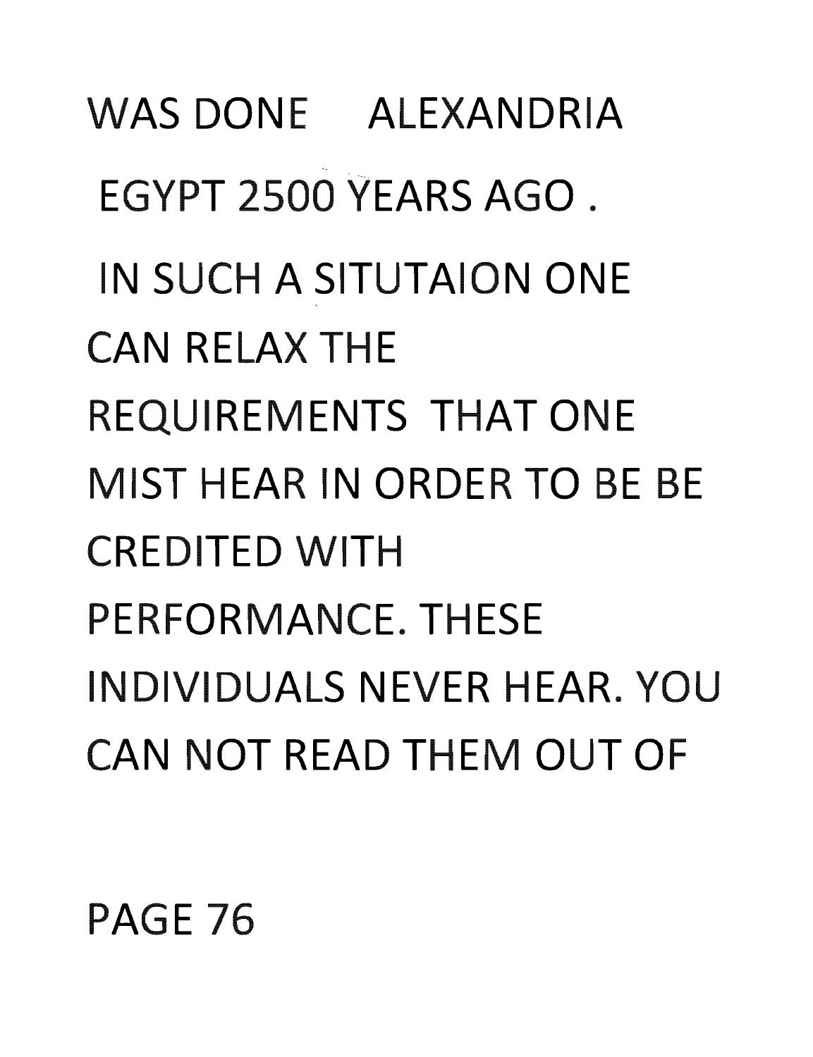WAS DONE ALEXANDRIA EGYPT 2500 YEARS AGO . IN SUCH A SITUTAION ONE CAN RELAX THE REQUIREMENTS THAT ONE MIST HEAR IN ORDER TO BE BE CREDITED WITH PERFORMANCE. THESE INDIVIDUALS NEVER HEAR. YOU CAN NOT READ THEM OUT OF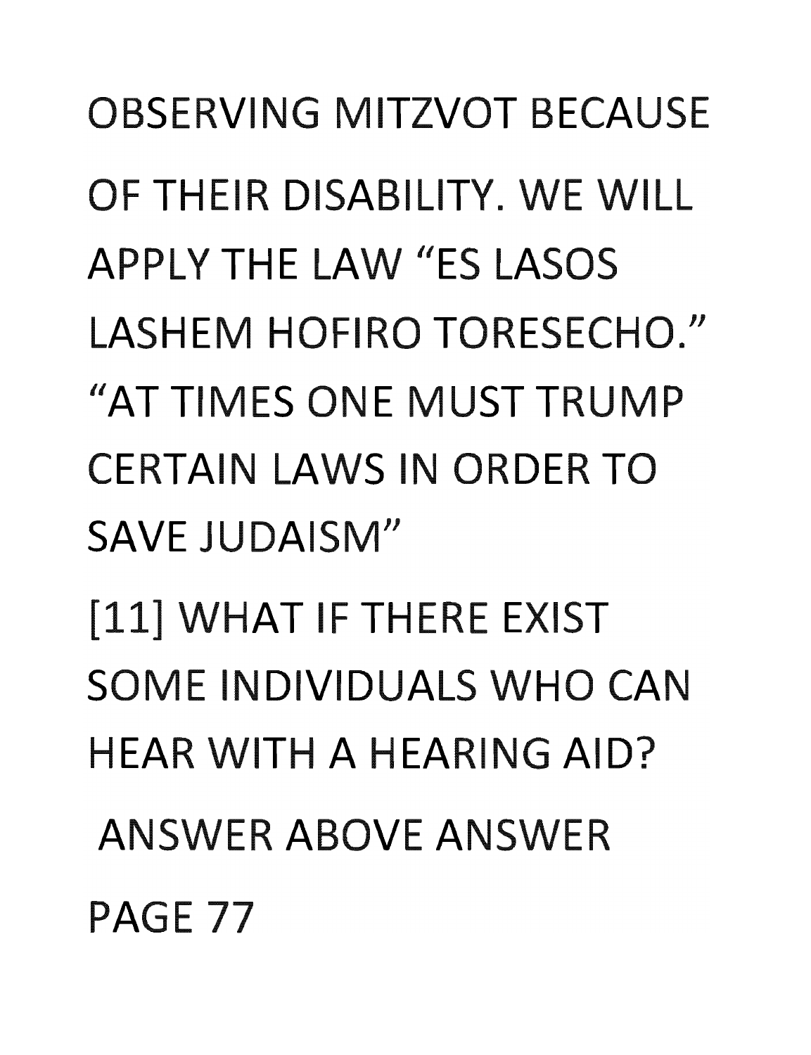OBSERVING MITZVOT BECAUSE OF THEIR DISABILITY. WE WILL APPLY THE LAW "ES LASOS LASHEM HOFIRO TORESECHO." "AT TIMES ONE MUST TRUMP CERTAIN LAWS IN ORDER TO SAVE JUDAISM"

[11] WHAT IF THERE EXIST SOME INDIVIDUALS WHO CAN HEAR WITH A HEARING AID?

ANSWER ABOVE ANSWER

PAGE 77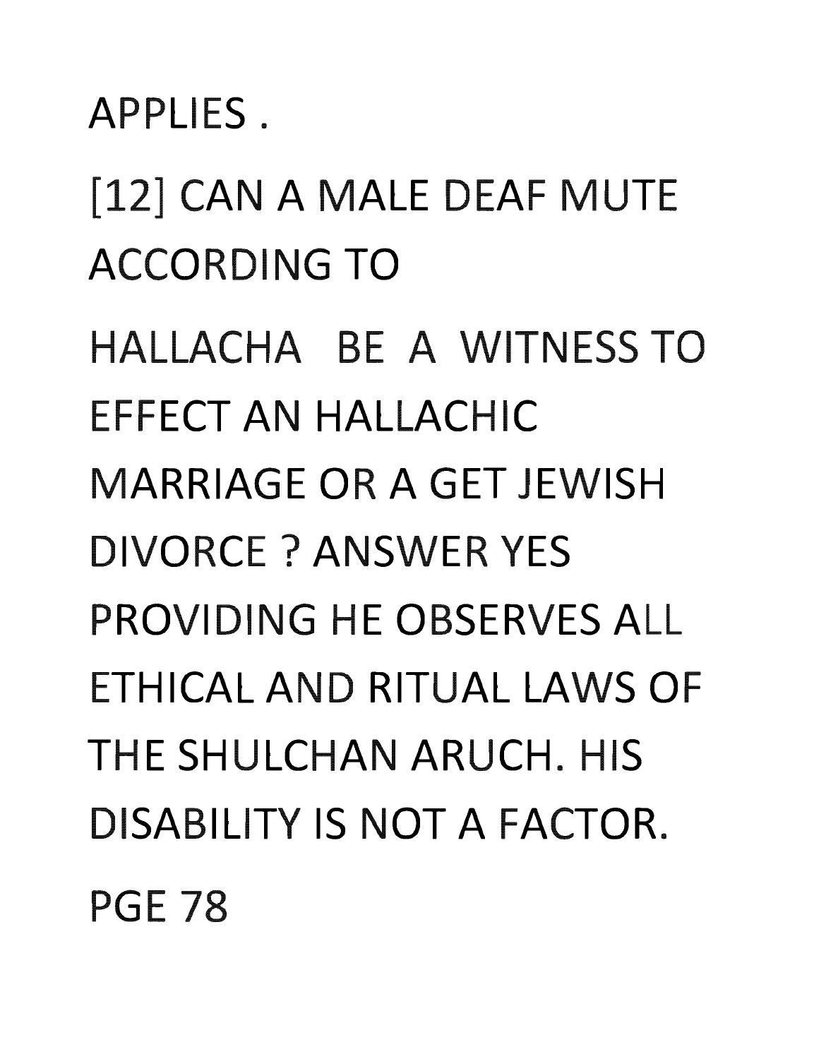APPLIES .

[12] CAN A MALE DEAF MUTE ACCORDING TO

HALLACHA BE A WITNESS TO EFFECT AN HALLACHIC MARRIAGE OR A GET JEWISH DIVORCE ? ANSWER YES PROVIDING HE OBSERVES ALL ETHICAL AND RITUAL LAWS OF THE SHULCHAN ARUCH. HIS DISABILITY IS NOT A FACTOR.

PGE 78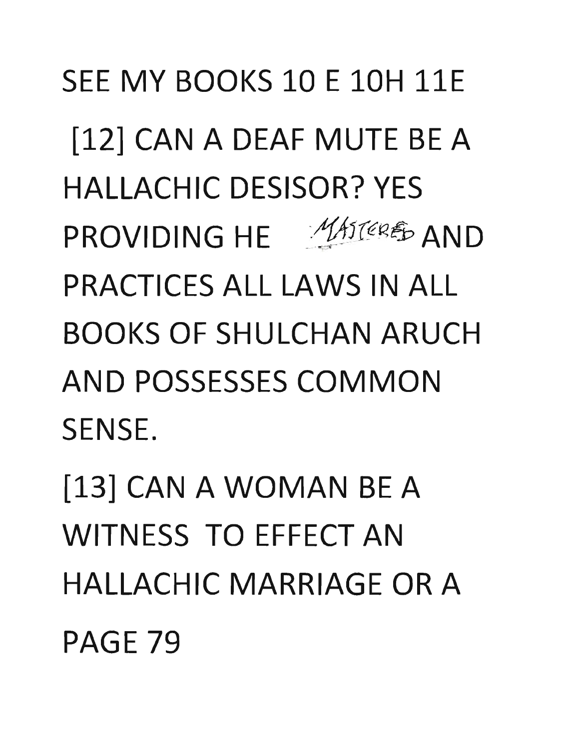SEE MY BOOKS 10 E 10H 11E

[12] CAN A DEAF MUTE BE A HALLACHIC DESISOR? YES PROVIDING HE MASTERED AND PRACTICES ALL LAWS IN ALL BOOKS OF SHULCHAN ARUCH AND POSSESSES COMMON SENSE.

[13] CAN A WOMAN BE A WITNESS TO EFFECT AN HALLACHIC MARRIAGE OR A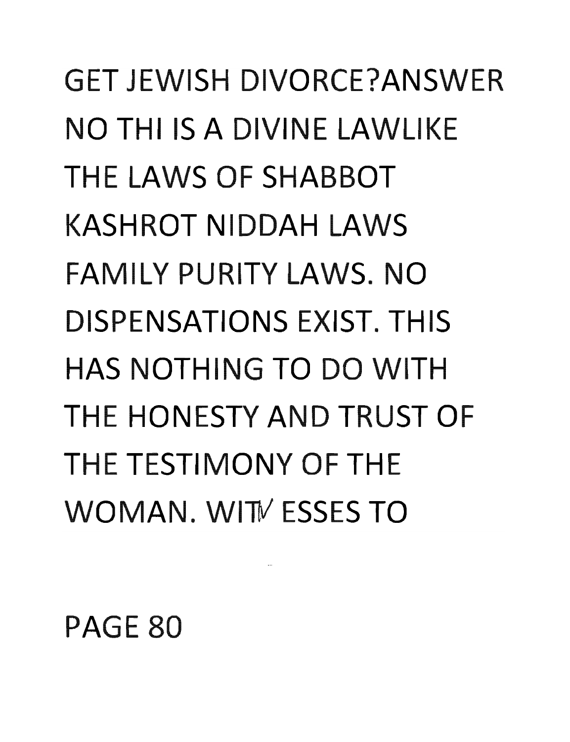GET JEWISH DIVORCE?ANSWER NO THI IS A DIVINE LAWLIKE THE LAWS OF SHABBOT KASHROT NIDDAH LAWS FAMILY PURITY LAWS. NO DISPENSATIONS EXIST. THIS HAS NOTHING TO DO WITH THE HONESTY AND TRUST OF THE TESTIMONY OF THE WOMAN. WITNESSES TO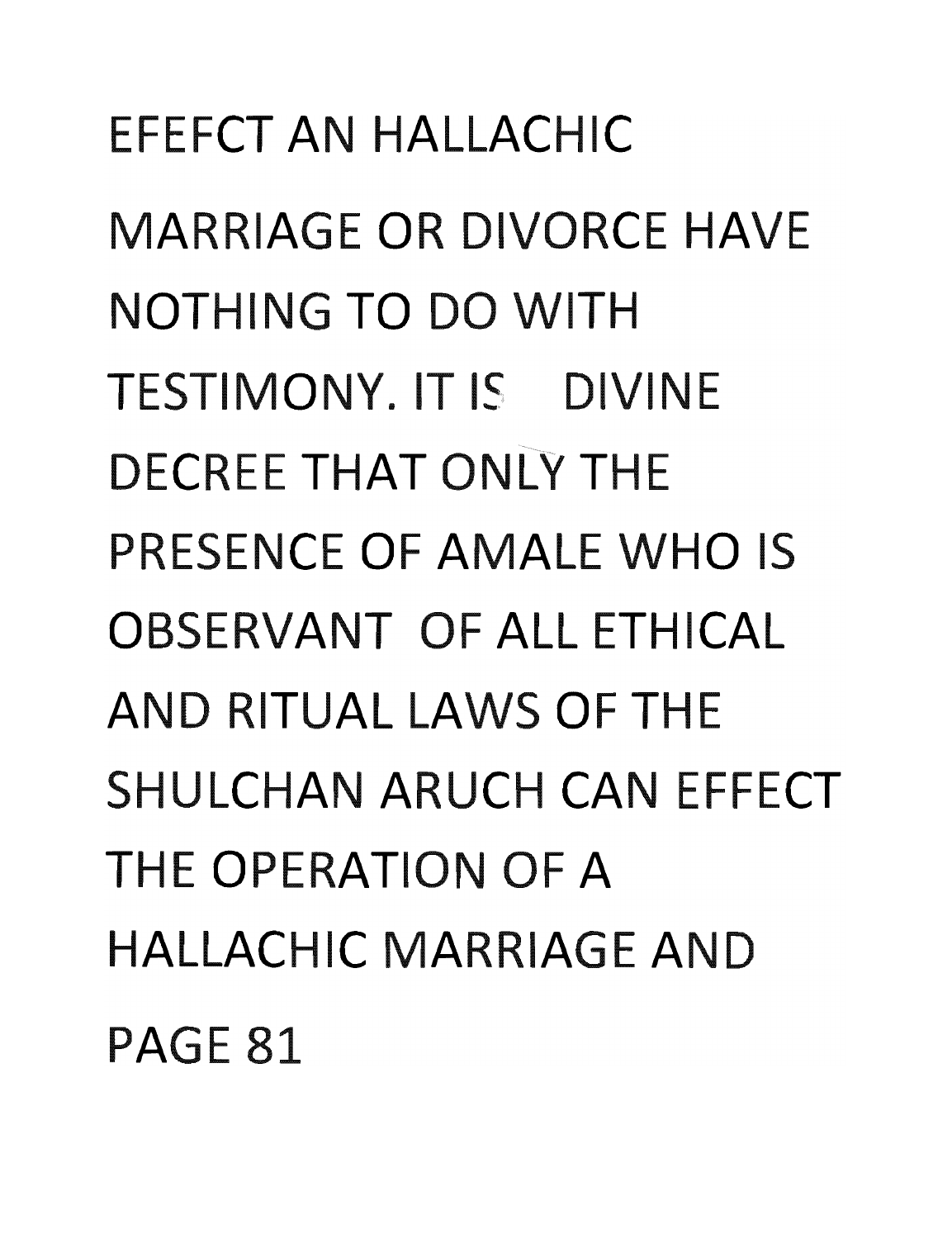EFEFCT AN HALLACHIC MARRIAGE OR DIVORCE HAVE NOTHING TO DO WITH TESTIMONY. IT IS DIVINE DECREE THAT ONLY THE PRESENCE OF AMALE WHO IS OBSERVANT OF ALL ETHICAL AND RITUAL LAWS OF THE SHULCHAN ARUCH CAN EFFECT THE OPERATION OF A HALLACHIC MARRIAGE AND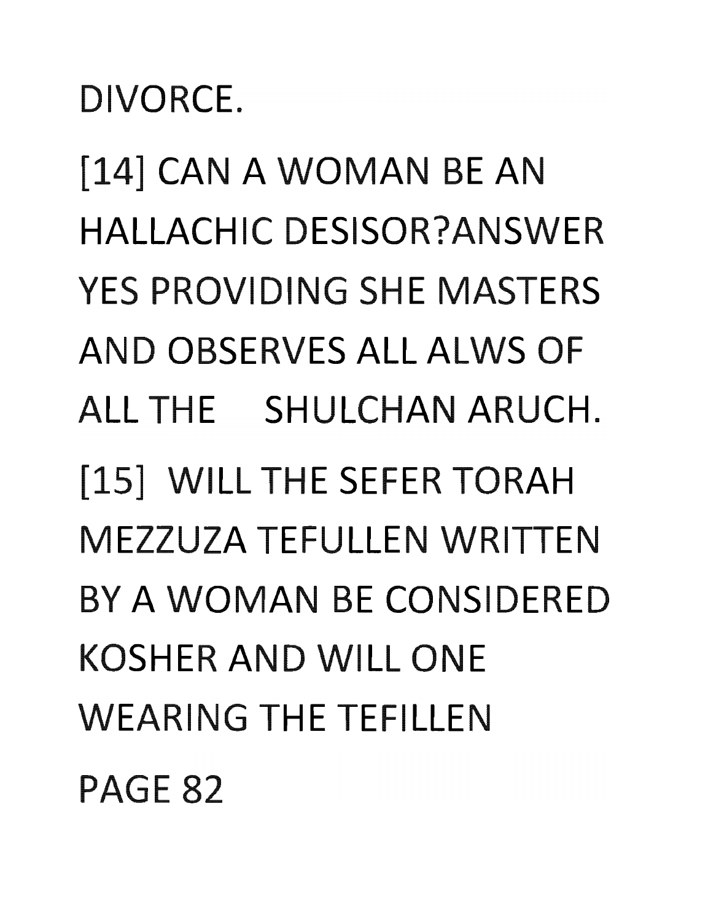DIVORCE.

[14] CAN A WOMAN BE AN HALLACHIC DESISOR?ANSWER YES PROVIDING SHE MASTERS AND OBSERVES ALL ALWS OF ALL THE SHULCHAN ARUCH.

[15] WILL THE SEFER TORAH MEZZUZA TEFULLEN WRITTEN BY A WOMAN BE CONSIDERED KOSHER AND WILL ONE WEARING THE TEFILLEN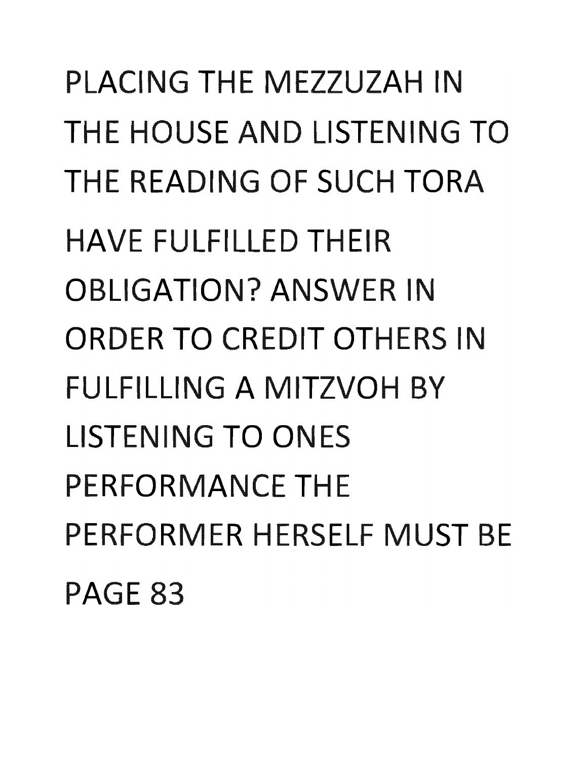PLACING THE MEZZUZAH IN THE HOUSE AND LISTENING TO THE READING OF SUCH TORA HAVE FULFILLED THEIR OBLIGATION? ANSWER IN ORDER TO CREDIT OTHERS IN FULFILLING A MITZVOH BY LISTENING TO ONES PERFORMANCE THE PERFORMER HERSELF MUST BE

PAGE 83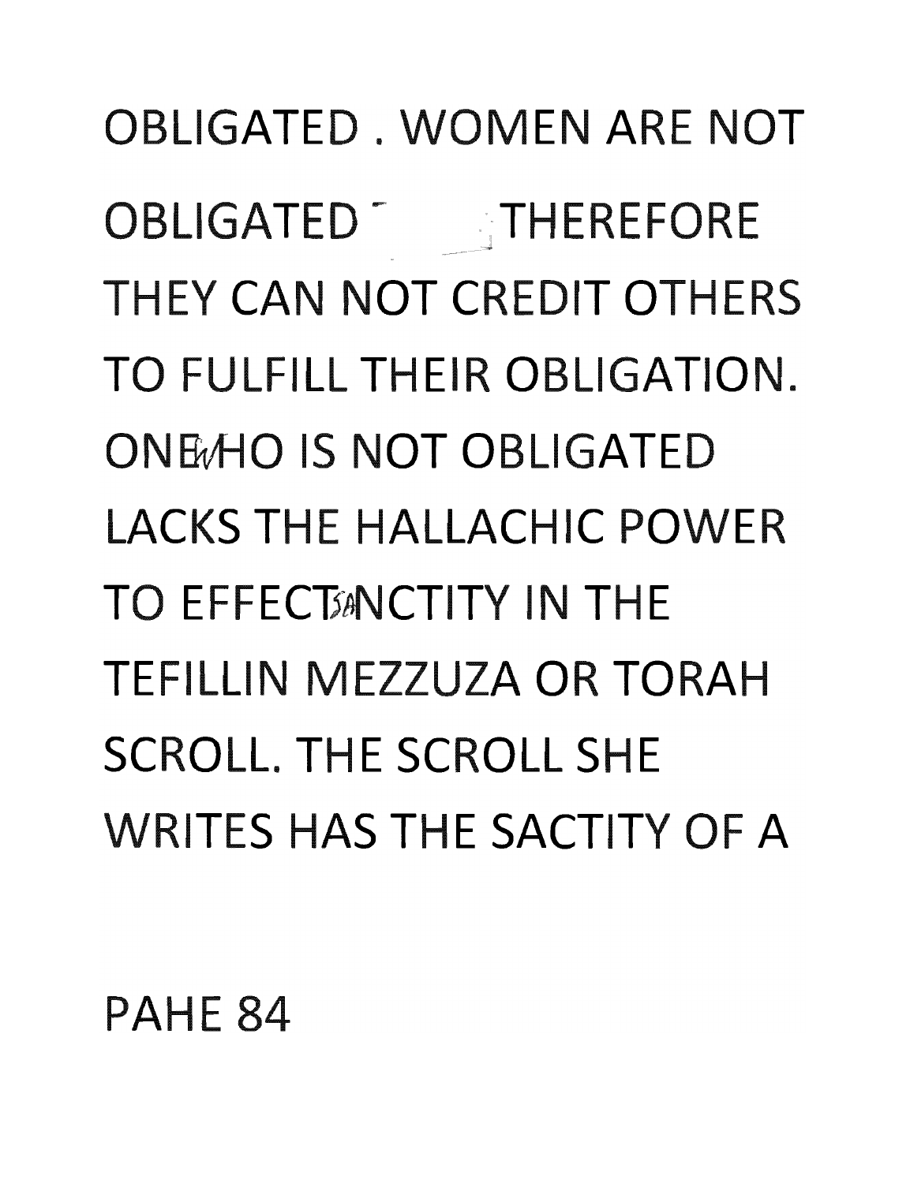OBLIGATED . WOMEN ARE NOT OBLIGATED THEREFORE THEY CAN NOT CREDIT OTHERS TO FULFILL THEIR OBLIGATION. ONE WHO IS NOT OBLIGATED LACKS THE HALLACHIC POWER TO EFFECT SANCTITY IN THE TEFILLIN MEZZUZA OR TORAH SCROLL. THE SCROLL SHE WRITES HAS THE SACTITY OF A

PAHE 84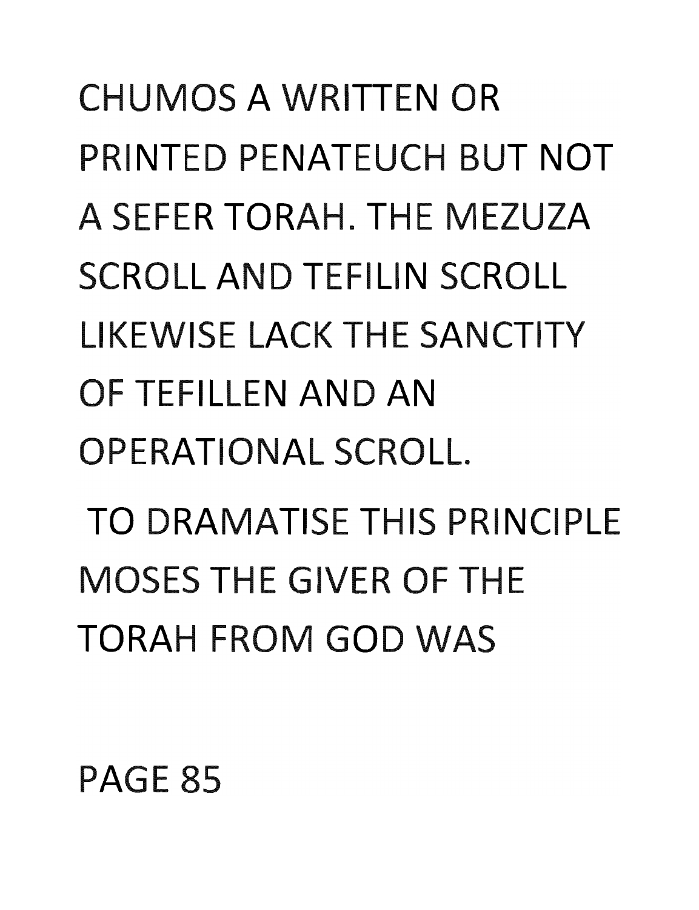CHUMOS A WRITTEN OR PRINTED PENATEUCH BUT NOT A SEFER TORAH. THE MEZUZA SCROLL AND TEFILIN SCROLL LIKEWISE LACK THE SANCTITY OF TEFILLEN AND AN OPERATIONAL SCROLL.

TO DRAMATISE THIS PRINCIPLE MOSES THE GIVER OF THE TORAH FROM GOD WAS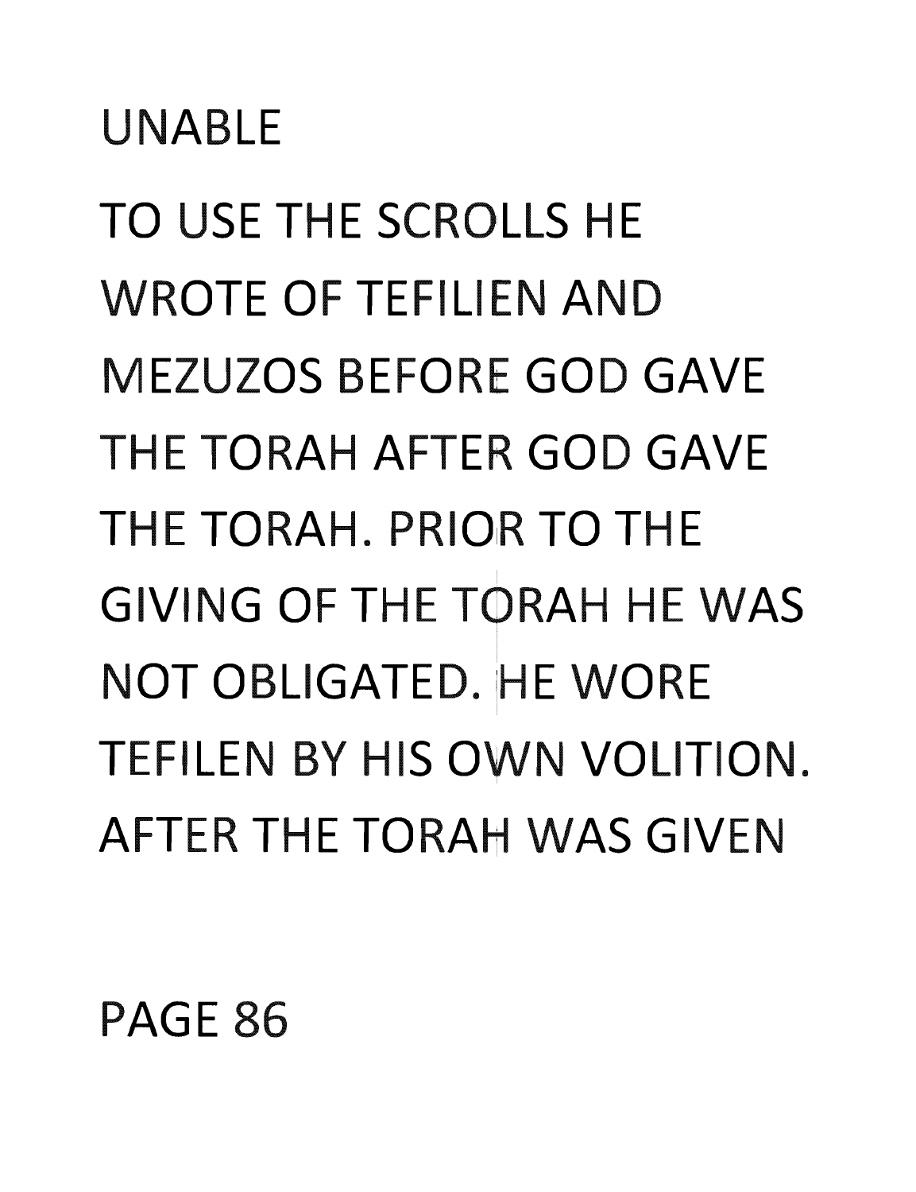UNABLE

TO USE THE SCROLLS HE WROTE OF TEFILIEN AND MEZUZOS BEFORE GOD GAVE THE TORAH AFTER GOD GAVE THE TORAH. PRIOR TO THE GIVING OF THE TORAH HE WAS NOT OBLIGATED. HE WORE TEFILEN BY HIS OWN VOLITION. AFTER THE TORAH WAS GIVEN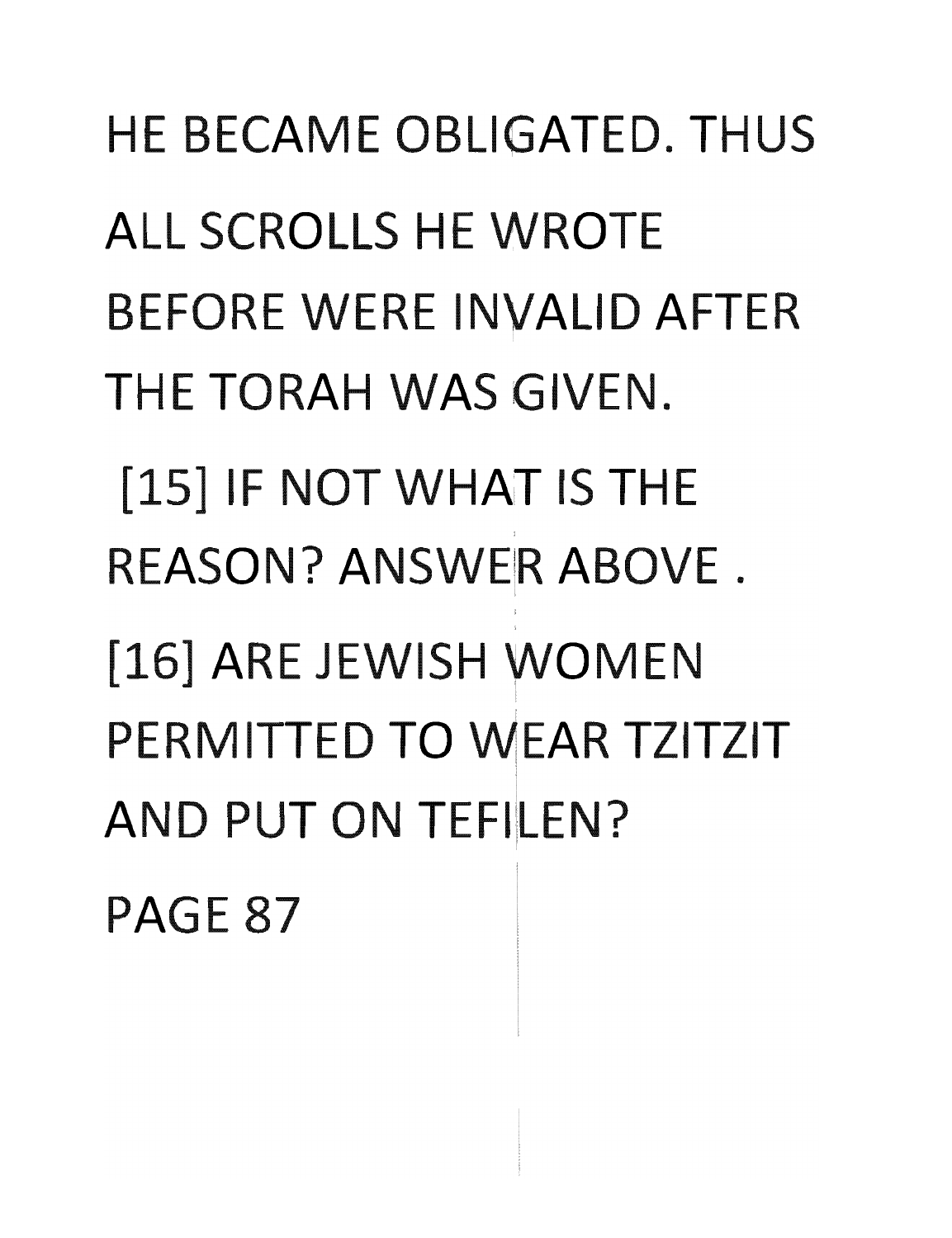HE BECAME OBLIGATED. THUS ALL SCROLLS HE WROTE BEFORE WERE INVALID AFTER THE TORAH WAS GIVEN.

[15] IF NOT WHAT IS THE REASON? ANSWER ABOVE .

[16] ARE JEWISH WOMEN PERMITTED TO WEAR TZITZIT AND PUT ON TEFILEN?

PAGE 87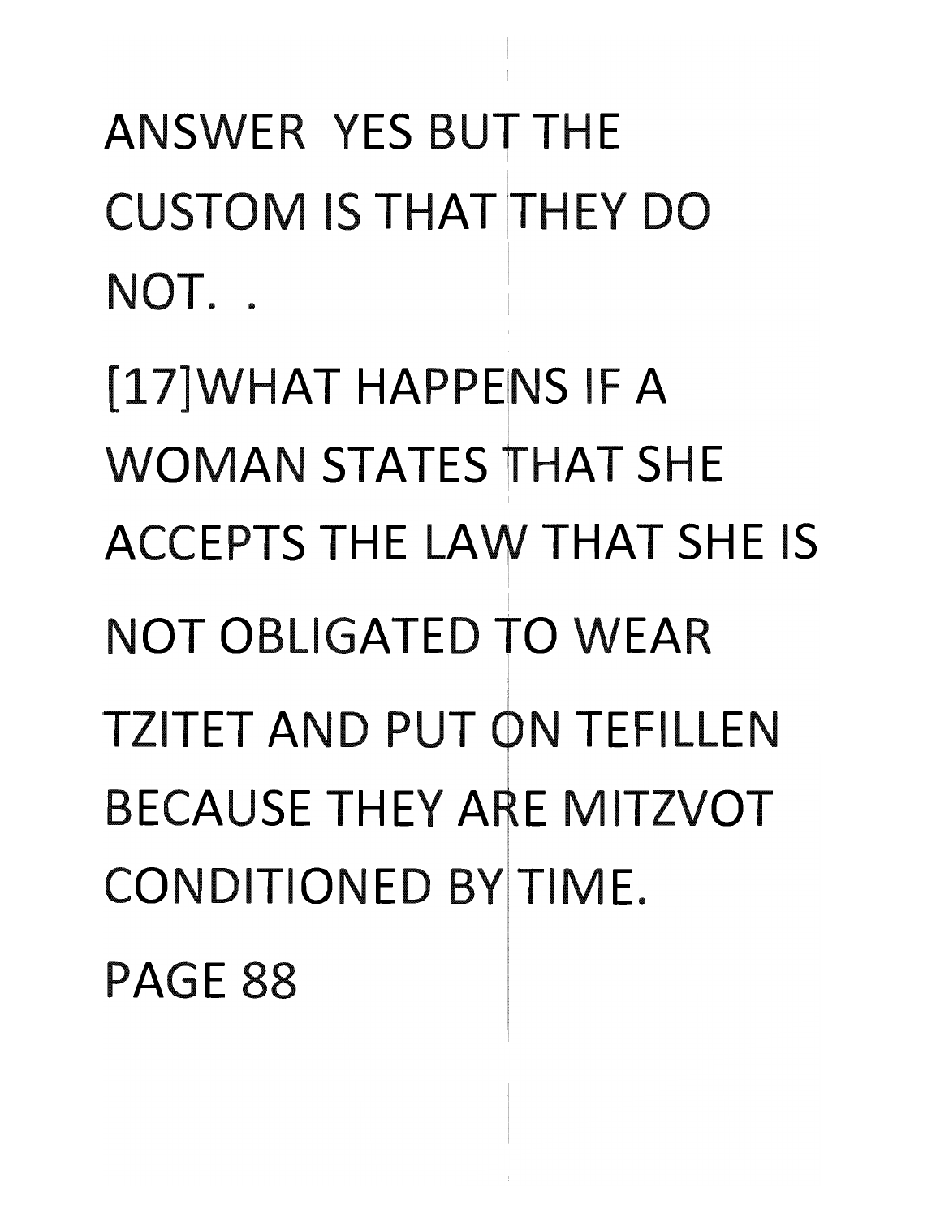ANSWER YES BUT THE CUSTOM IS THAT THEY DO NOT. .

[17]WHAT HAPPENS IF A WOMAN STATES THAT SHE ACCEPTS THE LAW THAT SHE IS NOT OBLIGATED TO WEAR TZITET AND PUT ON TEFILLEN BECAUSE THEY ARE MITZVOT CONDITIONED BY TIME.

PAGE 88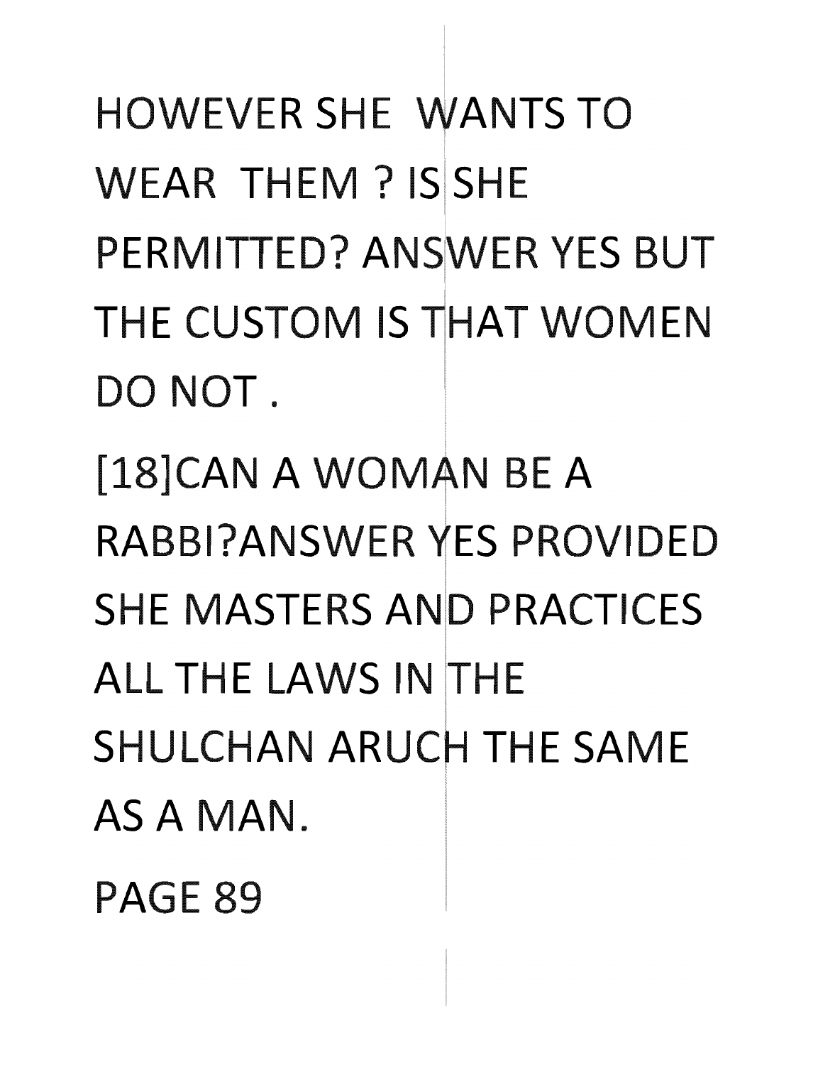HOWEVER SHE WANTS TO WEAR THEM ? IS SHE PERMITTED? ANSWER YES BUT THE CUSTOM IS THAT WOMEN DO NOT .

[18]CAN A WOMAN BE A RABBI?ANSWER YES PROVIDED SHE MASTERS AND PRACTICES ALL THE LAWS IN THE SHULCHAN ARUCH THE SAME AS A MAN.

PAGE 89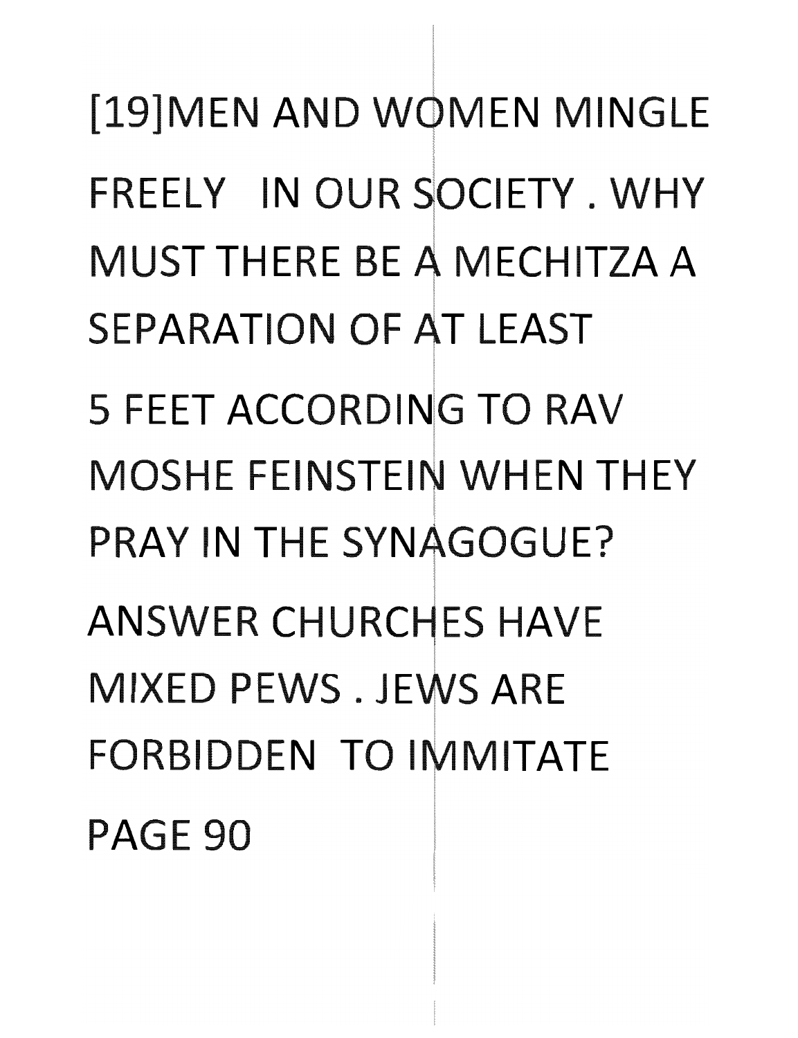[19]MEN AND WOMEN MINGLE FREELY IN OUR SOCIETY . WHY MUST THERE BE A MECHITZA A SEPARATION OF AT LEAST 5 FEET ACCORDING TO RAV MOSHE FEINSTEIN WHEN THEY PRAY IN THE SYNAGOGUE?

ANSWER CHURCHES HAVE MIXED PEWS . JEWS ARE FORBIDDEN TO IMMITATE

PAGE 90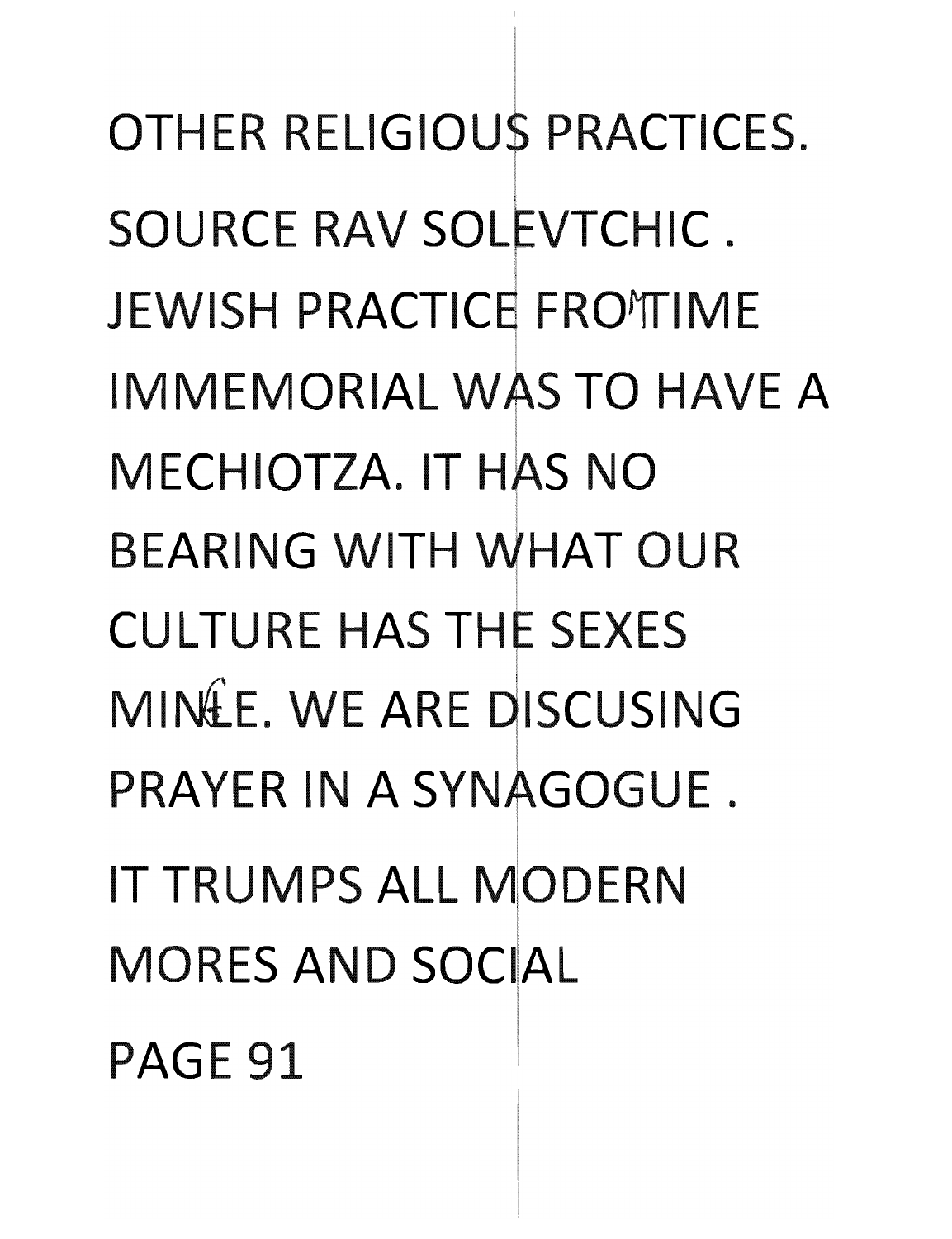OTHER RELIGIOUS PRACTICES.

SOURCE RAV SOLEVTCHIC .

JEWISH PRACTICE FROM TIME IMMEMORIAL WAS TO HAVE A MECHIOTZA. IT HAS NO BEARING WITH WHAT OUR CULTURE HAS THE SEXES MINGLE. WE ARE DISCUSING PRAYER IN A SYNAGOGUE .

IT TRUMPS ALL MODERN MORES AND SOCIAL

PAGE 91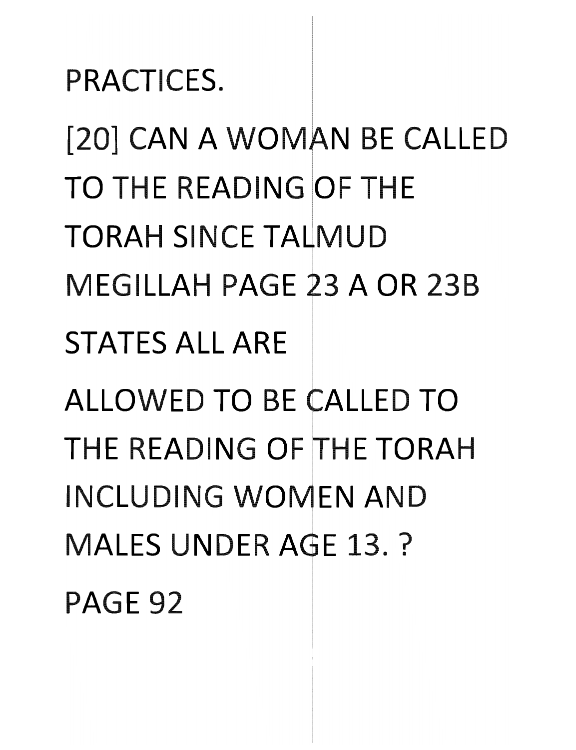PRACTICES.

[20] CAN A WOMAN BE CALLED TO THE READING OF THE TORAH SINCE TALMUD MEGILLAH PAGE 23 A OR 23B STATES ALL ARE ALLOWED TO BE CALLED TO THE READING OF THE TORAH INCLUDING WOMEN AND MALES UNDER AGE 13. ?

PAGE 92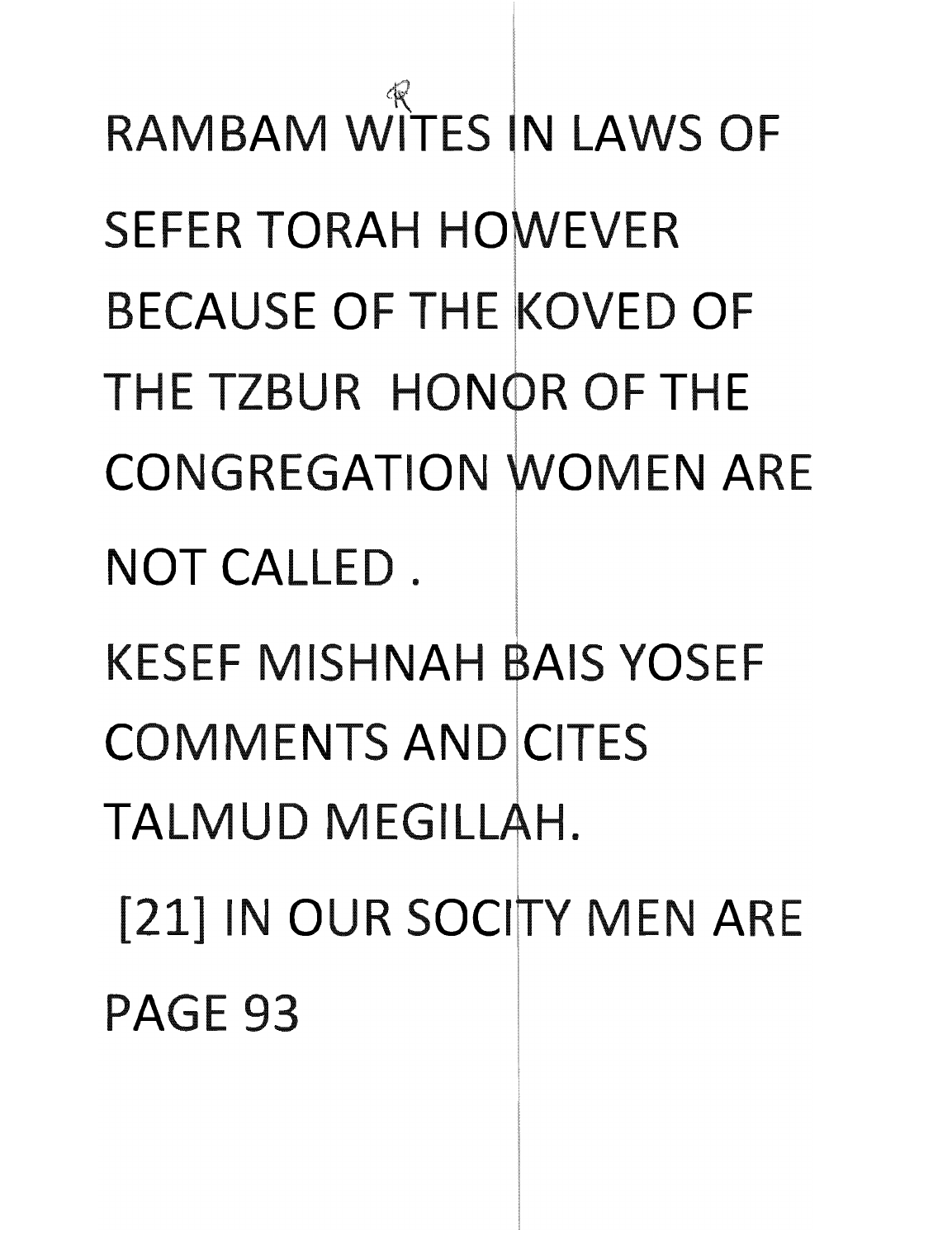RAMBAM WRITES IN LAWS OF SEFER TORAH HOWEVER BECAUSE OF THE KOVED OF THE TZBUR HONOR OF THE CONGREGATION WOMEN ARE NOT CALLED .

KESEF MISHNAH BAIS YOSEF COMMENTS AND CITES TALMUD MEGILLAH.

[21] IN OUR SOCITY MEN ARE

PAGE 93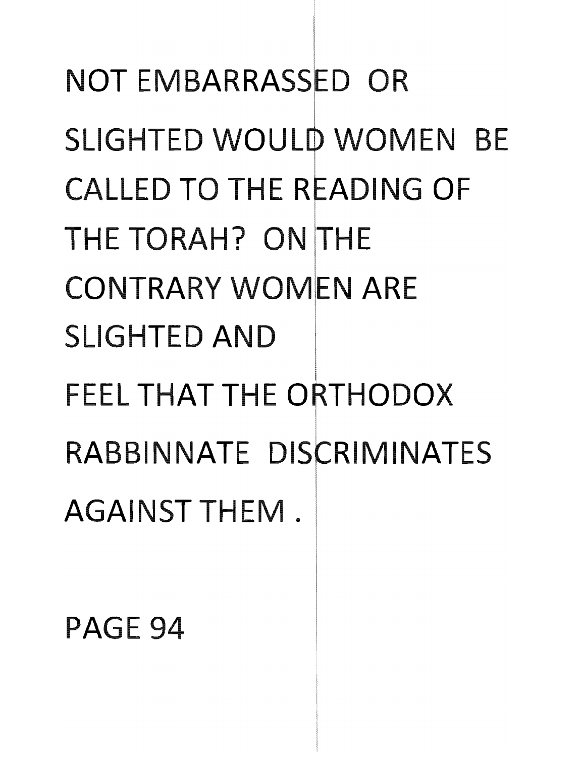NOT EMBARRASSED OR SLIGHTED WOULD WOMEN BE CALLED TO THE READING OF THE TORAH? ON THE CONTRARY WOMEN ARE SLIGHTED AND FEEL THAT THE ORTHODOX RABBINNATE DISCRIMINATES AGAINST THEM .

PAGE 94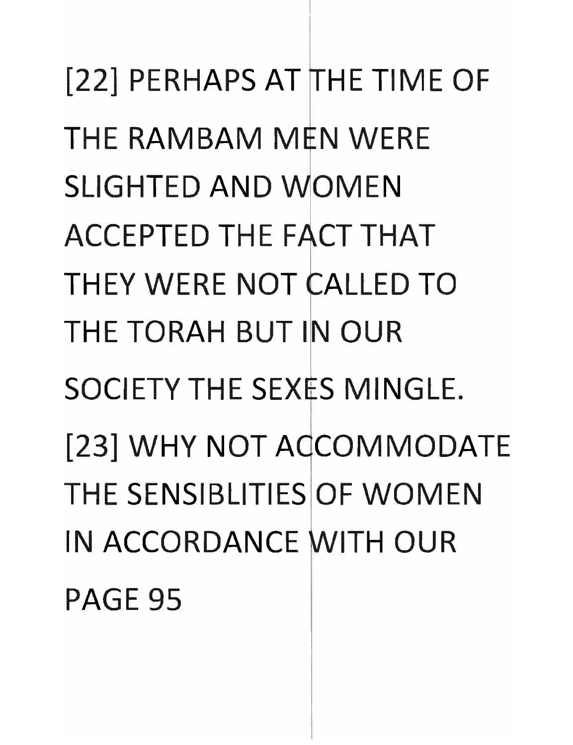[22] PERHAPS AT THE TIME OF THE RAMBAM MEN WERE SLIGHTED AND WOMEN ACCEPTED THE FACT THAT THEY WERE NOT CALLED TO THE TORAH BUT IN OUR SOCIETY THE SEXES MINGLE.

[23] WHY NOT ACCOMMODATE THE SENSIBLITIES OF WOMEN IN ACCORDANCE WITH OUR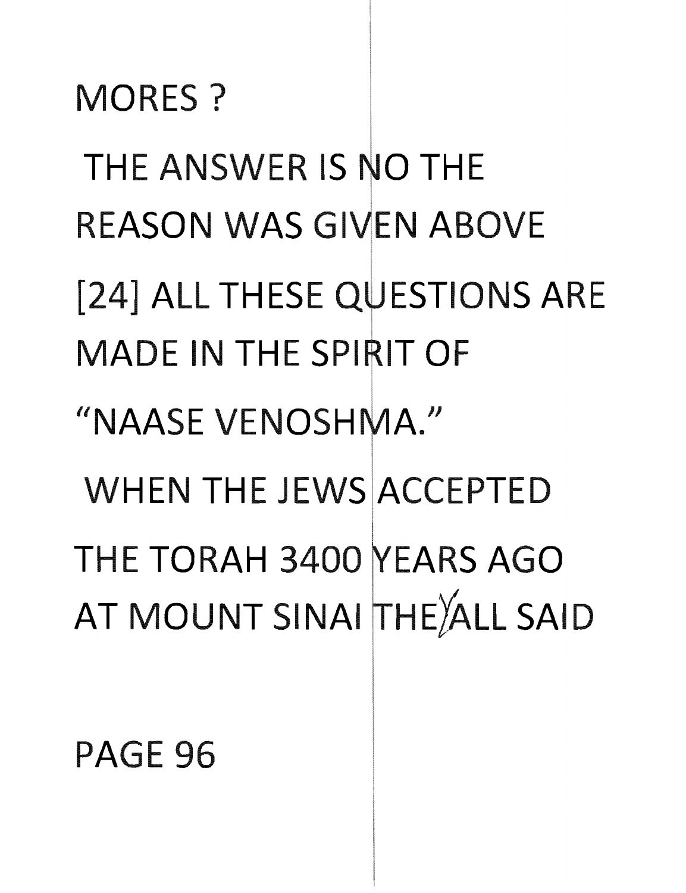MORES ?

THE ANSWER IS NO THE REASON WAS GIVEN ABOVE

[24] ALL THESE QUESTIONS ARE MADE IN THE SPIRIT OF "NAASE VENOSHMA."

WHEN THE JEWS ACCEPTED THE TORAH 3400 YEARS AGO AT MOUNT SINAI THEY ALL SAID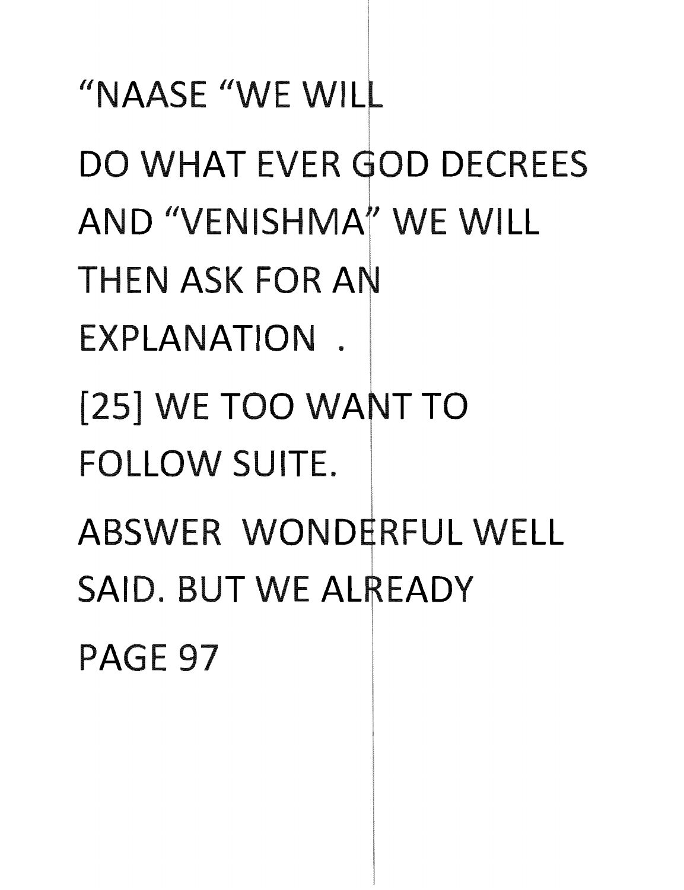"NAASE "WE WILL

DO WHAT EVER GOD DECREES

AND "VENISHMA" WE WILL

THEN ASK FOR AN

EXPLANATION .

[25] WE TOO WANT TO

FOLLOW SUITE.

ABSWER WONDERFUL WELL

SAID. BUT WE ALREADY

PAGE 97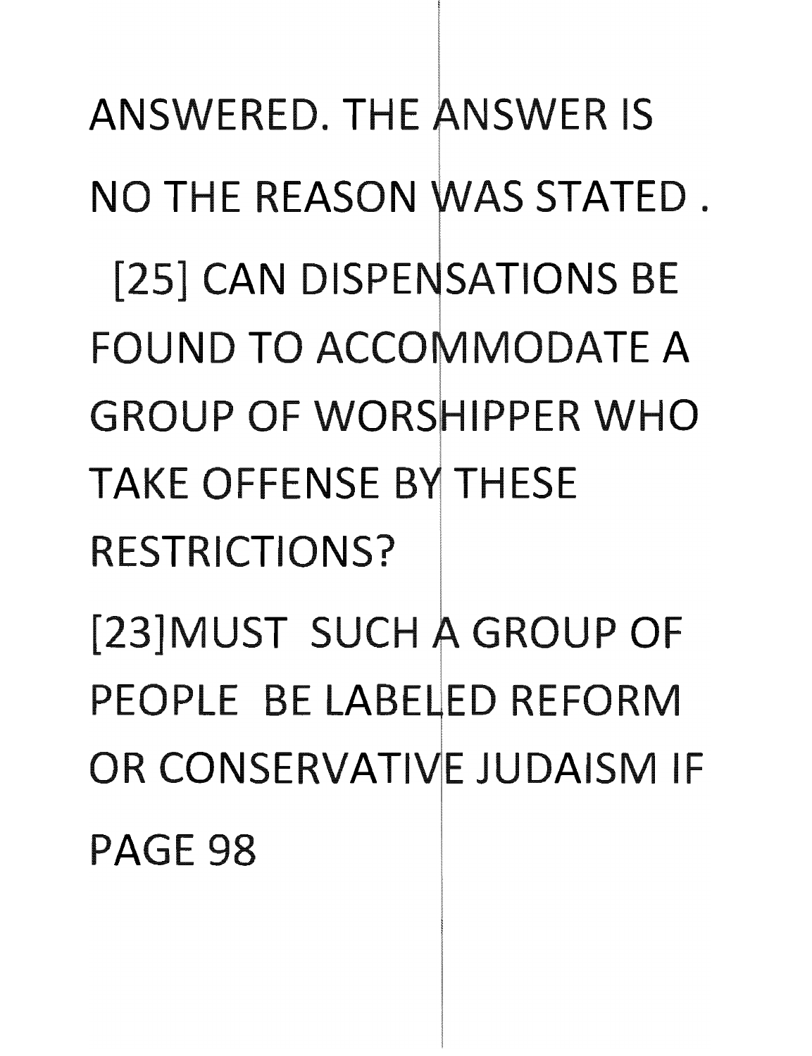ANSWERED. THE ANSWER IS NO THE REASON WAS STATED .

[25] CAN DISPENSATIONS BE FOUND TO ACCOMMODATE A GROUP OF WORSHIPPER WHO TAKE OFFENSE BY THESE RESTRICTIONS?

[23]MUST SUCH A GROUP OF PEOPLE BE LABELED REFORM OR CONSERVATIVE JUDAISM IF

PAGE 98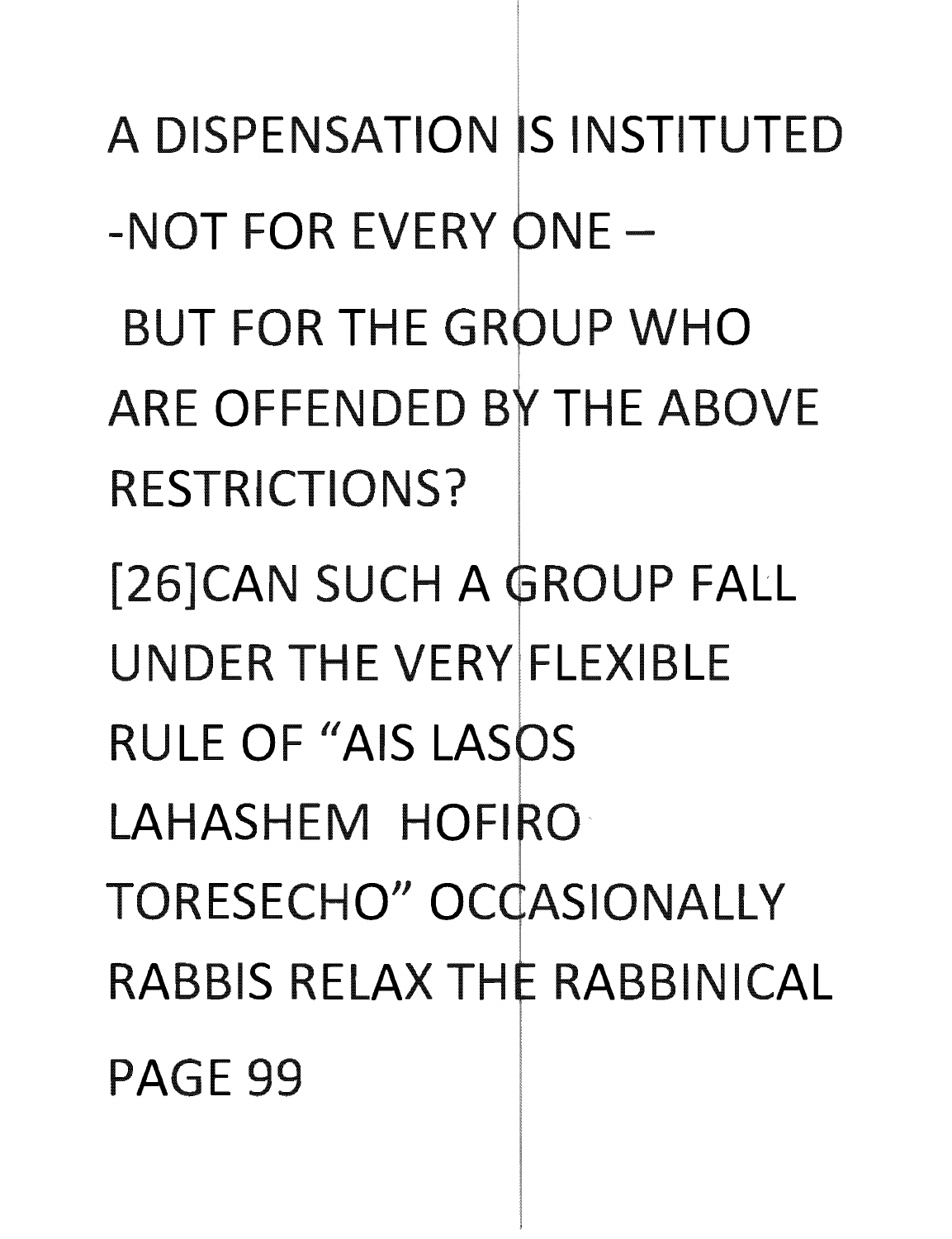A DISPENSATION IS INSTITUTED

-NOT FOR EVERY ONE –

BUT FOR THE GROUP WHO ARE OFFENDED BY THE ABOVE RESTRICTIONS?

[26]CAN SUCH A GROUP FALL UNDER THE VERY FLEXIBLE RULE OF "AIS LASOS LAHASHEM HOFIRO TORESECHO" OCCASIONALLY RABBIS RELAX THE RABBINICAL

PAGE 99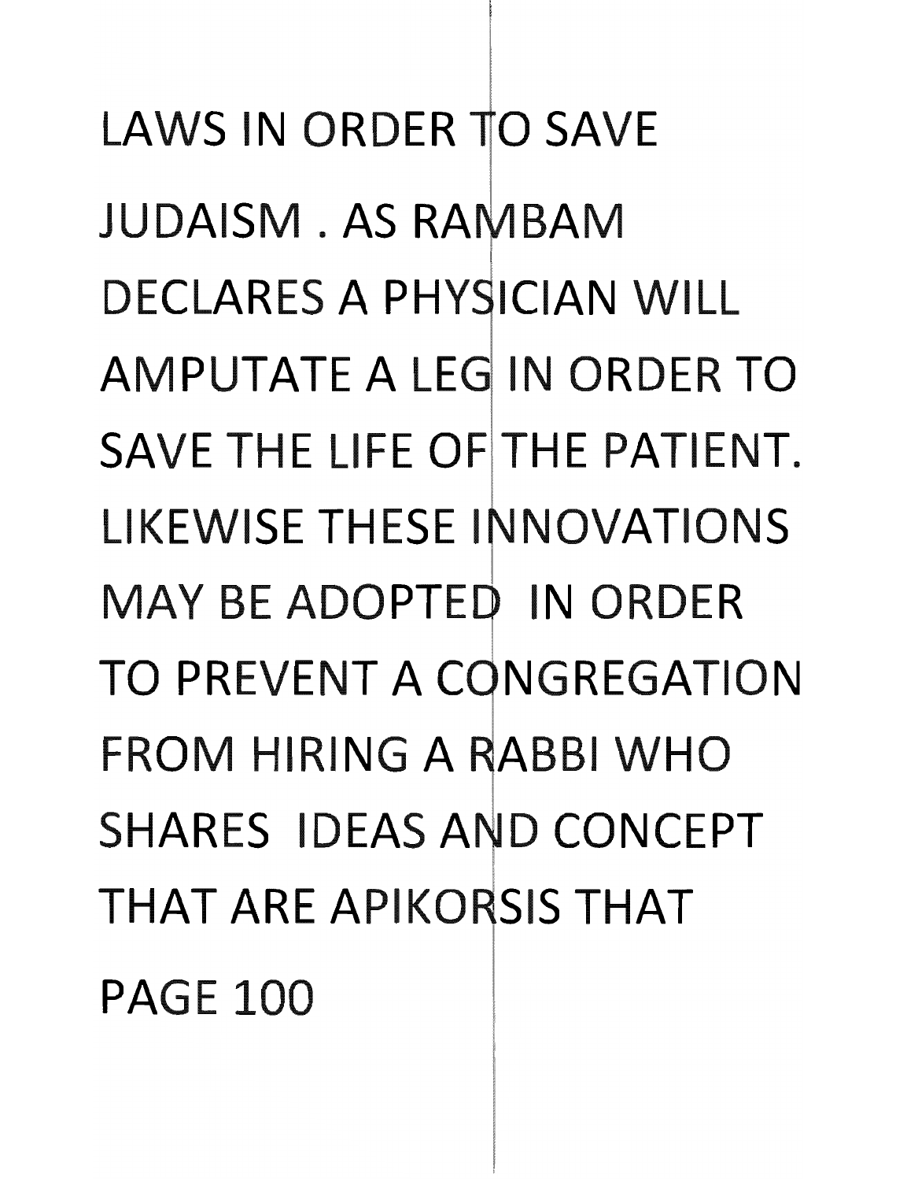LAWS IN ORDER TO SAVE JUDAISM . AS RAMBAM DECLARES A PHYSICIAN WILL AMPUTATE A LEG IN ORDER TO SAVE THE LIFE OF THE PATIENT. LIKEWISE THESE INNOVATIONS MAY BE ADOPTED IN ORDER TO PREVENT A CONGREGATION FROM HIRING A RABBI WHO SHARES IDEAS AND CONCEPT THAT ARE APIKORSIS THAT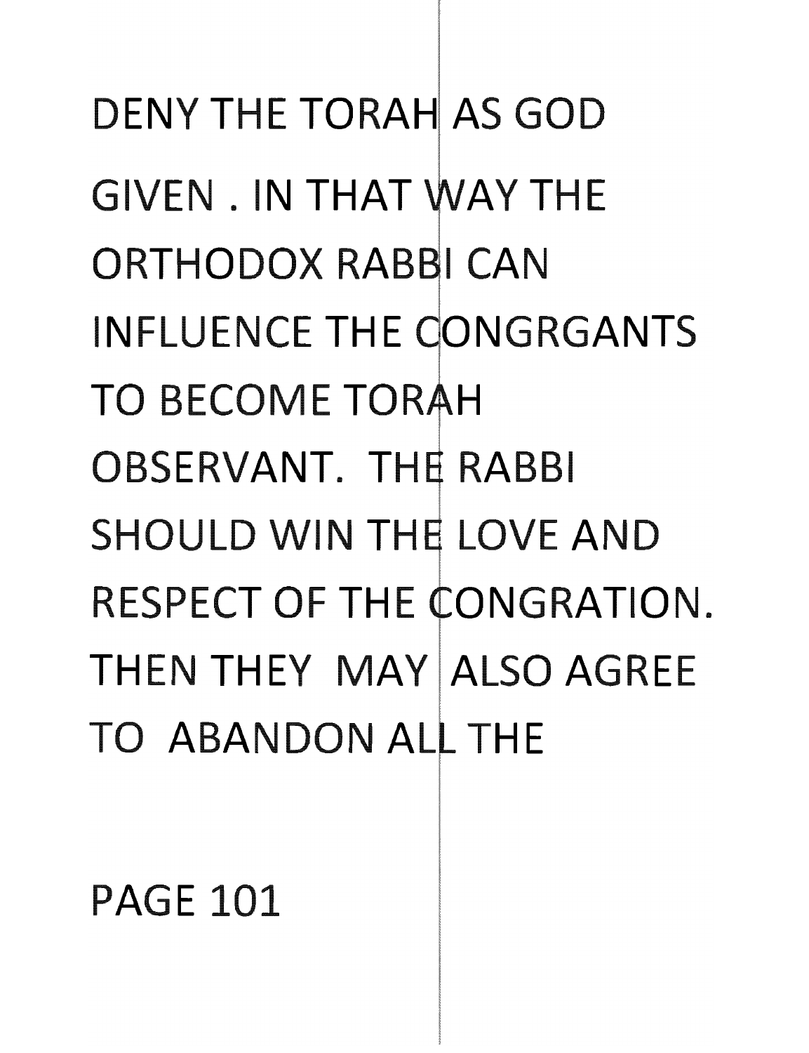DENY THE TORAH AS GOD GIVEN . IN THAT WAY THE ORTHODOX RABBI CAN INFLUENCE THE CONGRGANTS TO BECOME TORAH OBSERVANT. THE RABBI SHOULD WIN THE LOVE AND RESPECT OF THE CONGRATION. THEN THEY MAY ALSO AGREE TO ABANDON ALL THE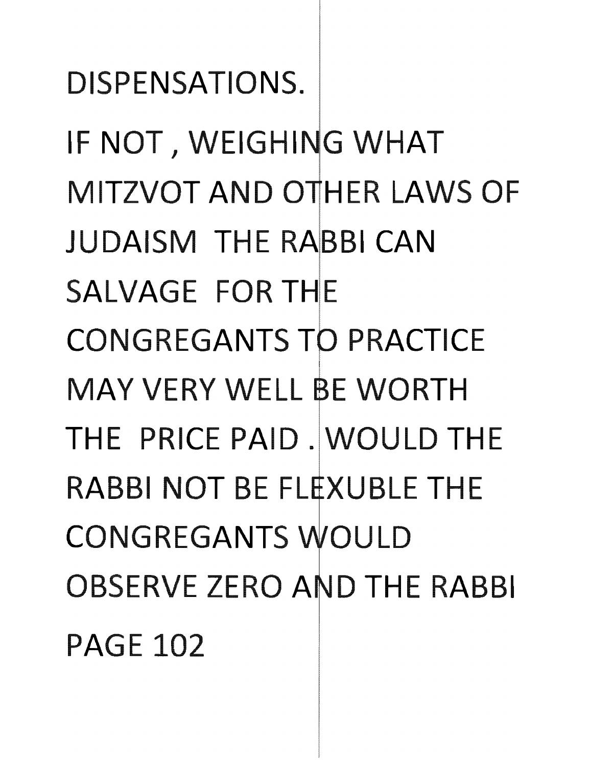DISPENSATIONS.

IF NOT , WEIGHING WHAT MITZVOT AND OTHER LAWS OF JUDAISM THE RABBI CAN SALVAGE FOR THE CONGREGANTS TO PRACTICE MAY VERY WELL BE WORTH THE PRICE PAID . WOULD THE RABBI NOT BE FLEXUBLE THE CONGREGANTS WOULD OBSERVE ZERO AND THE RABBI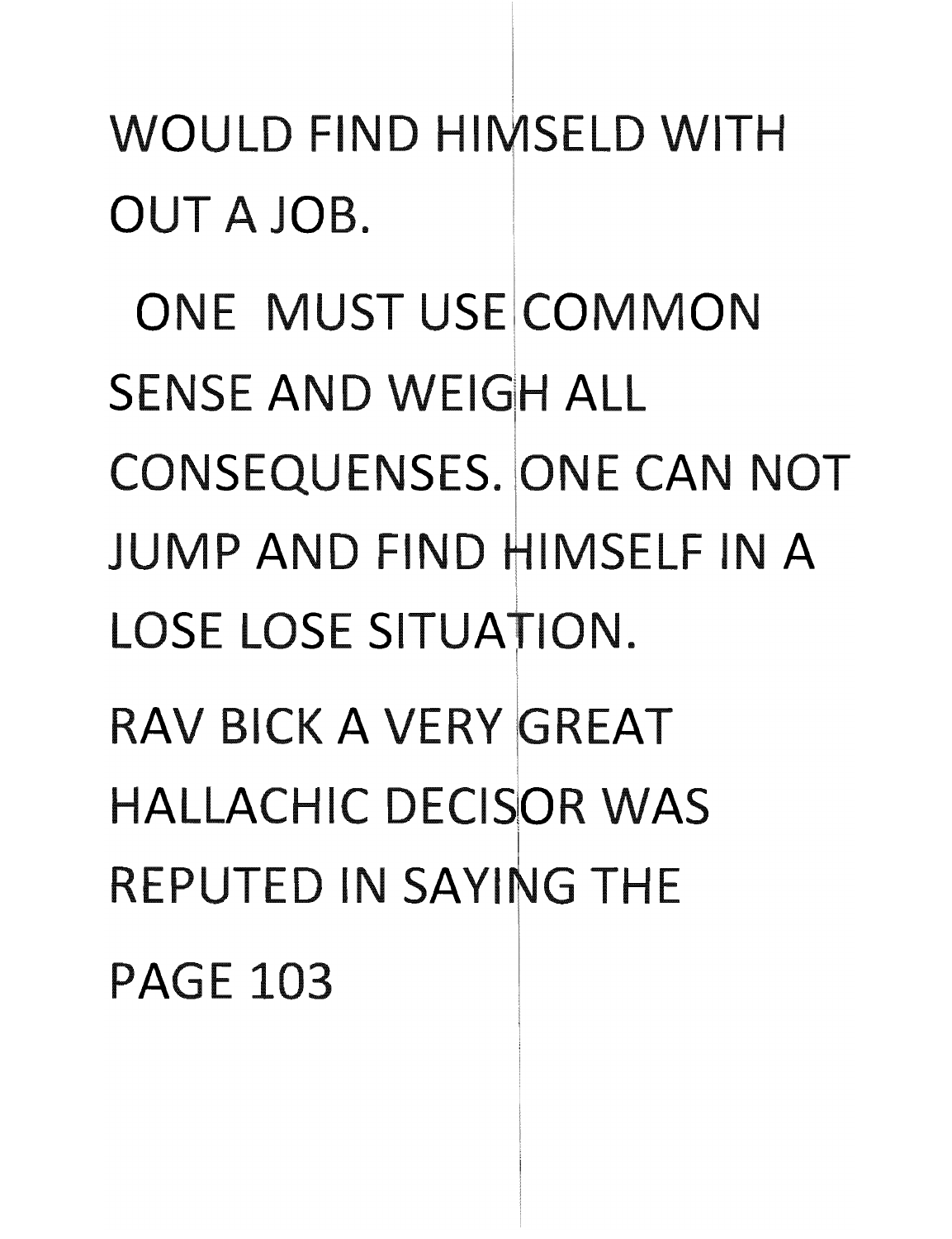WOULD FIND HIMSELD WITH OUT A JOB.

ONE MUST USE COMMON SENSE AND WEIGH ALL CONSEQUENSES. ONE CAN NOT JUMP AND FIND HIMSELF IN A LOSE LOSE SITUATION.

RAV BICK A VERY GREAT HALLACHIC DECISOR WAS REPUTED IN SAYING THE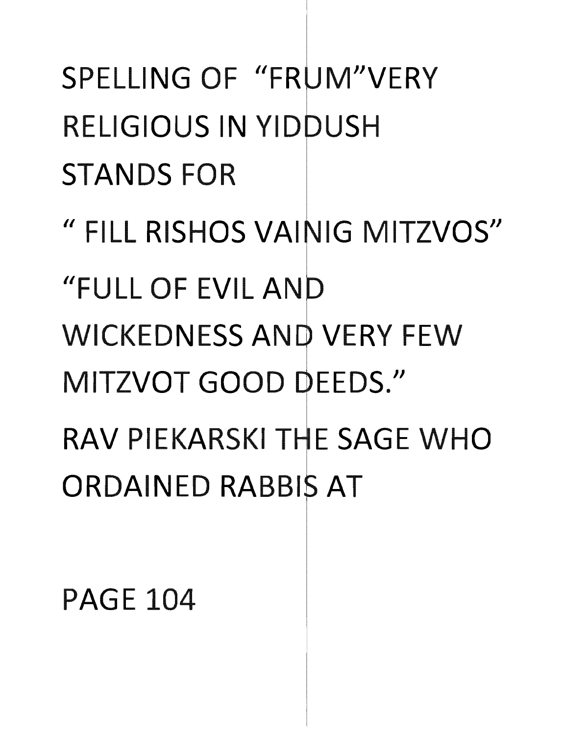SPELLING OF "FRUM"VERY RELIGIOUS IN YIDDUSH STANDS FOR

" FILL RISHOS VAINIG MITZVOS"

"FULL OF EVIL AND WICKEDNESS AND VERY FEW MITZVOT GOOD DEEDS."

RAV PIEKARSKI THE SAGE WHO ORDAINED RABBIS AT

PAGE 104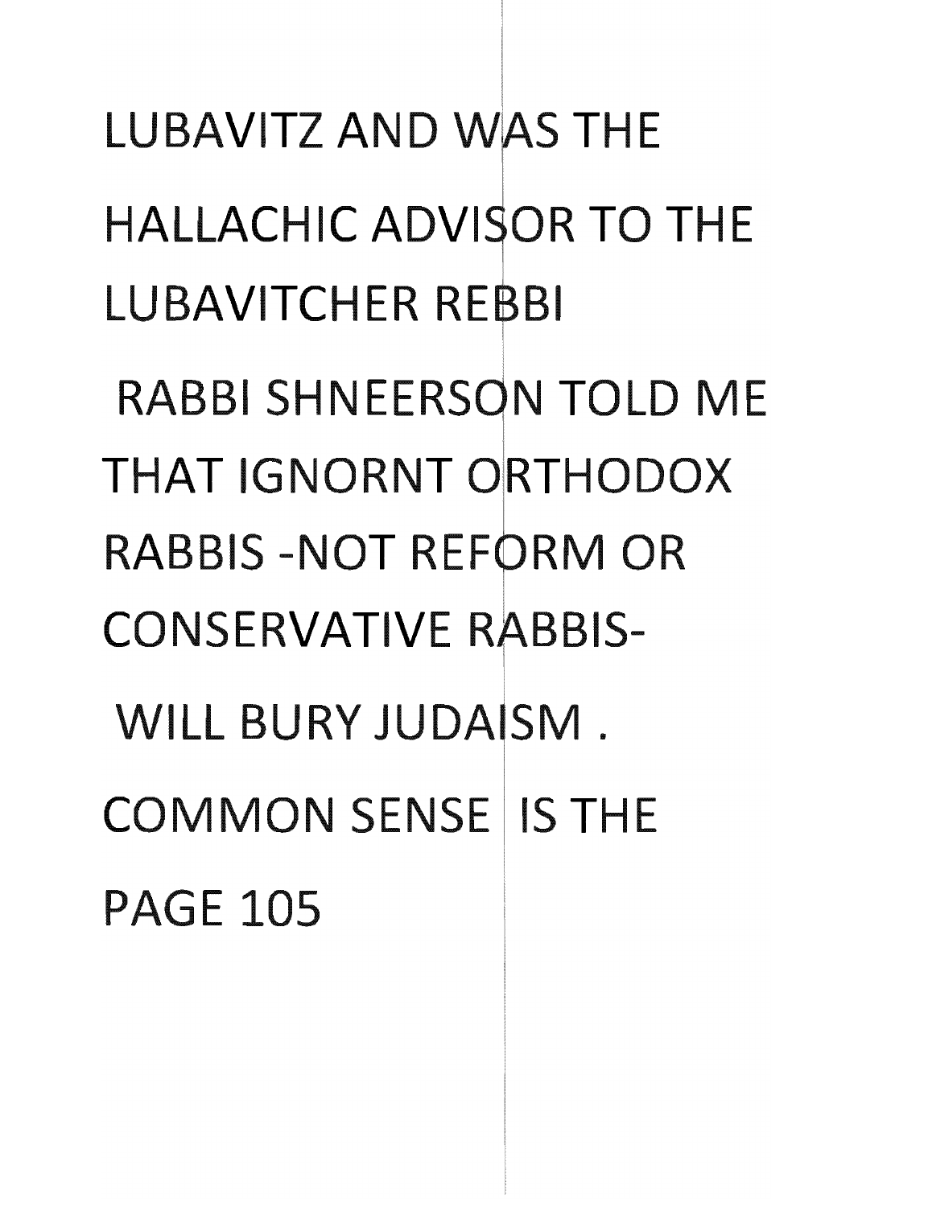LUBAVITZ AND WAS THE

HALLACHIC ADVISOR TO THE

LUBAVITCHER REBBI

RABBI SHNEERSON TOLD ME

THAT IGNORNT ORTHODOX

RABBIS -NOT REFORM OR

CONSERVATIVE RABBIS-

WILL BURY JUDAISM .

COMMON SENSE IS THE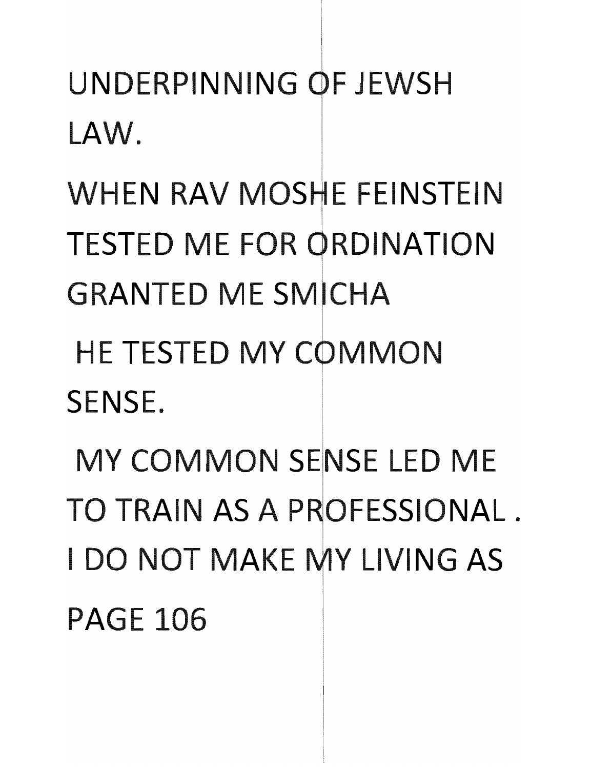UNDERPINNING OF JEWSH LAW.

WHEN RAV MOSHE FEINSTEIN TESTED ME FOR ORDINATION GRANTED ME SMICHA

HE TESTED MY COMMON SENSE.

MY COMMON SENSE LED ME TO TRAIN AS A PROFESSIONAL . I DO NOT MAKE MY LIVING AS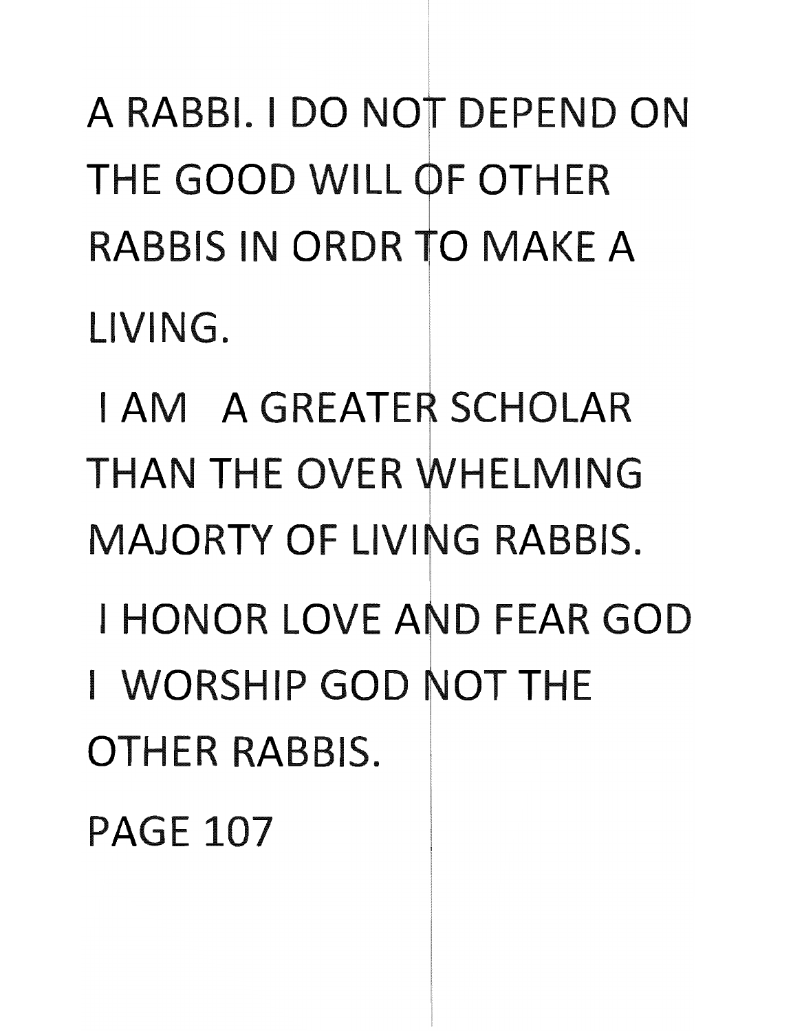A RABBI. I DO NOT DEPEND ON THE GOOD WILL OF OTHER RABBIS IN ORDR TO MAKE A LIVING.

I AM A GREATER SCHOLAR THAN THE OVER WHELMING MAJORTY OF LIVING RABBIS.

I HONOR LOVE AND FEAR GOD I WORSHIP GOD NOT THE OTHER RABBIS.

PAGE 107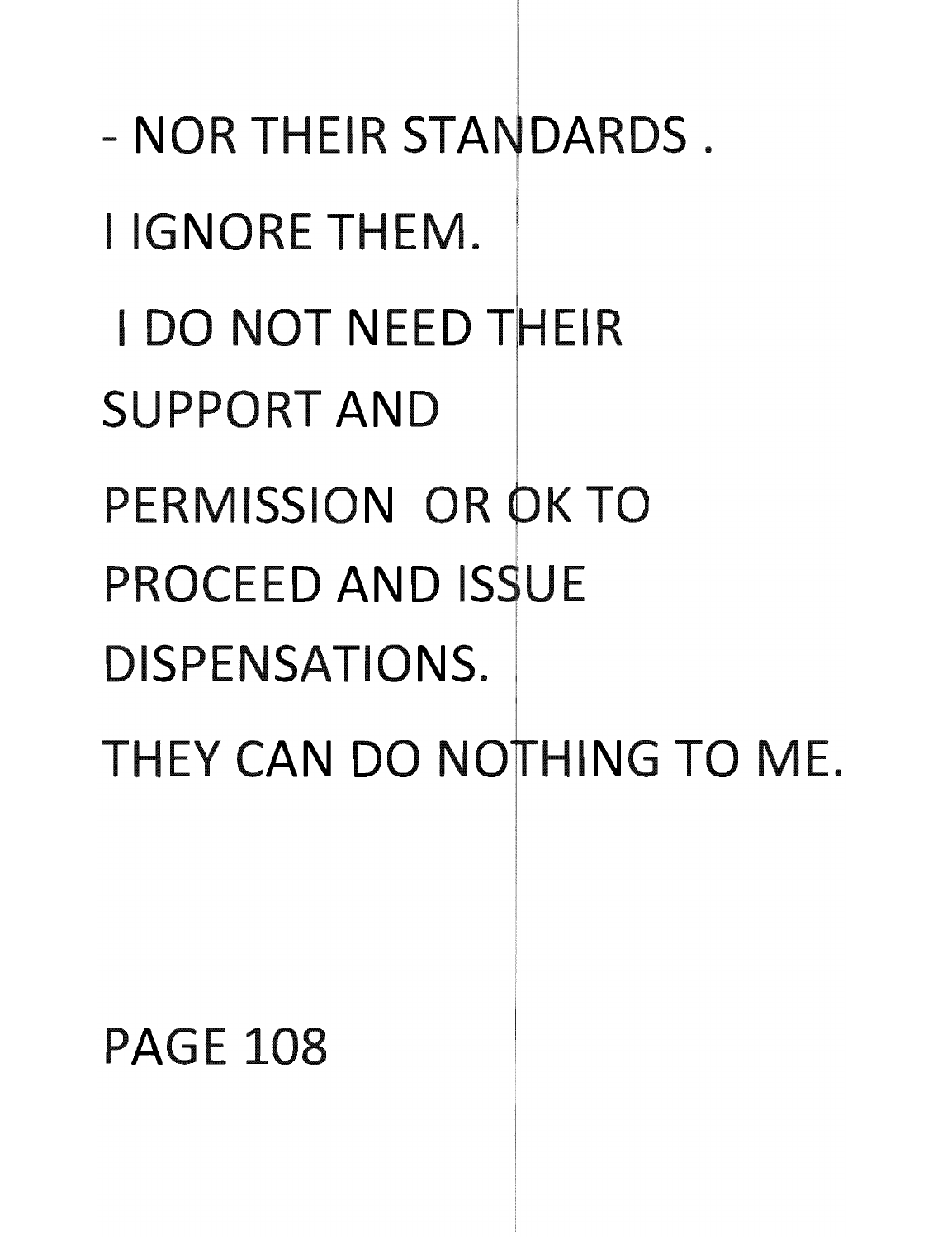- NOR THEIR STANDARDS .

I IGNORE THEM.

I DO NOT NEED THEIR SUPPORT AND PERMISSION OR OK TO PROCEED AND ISSUE DISPENSATIONS.

THEY CAN DO NOTHING TO ME.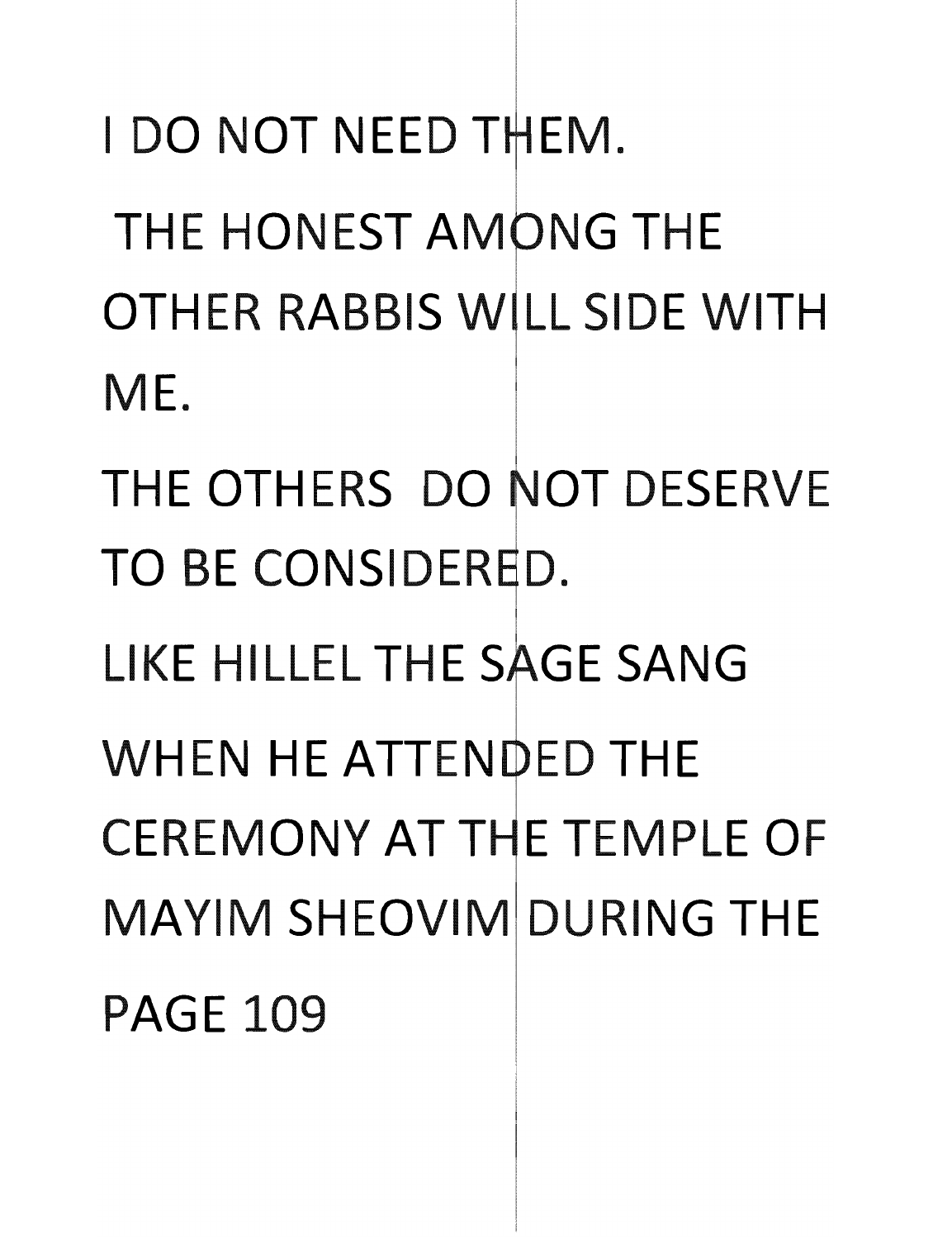I DO NOT NEED THEM.

THE HONEST AMONG THE OTHER RABBIS WILL SIDE WITH ME.

THE OTHERS DO NOT DESERVE TO BE CONSIDERED.

LIKE HILLEL THE SAGE SANG WHEN HE ATTENDED THE CEREMONY AT THE TEMPLE OF MAYIM SHEOVIM DURING THE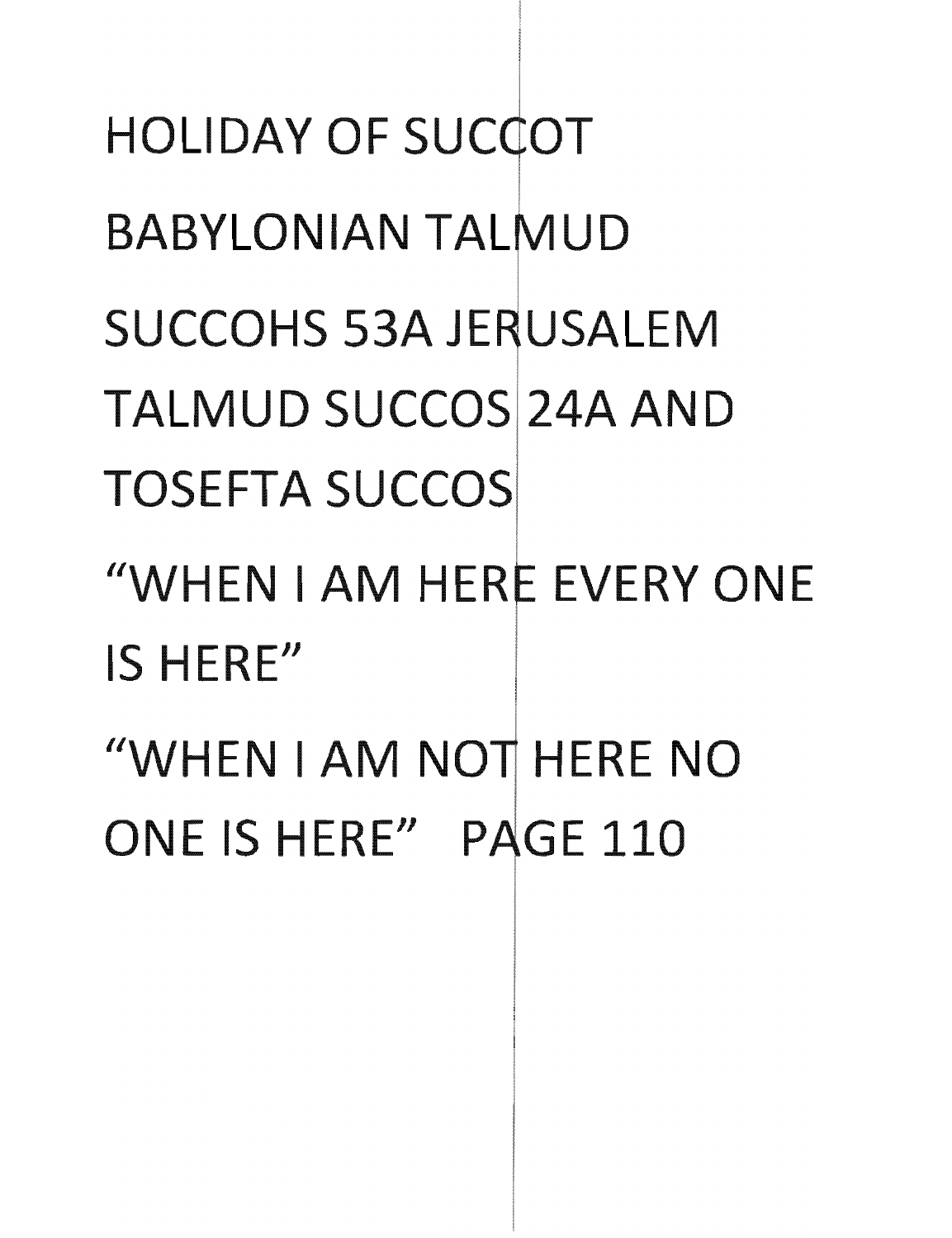HOLIDAY OF SUCCOT

BABYLONIAN TALMUD

SUCCOHS 53A JERUSALEM

TALMUD SUCCOS 24A AND

TOSEFTA SUCCOS

"WHEN I AM HERE EVERY ONE

IS HERE"

"WHEN I AM NOT HERE NO

ONE IS HERE" PAGE 110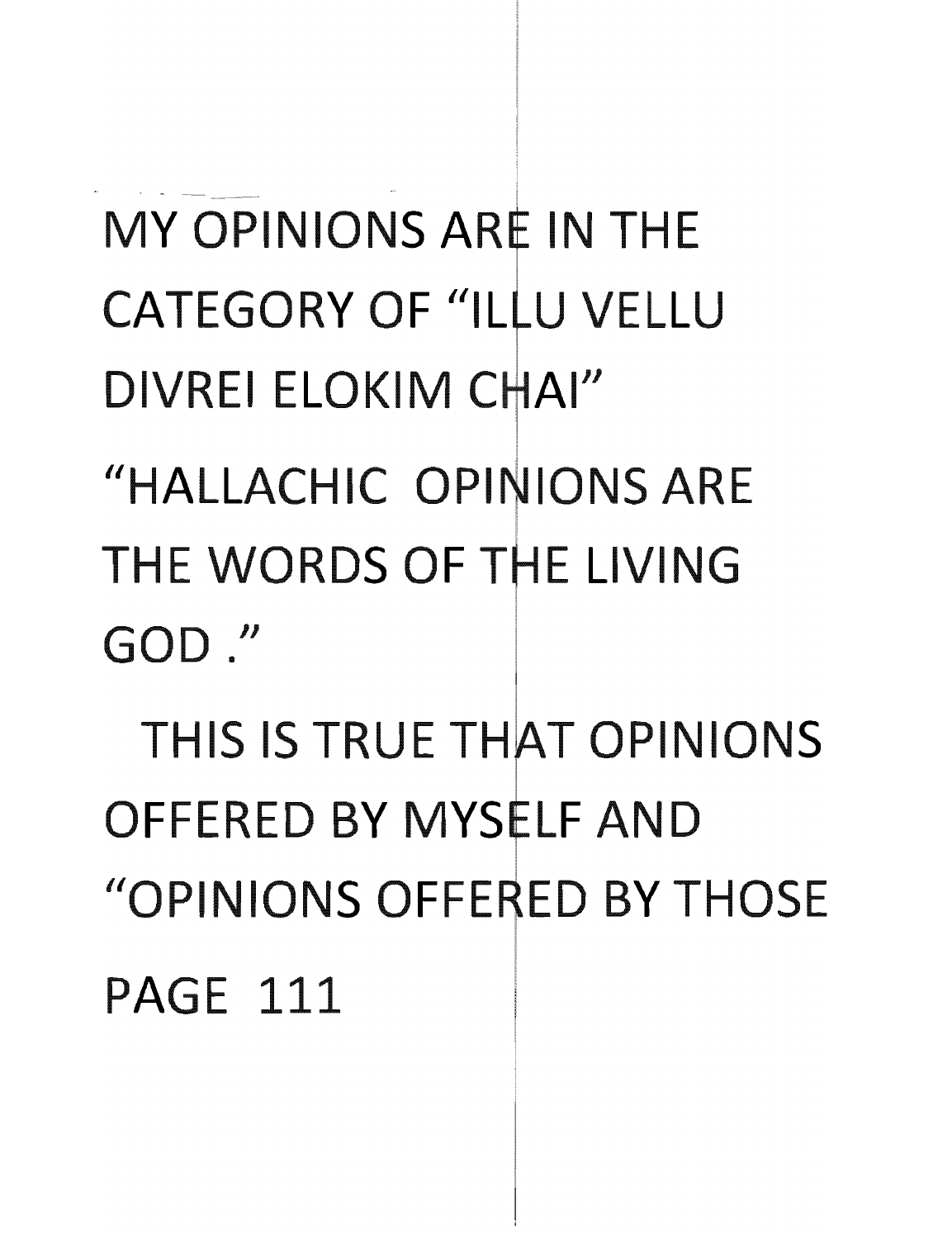MY OPINIONS ARE IN THE CATEGORY OF "ILLU VELLU DIVREI ELOKIM CHAI"

"HALLACHIC OPINIONS ARE THE WORDS OF THE LIVING GOD ."

THIS IS TRUE THAT OPINIONS OFFERED BY MYSELF AND "OPINIONS OFFERED BY THOSE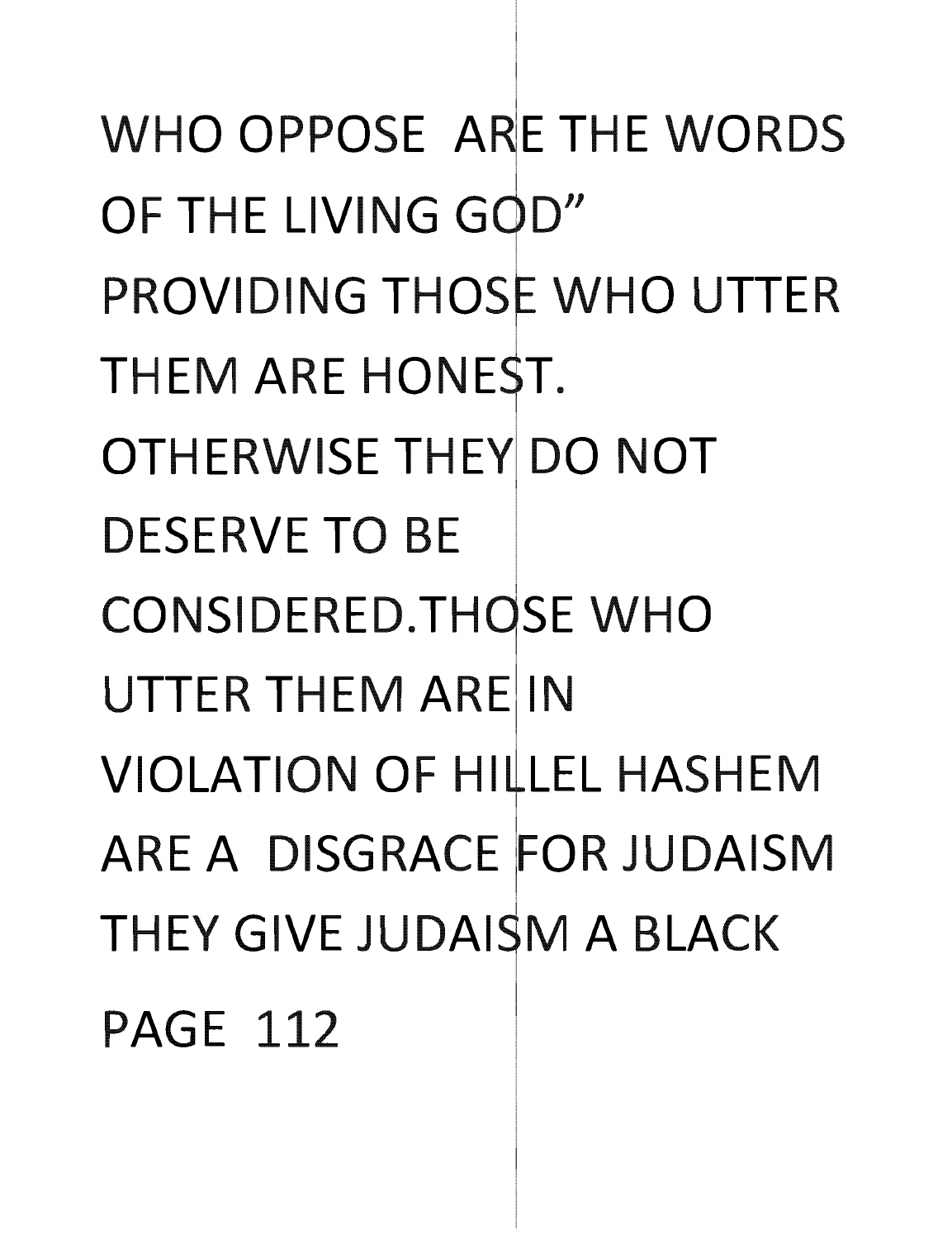WHO OPPOSE ARE THE WORDS OF THE LIVING GOD"
PROVIDING THOSE WHO UTTER THEM ARE HONEST.
OTHERWISE THEY DO NOT DESERVE TO BE CONSIDERED.THOSE WHO UTTER THEM ARE IN VIOLATION OF HILLEL HASHEM ARE A DISGRACE FOR JUDAISM THEY GIVE JUDAISM A BLACK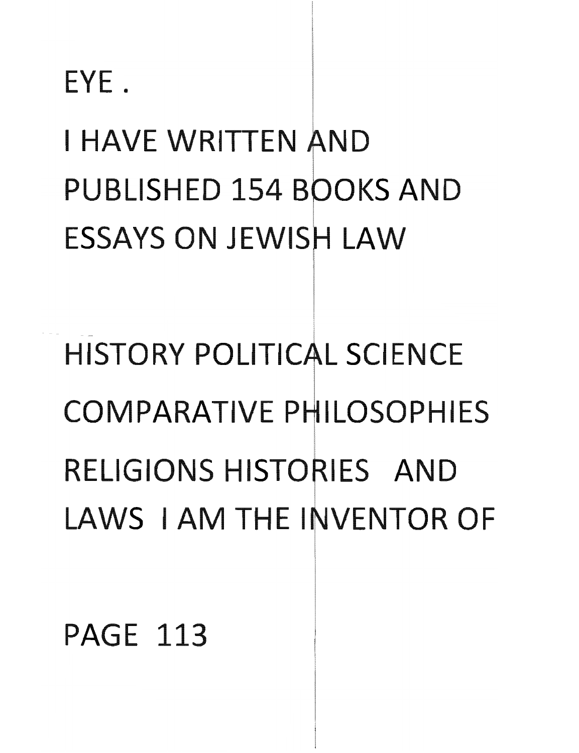EYE .

I HAVE WRITTEN AND PUBLISHED 154 BOOKS AND ESSAYS ON JEWISH LAW

HISTORY POLITICAL SCIENCE COMPARATIVE PHILOSOPHIES RELIGIONS HISTORIES AND LAWS I AM THE INVENTOR OF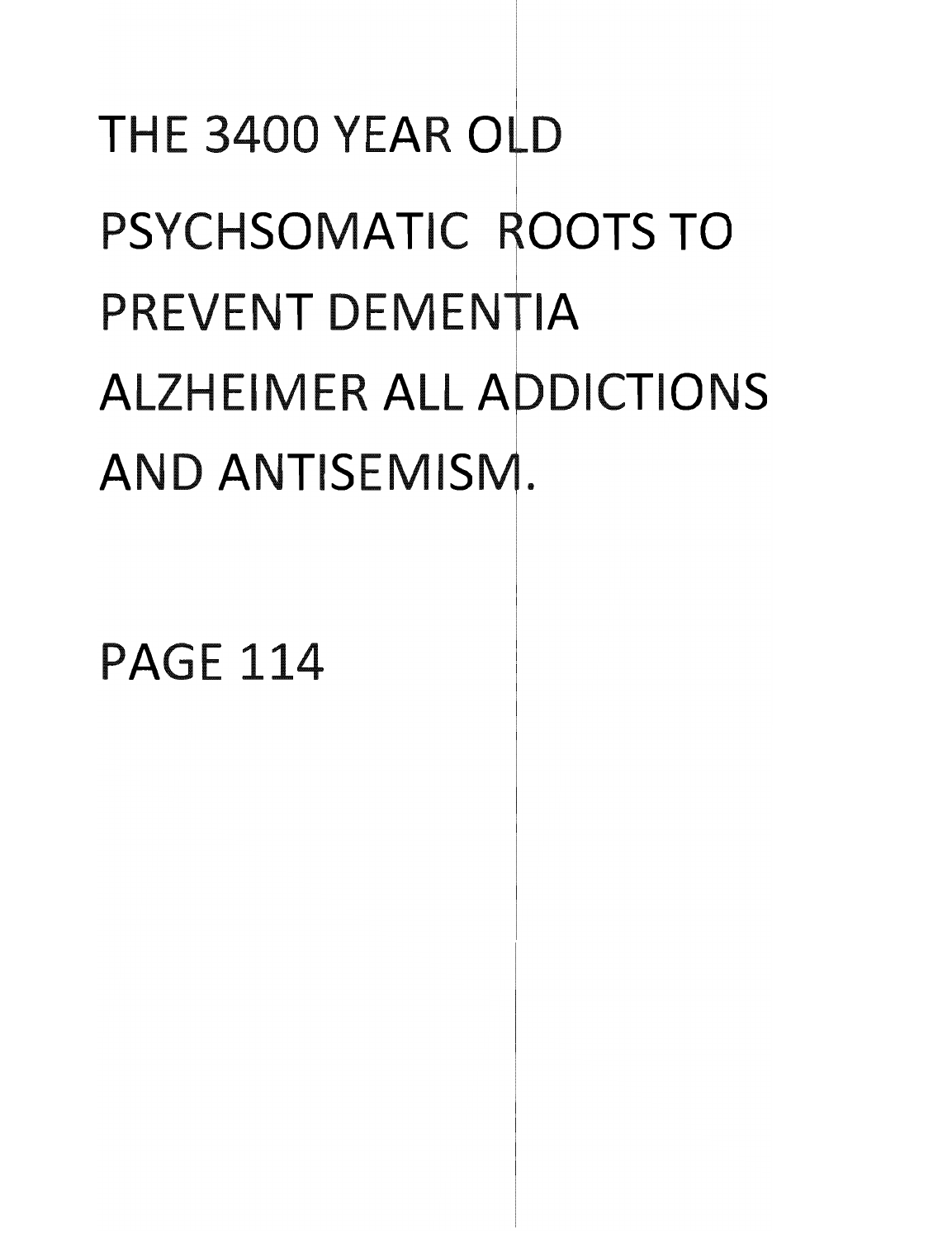# THE 3400 YEAR OLD PSYCHSOMATIC ROOTS TO PREVENT DEMENTIA ALZHEIMER ALL ADDICTIONS AND ANTISEMISM.

PAGE 114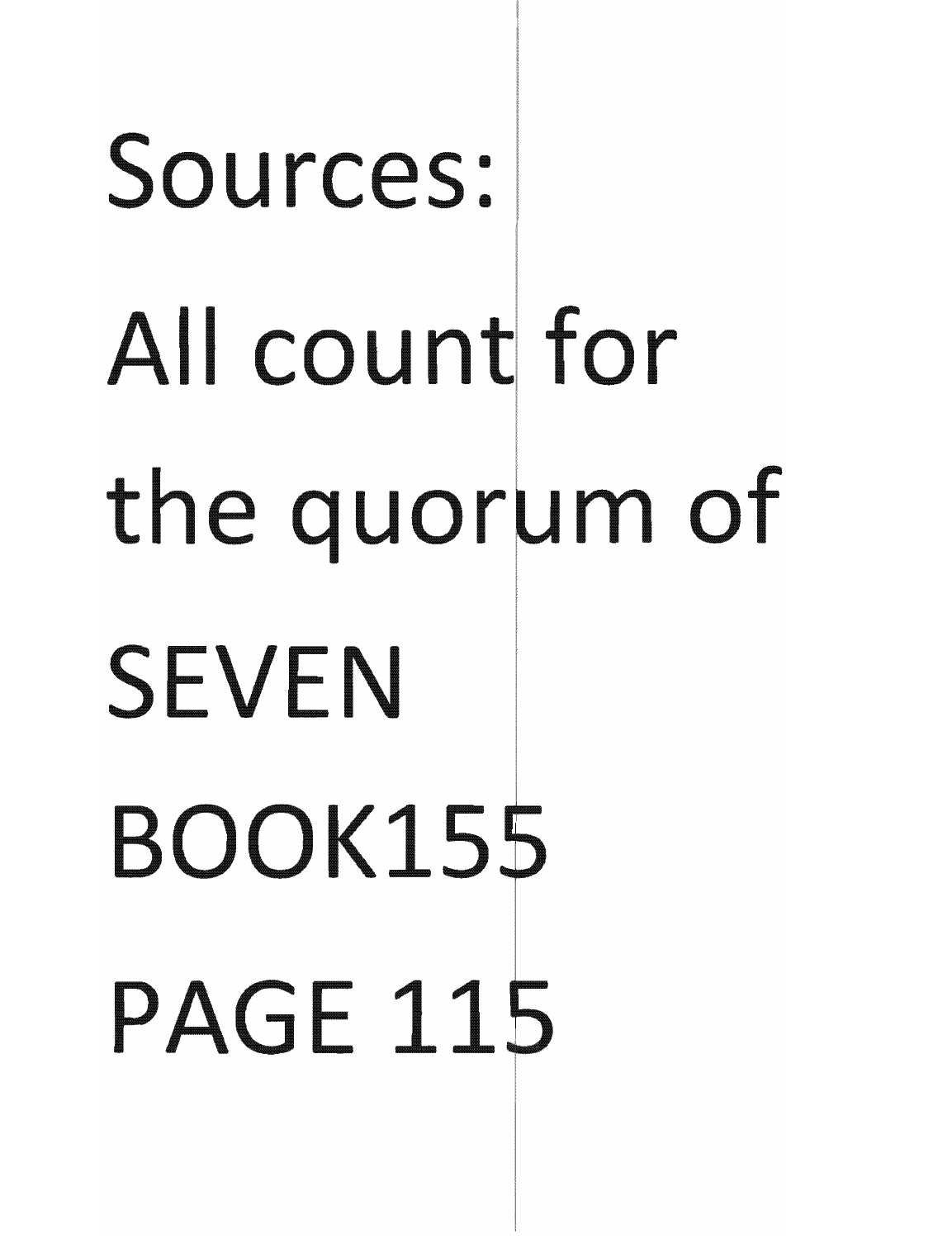Sources:

All count for the quorum of SEVEN

BOOK155

PAGE 115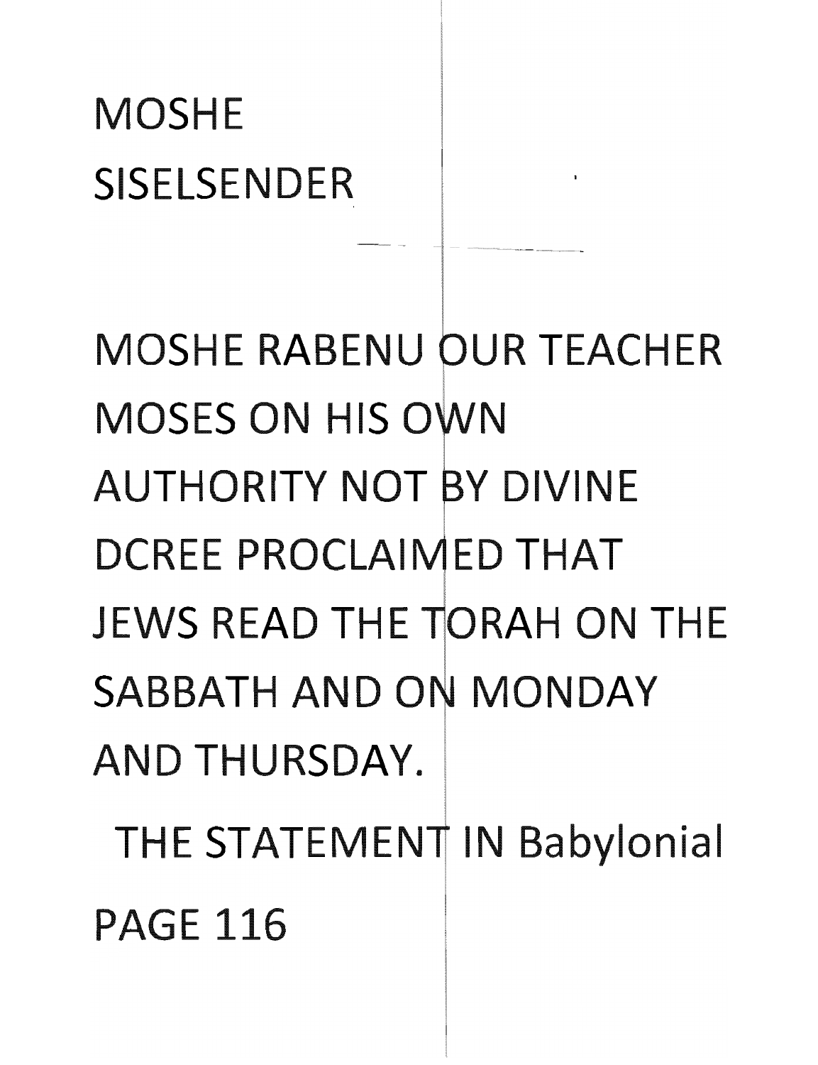MOSHE

SISELSENDER

MOSHE RABENU OUR TEACHER MOSES ON HIS OWN AUTHORITY NOT BY DIVINE DCREE PROCLAIMED THAT JEWS READ THE TORAH ON THE SABBATH AND ON MONDAY AND THURSDAY.

THE STATEMENT IN Babylonial

PAGE 116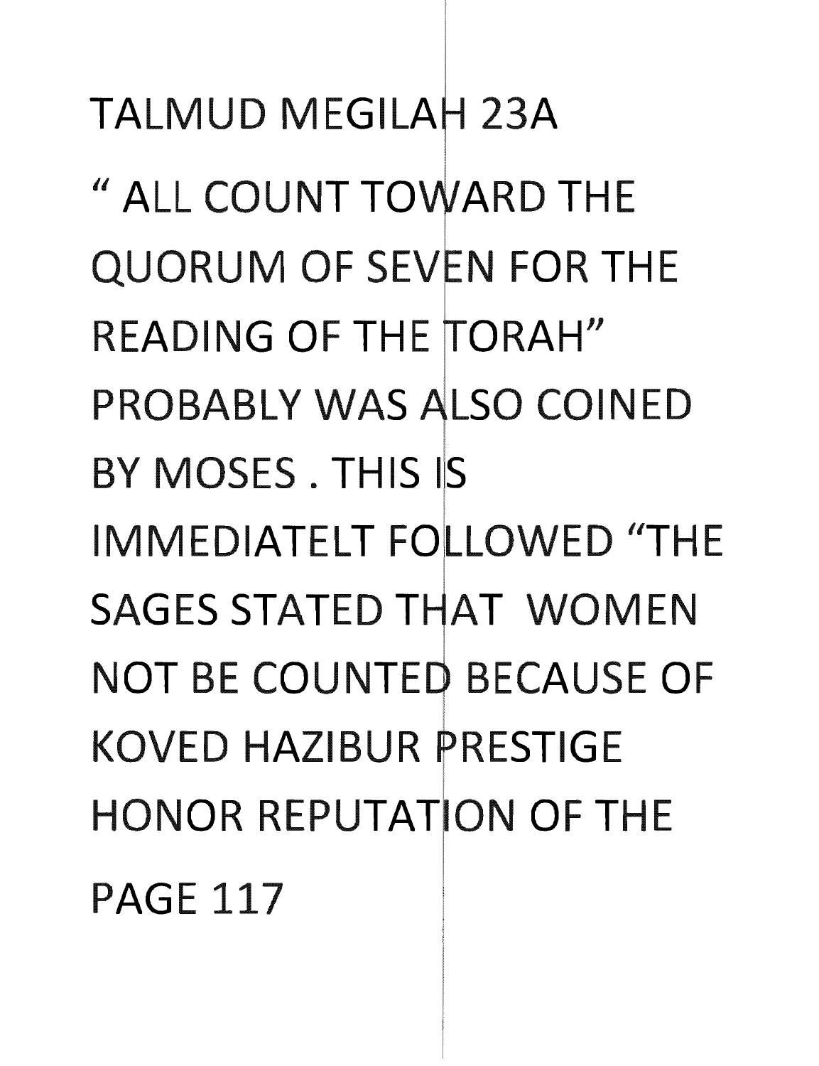TALMUD MEGILAH 23A

" ALL COUNT TOWARD THE QUORUM OF SEVEN FOR THE READING OF THE TORAH" PROBABLY WAS ALSO COINED BY MOSES . THIS IS IMMEDIATELT FOLLOWED "THE SAGES STATED THAT WOMEN NOT BE COUNTED BECAUSE OF KOVED HAZIBUR PRESTIGE HONOR REPUTATION OF THE

PAGE 117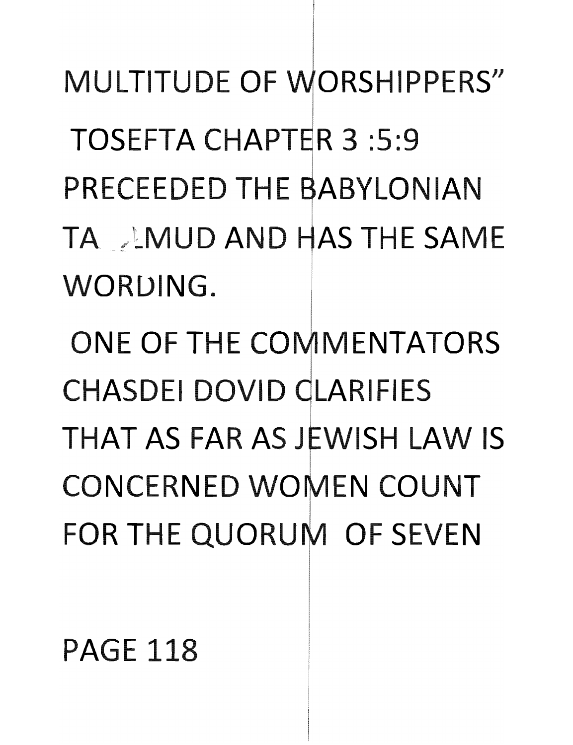MULTITUDE OF WORSHIPPERS"

TOSEFTA CHAPTER 3 :5:9 PRECEEDED THE BABYLONIAN TALMUD AND HAS THE SAME WORDING.

ONE OF THE COMMENTATORS CHASDEI DOVID CLARIFIES THAT AS FAR AS JEWISH LAW IS CONCERNED WOMEN COUNT FOR THE QUORUM OF SEVEN

PAGE 118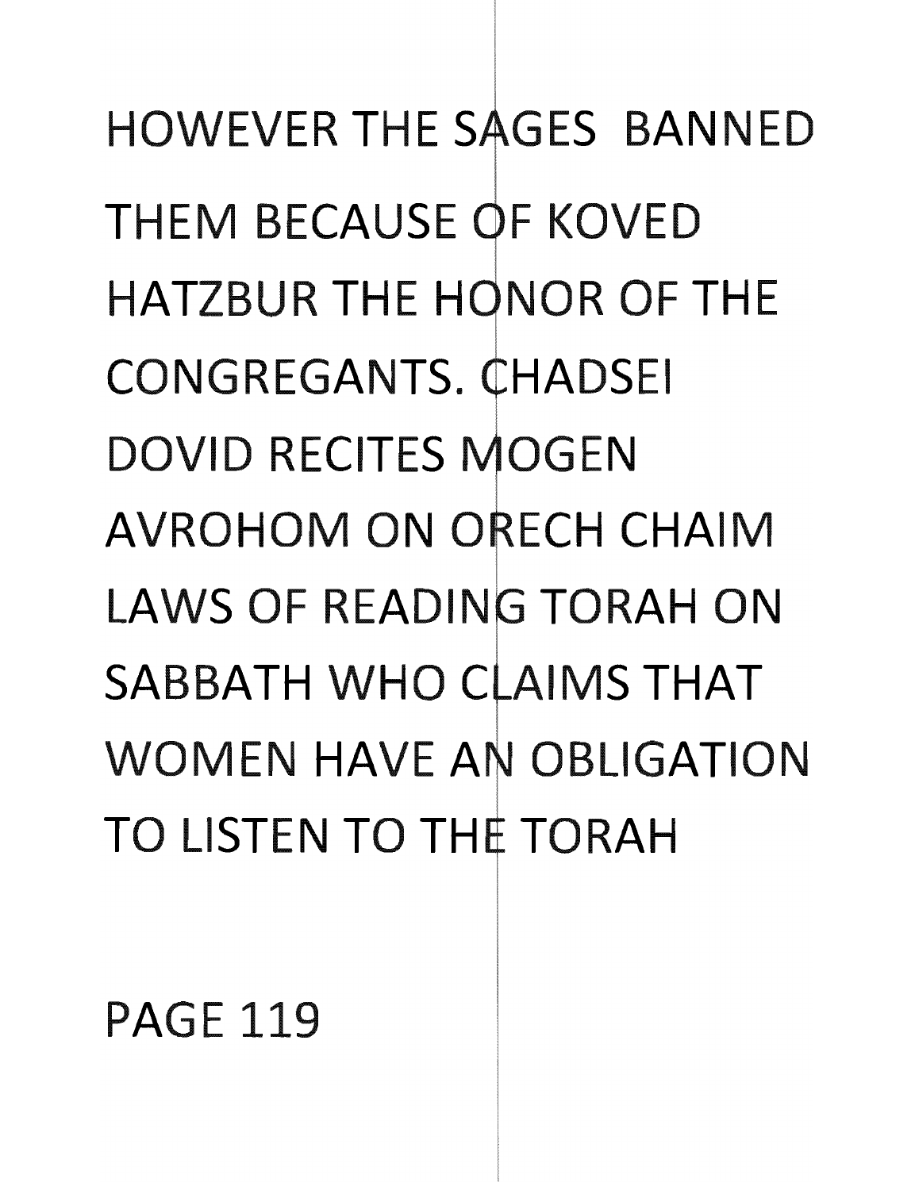HOWEVER THE SAGES BANNED THEM BECAUSE OF KOVED HATZBUR THE HONOR OF THE CONGREGANTS. CHADSEI DOVID RECITES MOGEN AVROHOM ON ORECH CHAIM LAWS OF READING TORAH ON SABBATH WHO CLAIMS THAT WOMEN HAVE AN OBLIGATION TO LISTEN TO THE TORAH

PAGE 119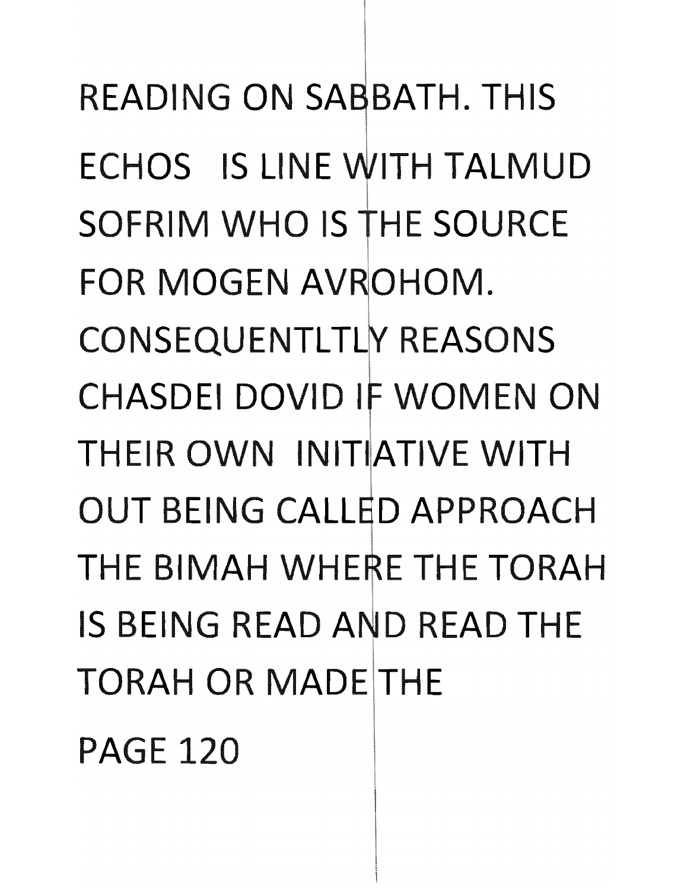READING ON SABBATH. THIS ECHOS IS LINE WITH TALMUD SOFRIM WHO IS THE SOURCE FOR MOGEN AVROHOM. CONSEQUENTLTLY REASONS CHASDEI DOVID IF WOMEN ON THEIR OWN INITIATIVE WITH OUT BEING CALLED APPROACH THE BIMAH WHERE THE TORAH IS BEING READ AND READ THE TORAH OR MADE THE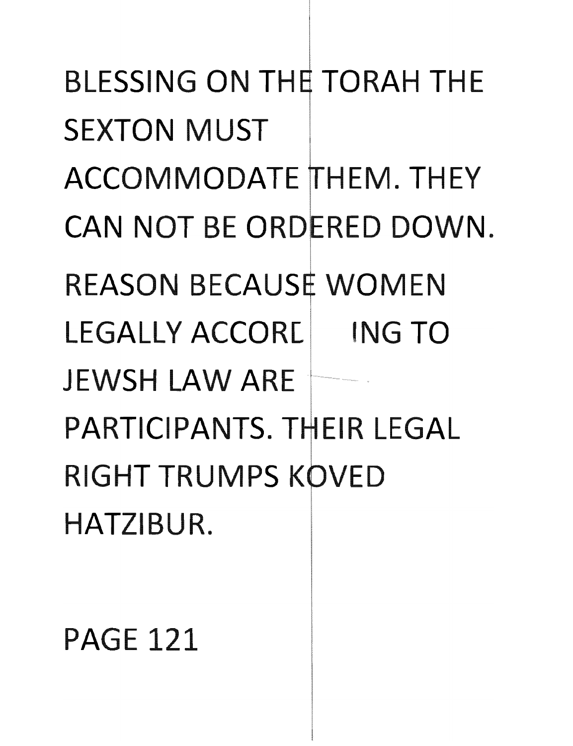BLESSING ON THE TORAH THE SEXTON MUST ACCOMMODATE THEM. THEY CAN NOT BE ORDERED DOWN.

REASON BECAUSE WOMEN LEGALLY ACCORDING TO JEWSH LAW ARE PARTICIPANTS. THEIR LEGAL RIGHT TRUMPS KOVED HATZIBUR.

PAGE 121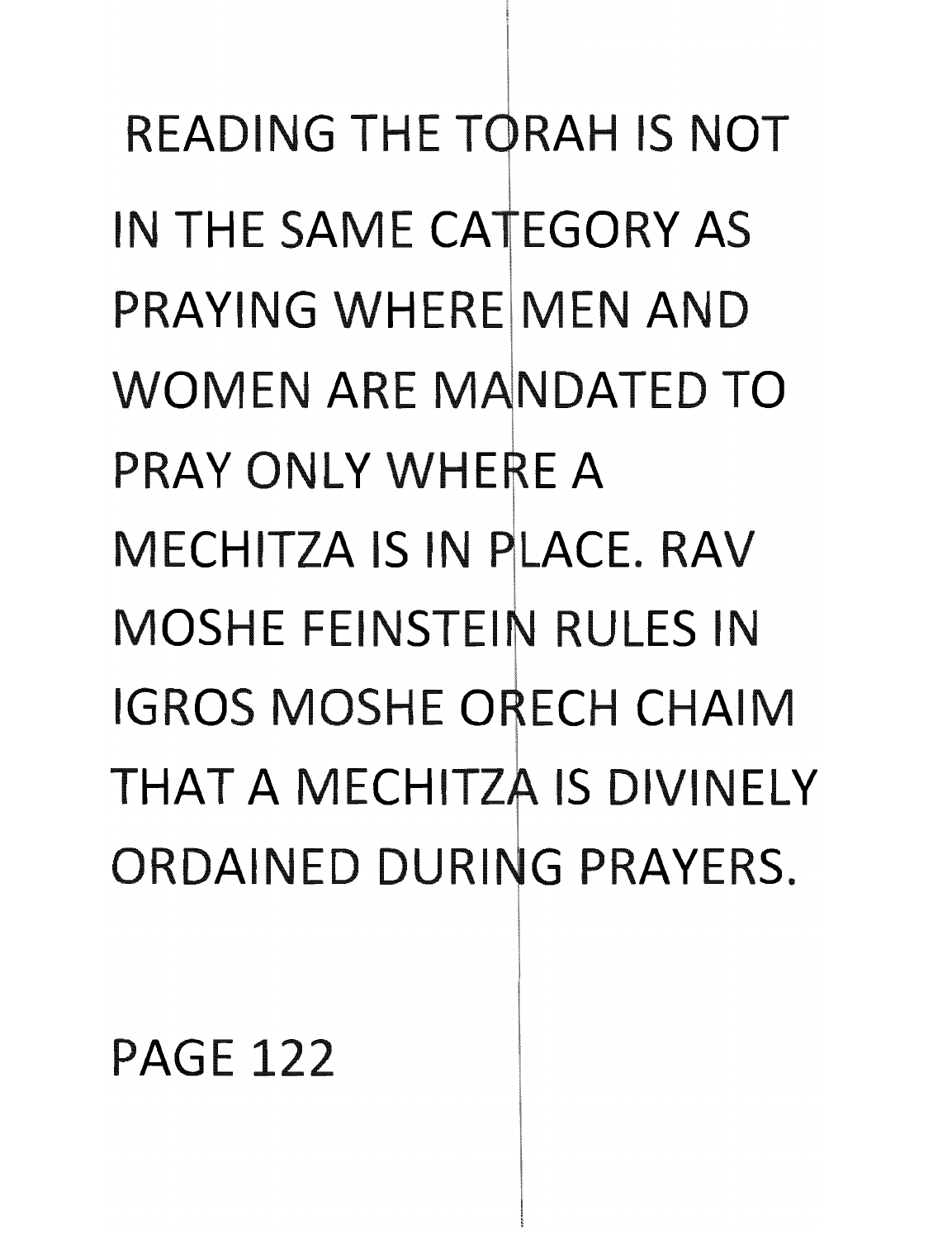READING THE TORAH IS NOT IN THE SAME CATEGORY AS PRAYING WHERE MEN AND WOMEN ARE MANDATED TO PRAY ONLY WHERE A MECHITZA IS IN PLACE. RAV MOSHE FEINSTEIN RULES IN IGROS MOSHE ORECH CHAIM THAT A MECHITZA IS DIVINELY ORDAINED DURING PRAYERS.

PAGE 122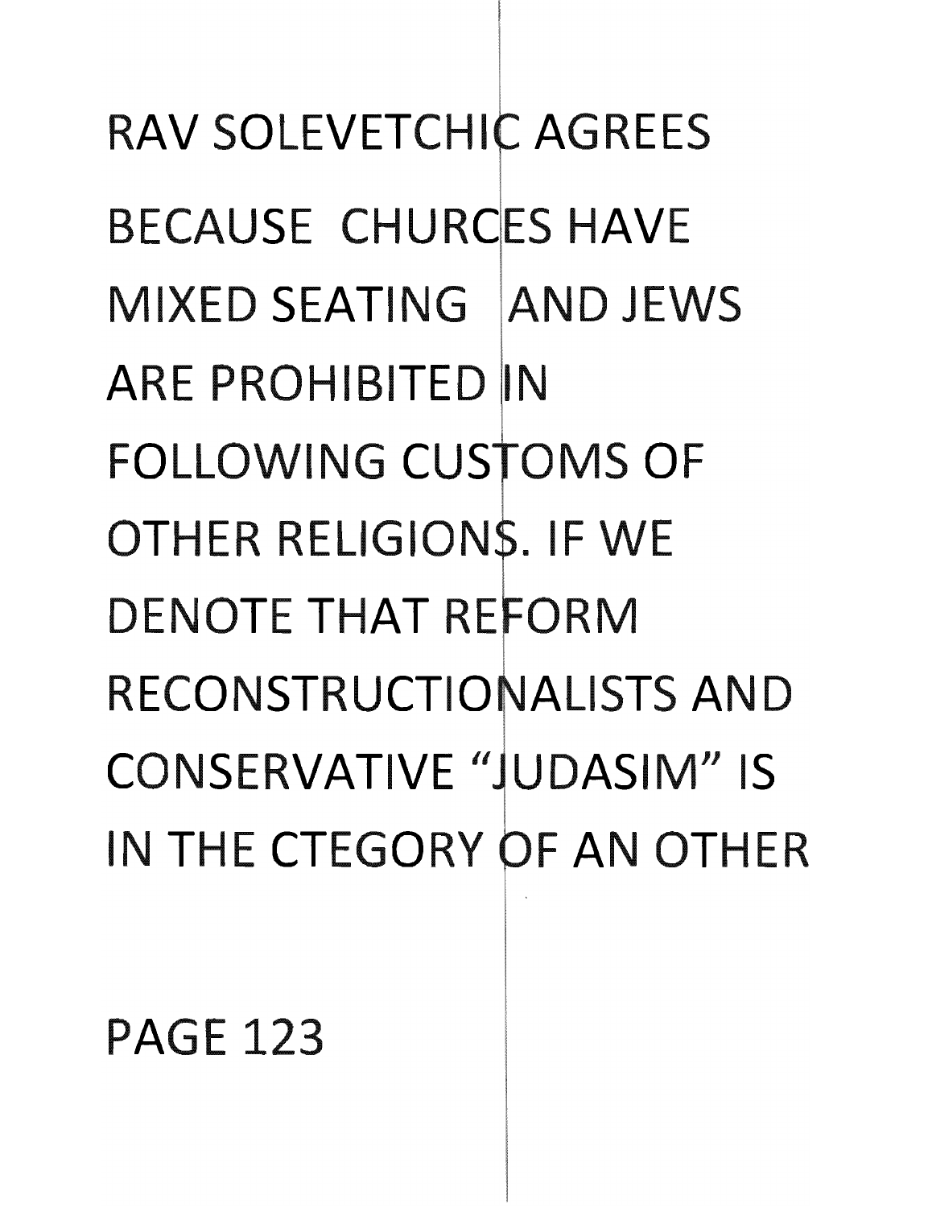RAV SOLEVETCHIC AGREES BECAUSE CHURCES HAVE MIXED SEATING AND JEWS ARE PROHIBITED IN FOLLOWING CUSTOMS OF OTHER RELIGIONS. IF WE DENOTE THAT REFORM RECONSTRUCTIONALISTS AND CONSERVATIVE "JUDASIM" IS IN THE CTEGORY OF AN OTHER

PAGE 123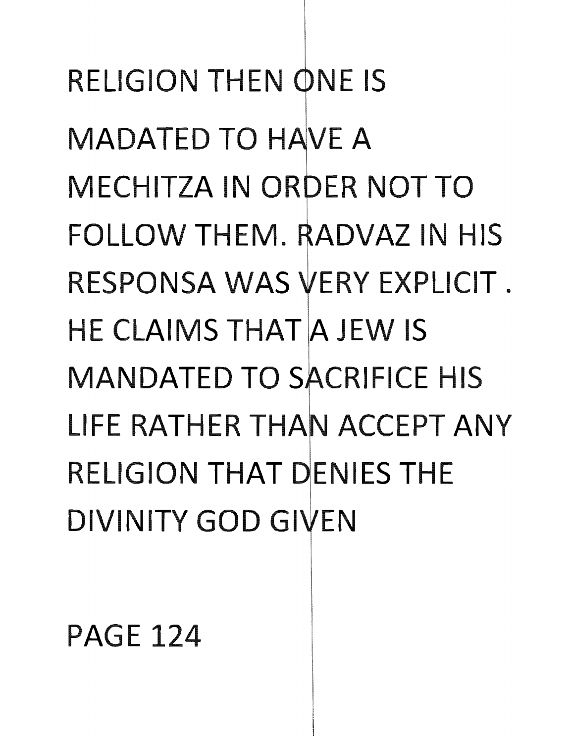RELIGION THEN ONE IS MADATED TO HAVE A MECHITZA IN ORDER NOT TO FOLLOW THEM. RADVAZ IN HIS RESPONSA WAS VERY EXPLICIT . HE CLAIMS THAT A JEW IS MANDATED TO SACRIFICE HIS LIFE RATHER THAN ACCEPT ANY RELIGION THAT DENIES THE DIVINITY GOD GIVEN

PAGE 124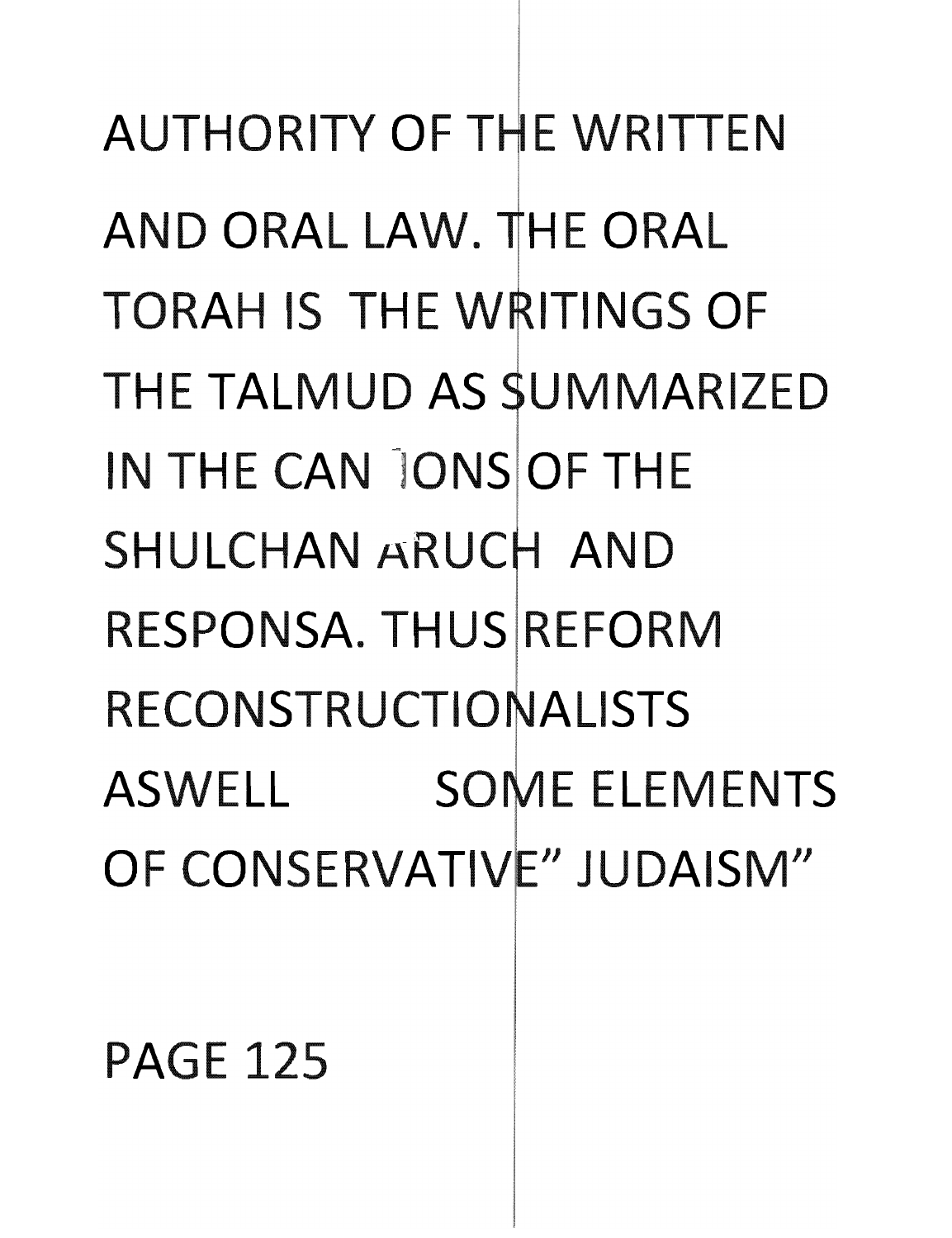AUTHORITY OF THE WRITTEN AND ORAL LAW. THE ORAL TORAH IS THE WRITINGS OF THE TALMUD AS SUMMARIZED IN THE CANNONS OF THE SHULCHAN ARUCH AND RESPONSA. THUS REFORM RECONSTRUCTIONALISTS ASWELL SOME ELEMENTS OF CONSERVATIVE" JUDAISM"

PAGE 125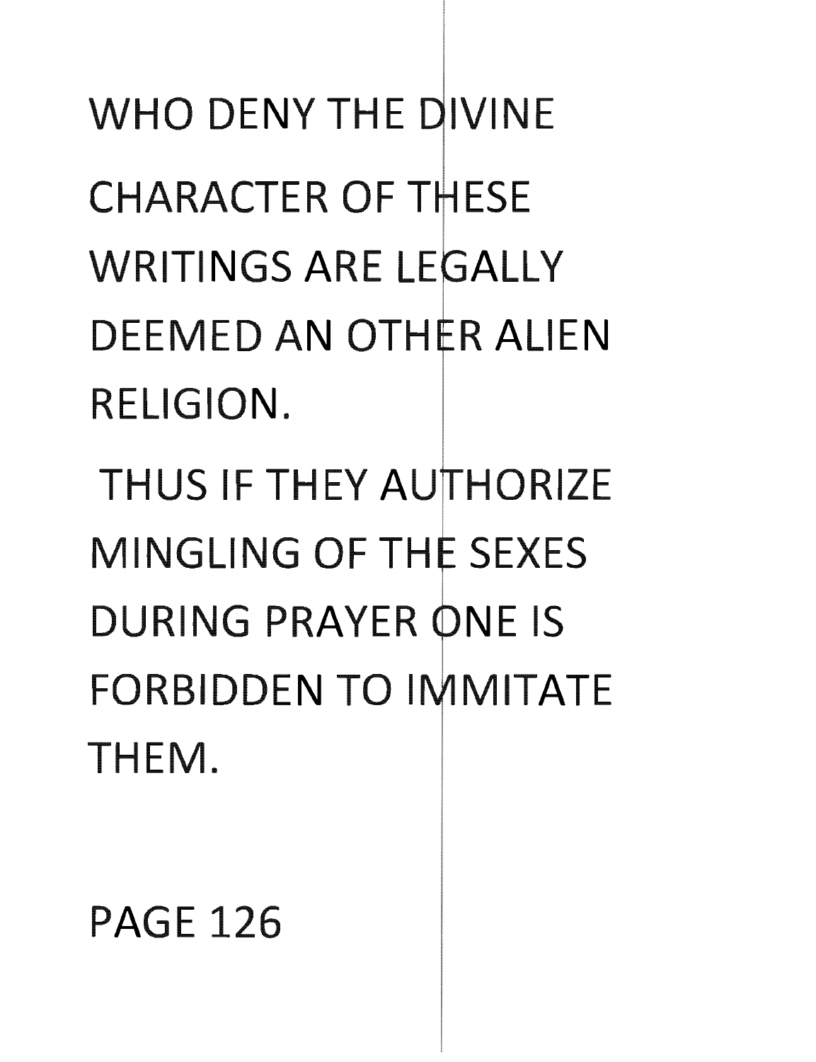WHO DENY THE DIVINE CHARACTER OF THESE WRITINGS ARE LEGALLY DEEMED AN OTHER ALIEN RELIGION.

THUS IF THEY AUTHORIZE MINGLING OF THE SEXES DURING PRAYER ONE IS FORBIDDEN TO IMMITATE THEM.

PAGE 126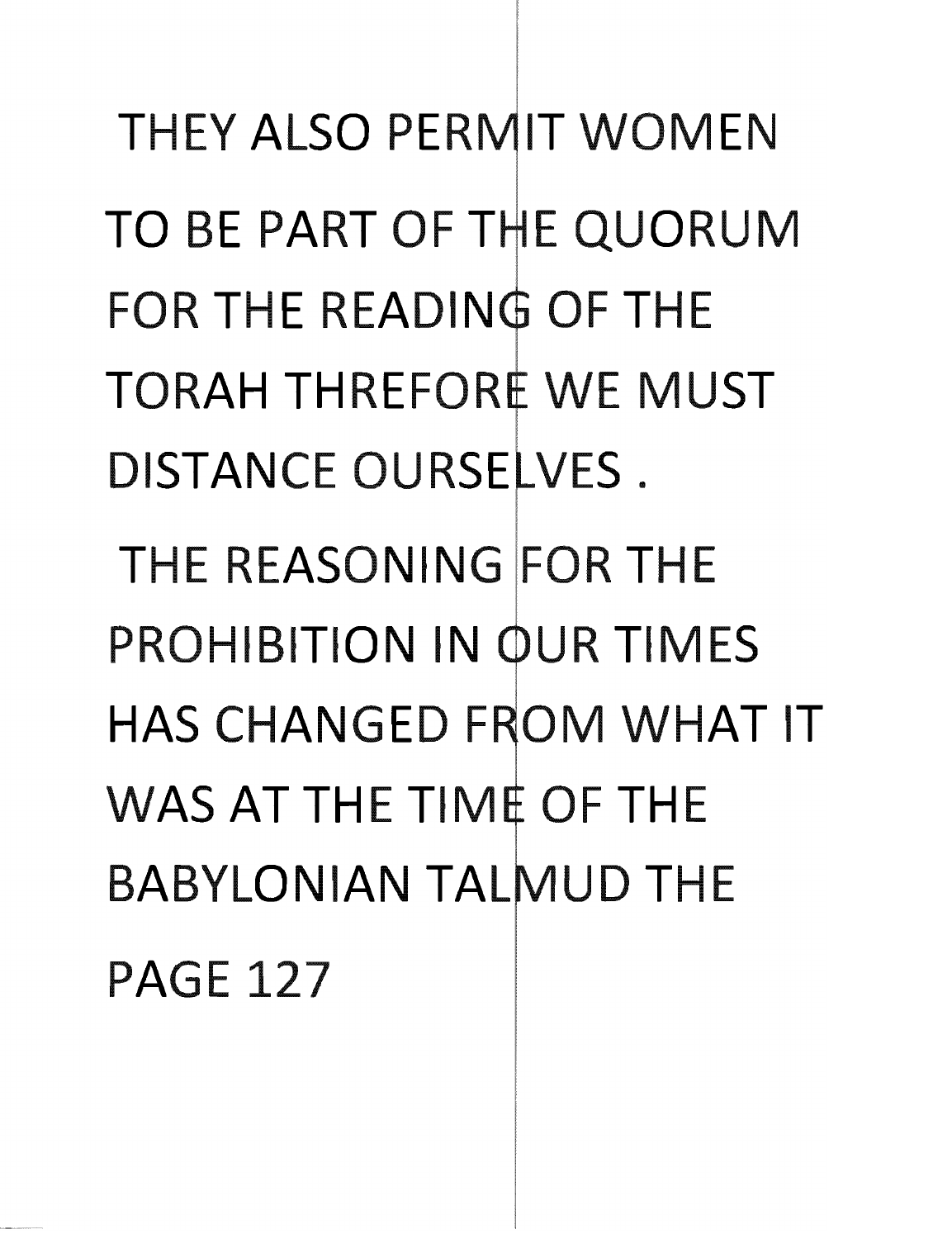THEY ALSO PERMIT WOMEN TO BE PART OF THE QUORUM FOR THE READING OF THE TORAH THREFORE WE MUST DISTANCE OURSELVES .

THE REASONING FOR THE PROHIBITION IN OUR TIMES HAS CHANGED FROM WHAT IT WAS AT THE TIME OF THE BABYLONIAN TALMUD THE

PAGE 127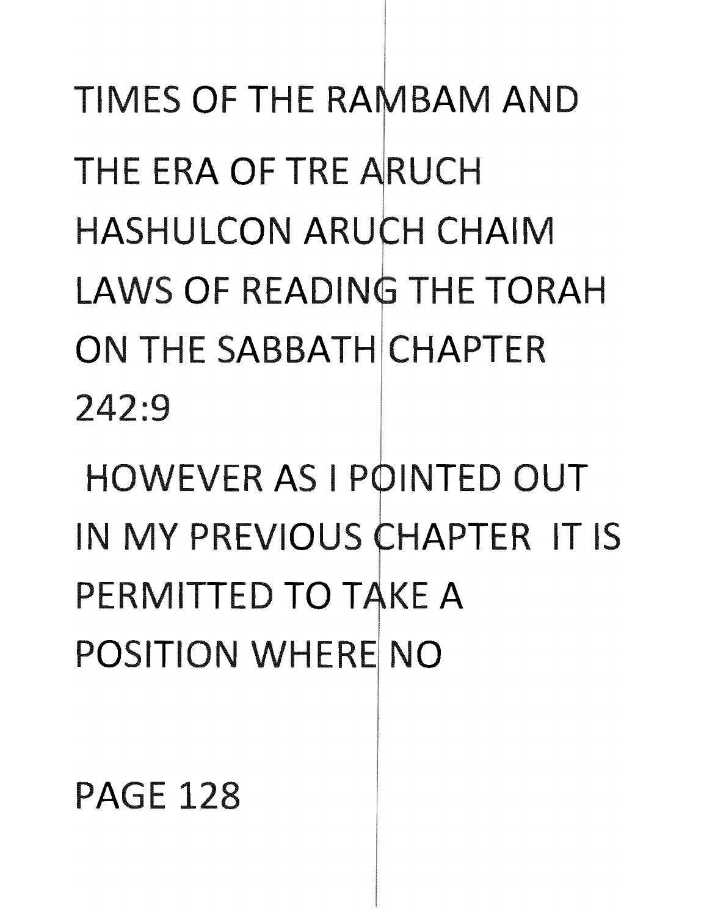TIMES OF THE RAMBAM AND THE ERA OF TRE ARUCH HASHULCON ARUCH CHAIM LAWS OF READING THE TORAH ON THE SABBATH CHAPTER 242:9

HOWEVER AS I POINTED OUT IN MY PREVIOUS CHAPTER IT IS PERMITTED TO TAKE A POSITION WHERE NO

PAGE 128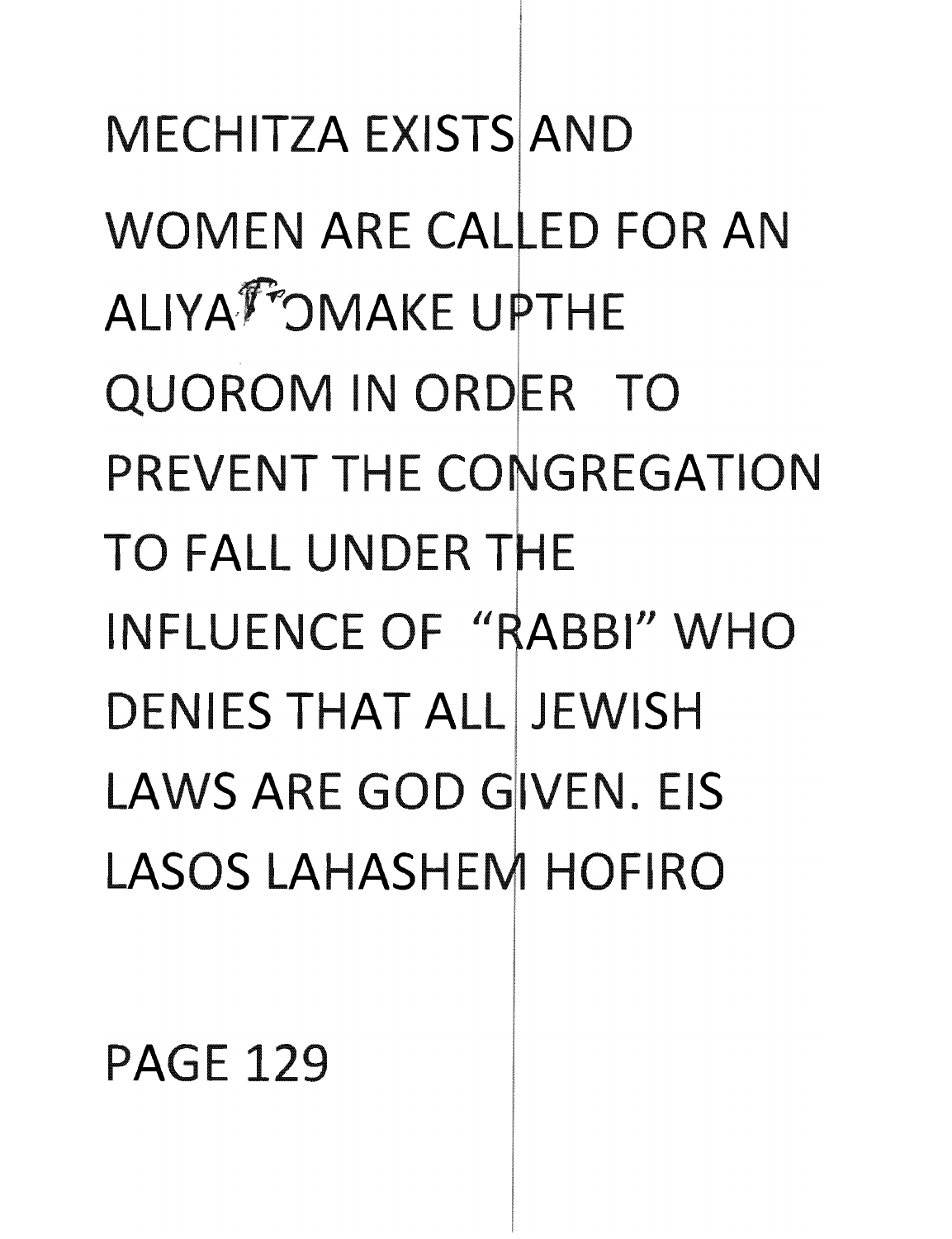MECHITZA EXISTS AND WOMEN ARE CALLED FOR AN ALIYA TO MAKE UPTHE QUOROM IN ORDER TO PREVENT THE CONGREGATION TO FALL UNDER THE INFLUENCE OF "RABBI" WHO DENIES THAT ALL JEWISH LAWS ARE GOD GIVEN. EIS LASOS LAHASHEM HOFIRO

PAGE 129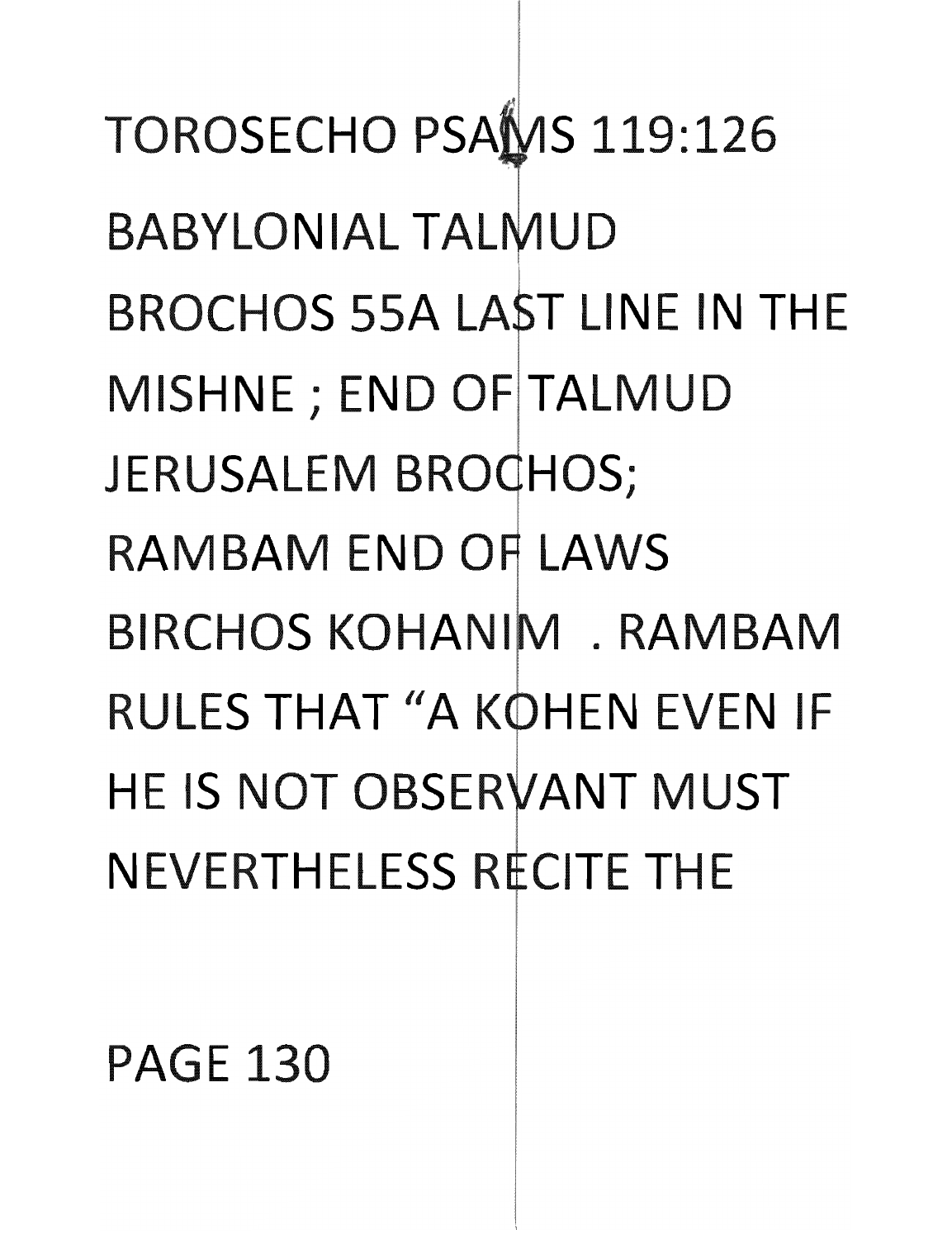TOROSECHO PSAMS 119:126

BABYLONIAL TALMUD BROCHOS 55A LAST LINE IN THE MISHNE ; END OF TALMUD JERUSALEM BROCHOS; RAMBAM END OF LAWS BIRCHOS KOHANIM . RAMBAM RULES THAT "A KOHEN EVEN IF HE IS NOT OBSERVANT MUST NEVERTHELESS RECITE THE

PAGE 130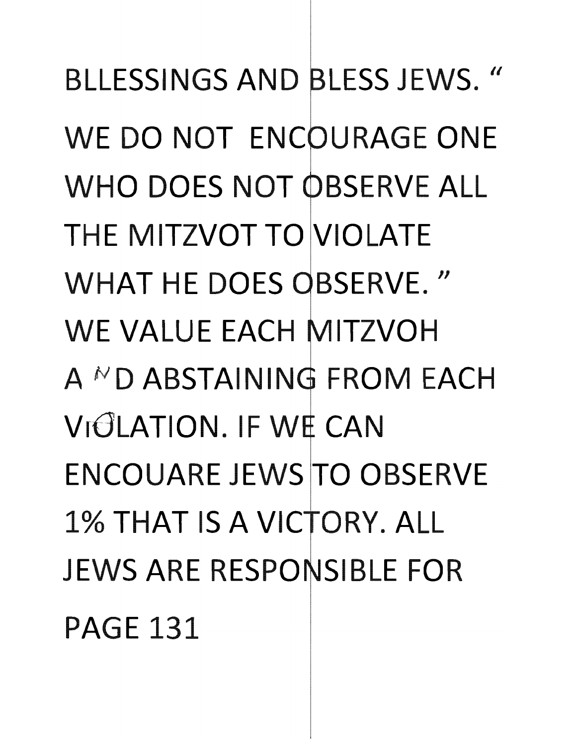BLLESSINGS AND BLESS JEWS. "

WE DO NOT ENCOURAGE ONE WHO DOES NOT OBSERVE ALL THE MITZVOT TO VIOLATE WHAT HE DOES OBSERVE. " WE VALUE EACH MITZVOH AND ABSTAINING FROM EACH VIOLATION. IF WE CAN ENCOUARE JEWS TO OBSERVE 1% THAT IS A VICTORY. ALL JEWS ARE RESPONSIBLE FOR

PAGE 131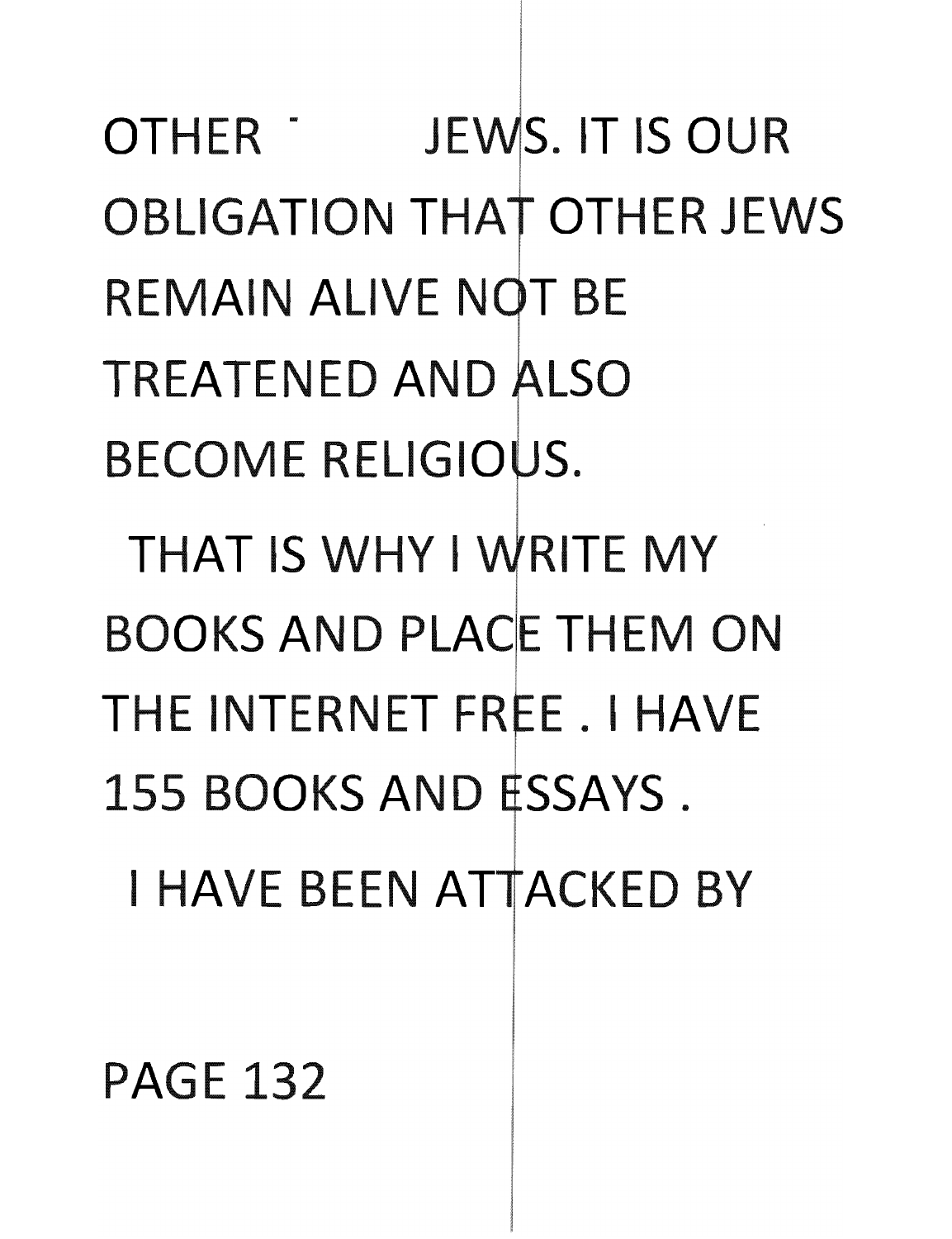OTHER JEWS. IT IS OUR OBLIGATION THAT OTHER JEWS REMAIN ALIVE NOT BE TREATENED AND ALSO BECOME RELIGIOUS.

THAT IS WHY I WRITE MY BOOKS AND PLACE THEM ON THE INTERNET FREE . I HAVE 155 BOOKS AND ESSAYS .

I HAVE BEEN ATTACKED BY

PAGE 132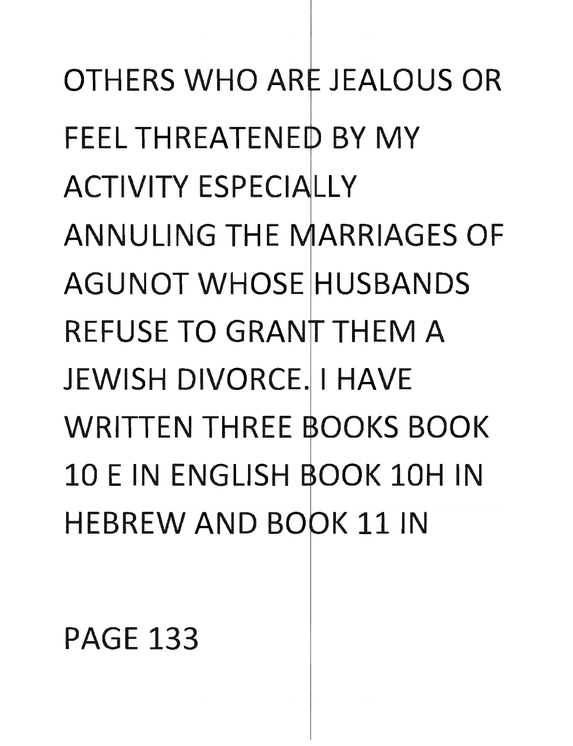OTHERS WHO ARE JEALOUS OR FEEL THREATENED BY MY ACTIVITY ESPECIALLY ANNULING THE MARRIAGES OF AGUNOT WHOSE HUSBANDS REFUSE TO GRANT THEM A JEWISH DIVORCE. I HAVE WRITTEN THREE BOOKS BOOK 10 E IN ENGLISH BOOK 10H IN HEBREW AND BOOK 11 IN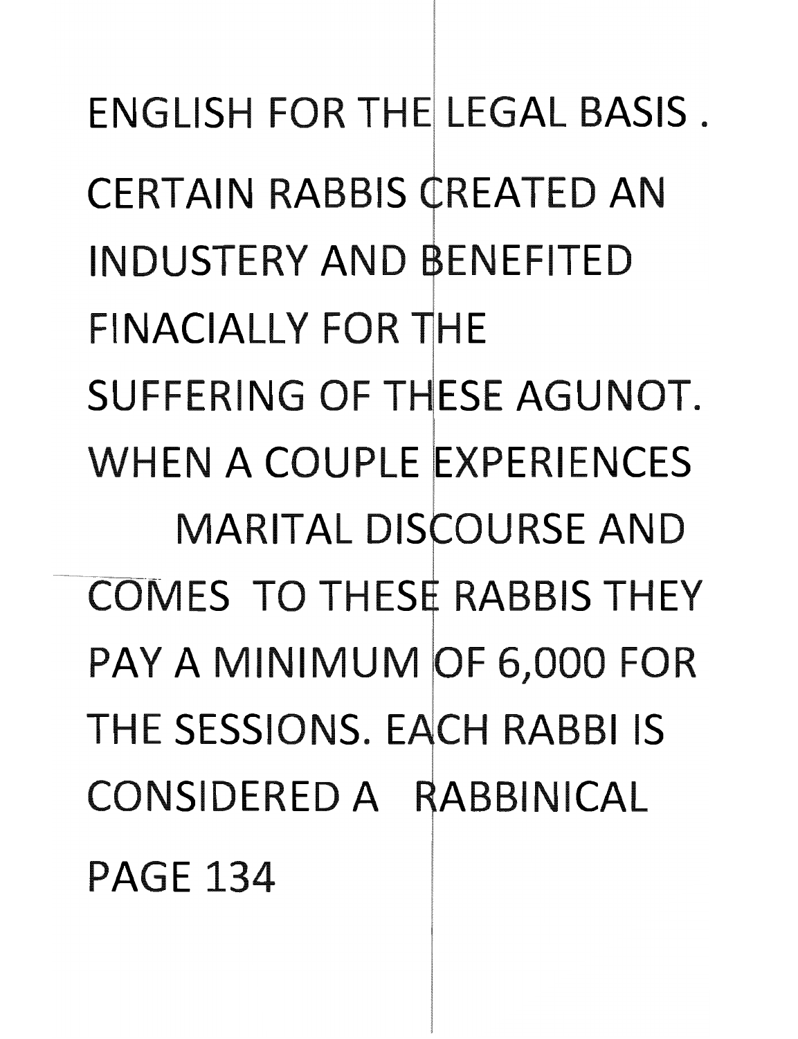ENGLISH FOR THE LEGAL BASIS .

CERTAIN RABBIS CREATED AN INDUSTERY AND BENEFITED FINACIALLY FOR THE SUFFERING OF THESE AGUNOT. WHEN A COUPLE EXPERIENCES MARITAL DISCOURSE AND COMES TO THESE RABBIS THEY PAY A MINIMUM OF 6,000 FOR THE SESSIONS. EACH RABBI IS CONSIDERED A RABBINICAL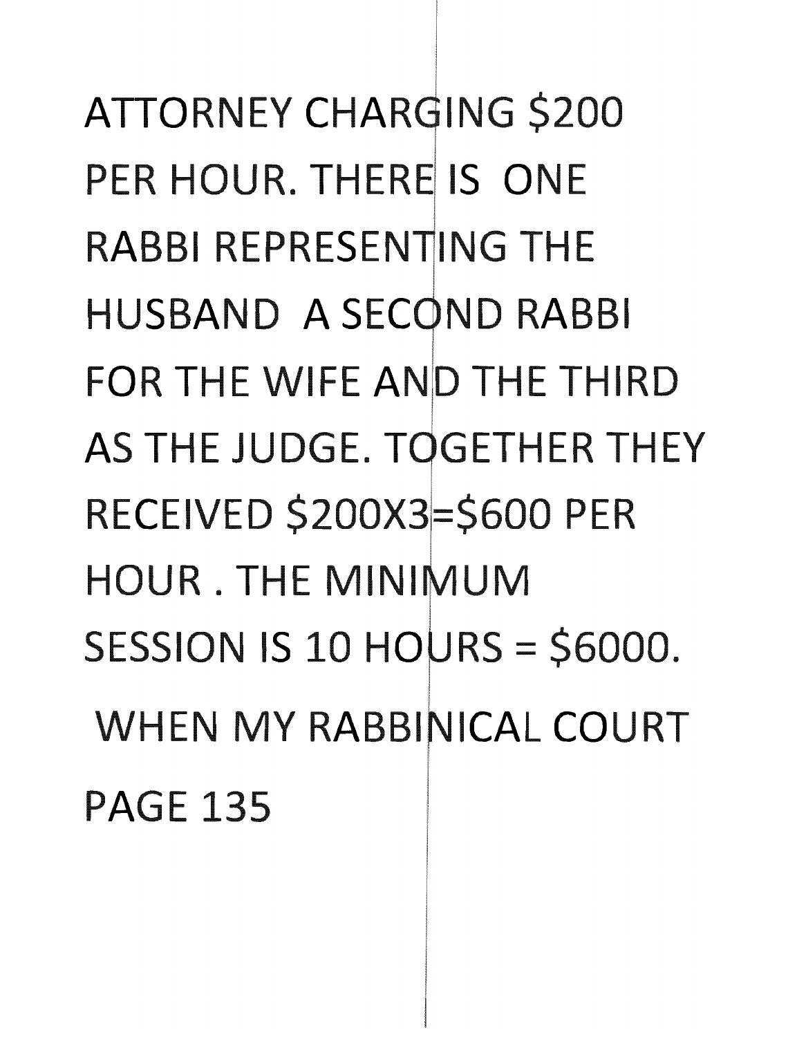ATTORNEY CHARGING $200 PER HOUR. THERE IS ONE RABBI REPRESENTING THE HUSBAND A SECOND RABBI FOR THE WIFE AND THE THIRD AS THE JUDGE. TOGETHER THEY RECEIVED $200X3=$600 PER HOUR . THE MINIMUM SESSION IS 10 HOURS = $6000.

WHEN MY RABBINICAL COURT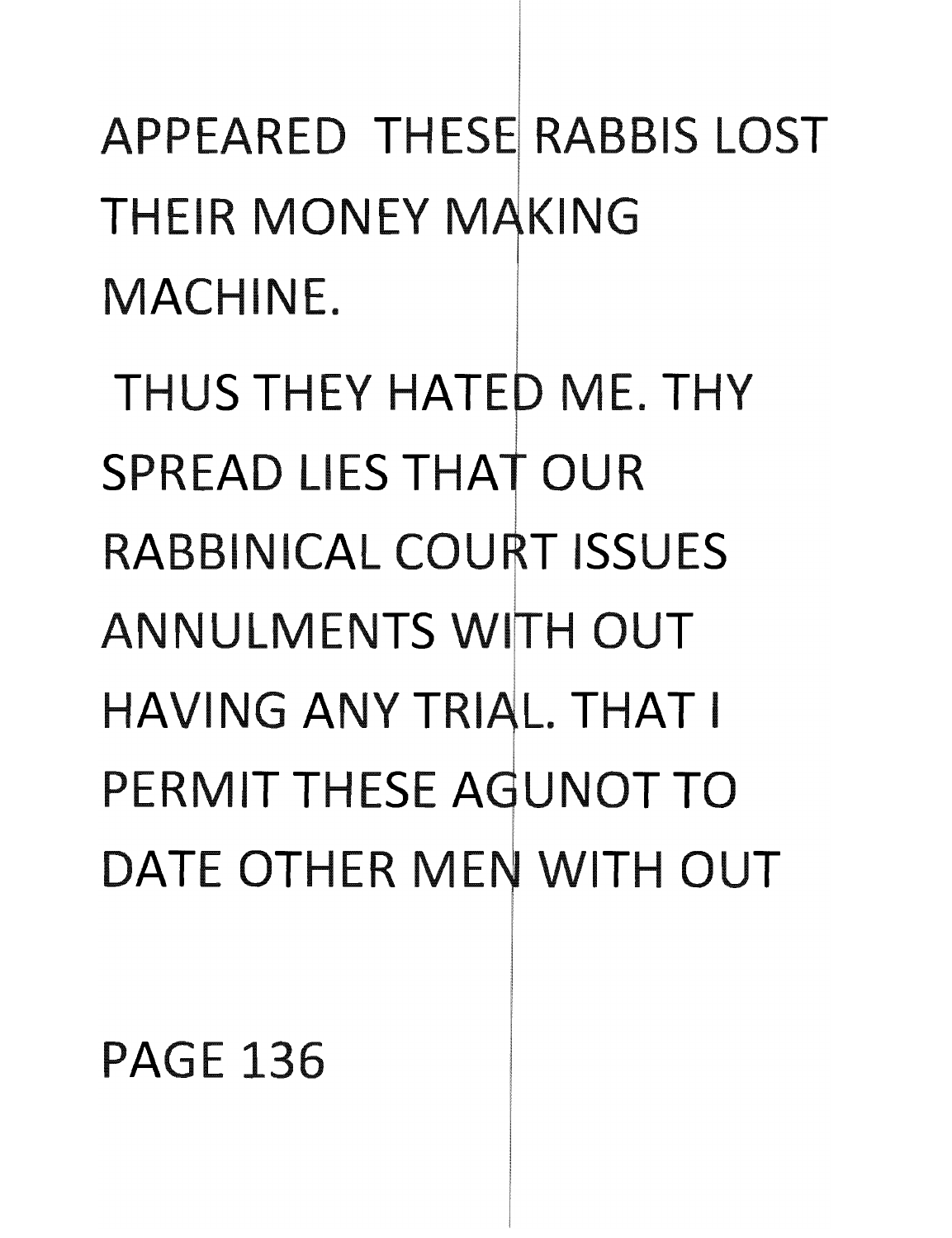APPEARED THESE RABBIS LOST THEIR MONEY MAKING MACHINE.

THUS THEY HATED ME. THY SPREAD LIES THAT OUR RABBINICAL COURT ISSUES ANNULMENTS WITH OUT HAVING ANY TRIAL. THAT I PERMIT THESE AGUNOT TO DATE OTHER MEN WITH OUT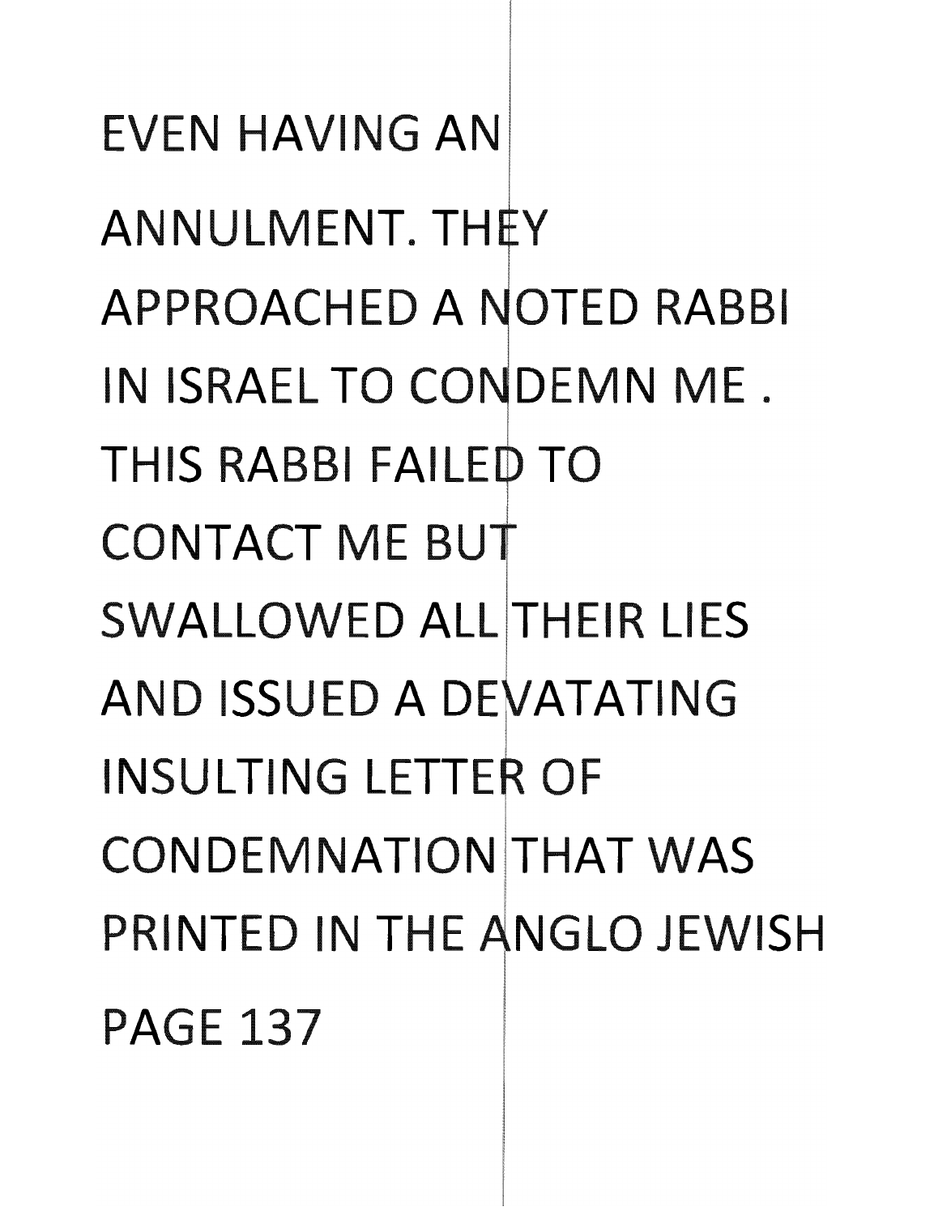EVEN HAVING AN ANNULMENT. THEY APPROACHED A NOTED RABBI IN ISRAEL TO CONDEMN ME . THIS RABBI FAILED TO CONTACT ME BUT SWALLOWED ALL THEIR LIES AND ISSUED A DEVATATING INSULTING LETTER OF CONDEMNATION THAT WAS PRINTED IN THE ANGLO JEWISH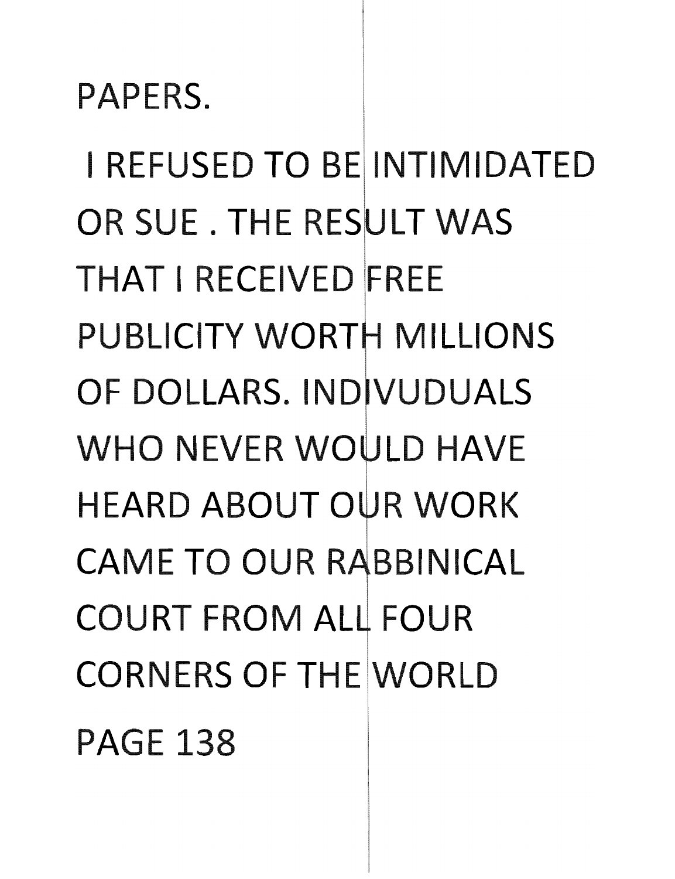PAPERS.

I REFUSED TO BE INTIMIDATED OR SUE . THE RESULT WAS THAT I RECEIVED FREE PUBLICITY WORTH MILLIONS OF DOLLARS. INDIVUDUALS WHO NEVER WOULD HAVE HEARD ABOUT OUR WORK CAME TO OUR RABBINICAL COURT FROM ALL FOUR CORNERS OF THE WORLD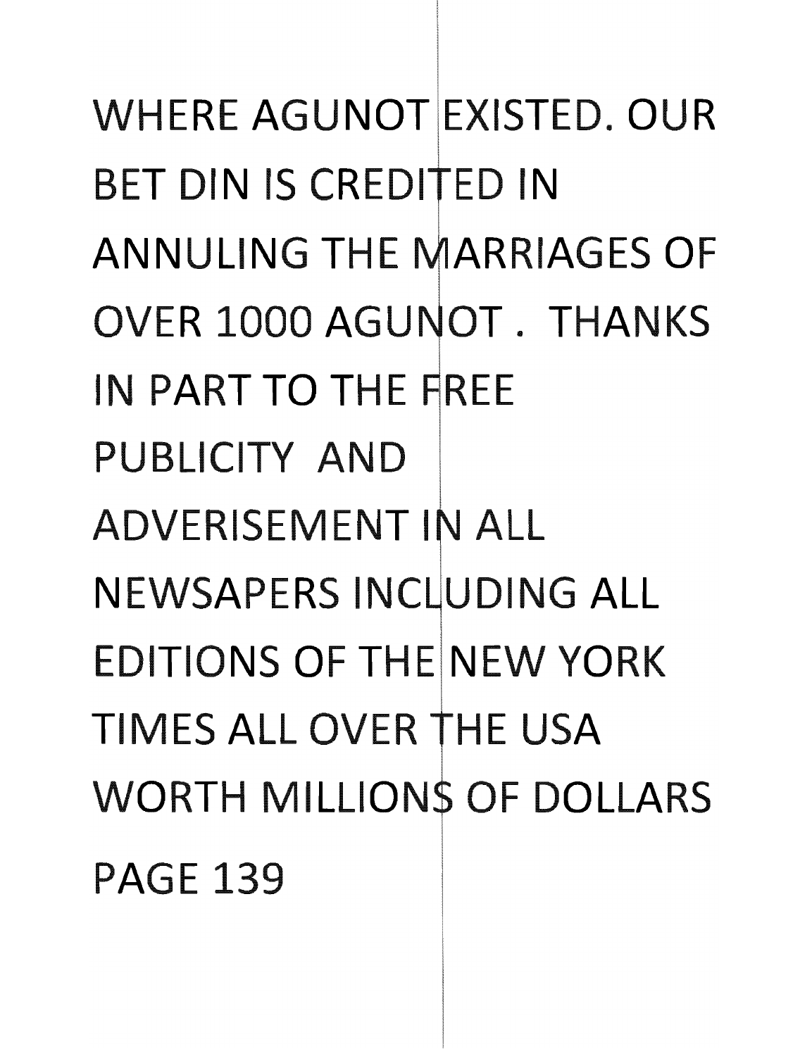WHERE AGUNOT EXISTED. OUR BET DIN IS CREDITED IN ANNULING THE MARRIAGES OF OVER 1000 AGUNOT . THANKS IN PART TO THE FREE PUBLICITY AND ADVERISEMENT IN ALL NEWSAPERS INCLUDING ALL EDITIONS OF THE NEW YORK TIMES ALL OVER THE USA WORTH MILLIONS OF DOLLARS

PAGE 139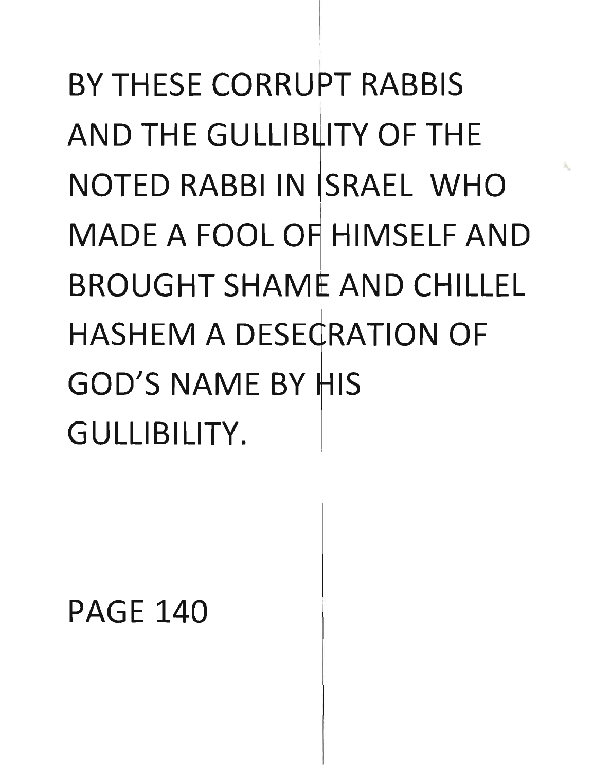BY THESE CORRUPT RABBIS AND THE GULLIBLITY OF THE NOTED RABBI IN ISRAEL WHO MADE A FOOL OF HIMSELF AND BROUGHT SHAME AND CHILLEL HASHEM A DESECRATION OF GOD'S NAME BY HIS GULLIBILITY.